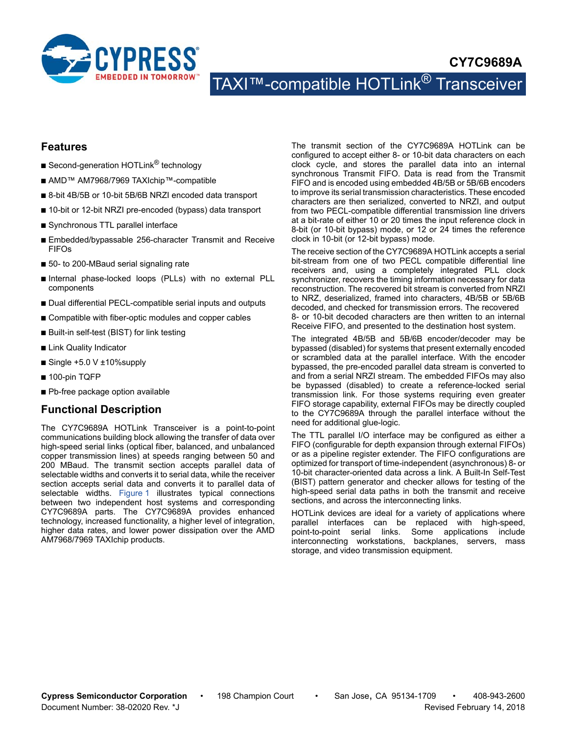# CY7C9689A

# TAXI™-compatible HOTLink® Transceiver

## Features

- Second-generation HOTLink® technology
- AMD™ AM7968/7969 TAXIchip™-compatible
- 8-bit 4B/5B or 10-bit 5B/6B NRZI encoded data transport
- 10-bit or 12-bit NRZI pre-encoded (bypass) data transport
- Synchronous TTL parallel interface
- Embedded/bypassable 256-character Transmit and Receive FIFOs
- 50- to 200-MBaud serial signaling rate
- Internal phase-locked loops (PLLs) with no external PLL components
- Dual differential PECL-compatible serial inputs and outputs
- Compatible with fiber-optic modules and copper cables
- Built-in self-test (BIST) for link testing
- Link Quality Indicator
- Single +5.0 V ±10%supply
- 100-pin TQFP
- Pb-free package option available

## Functional Description

The CY7C9689A HOTLink Transceiver is a point-to-point communications building block allowing the transfer of data over high-speed serial links (optical fiber, balanced, and unbalanced copper transmission lines) at speeds ranging between 50 and 200 MBaud. The transmit section accepts parallel data of selectable widths and converts it to serial data, while the receiver section accepts serial data and converts it to parallel data of selectable widths. Figure 1 illustrates typical connections between two independent host systems and corresponding CY7C9689A parts. The CY7C9689A provides enhanced technology, increased functionality, a higher level of integration, higher data rates, and lower power dissipation over the AMD AM7968/7969 TAXIchip products.

The transmit section of the CY7C9689A HOTLink can be configured to accept either 8- or 10-bit data characters on each clock cycle, and stores the parallel data into an internal synchronous Transmit FIFO. Data is read from the Transmit FIFO and is encoded using embedded 4B/5B or 5B/6B encoders to improve its serial transmission characteristics. These encoded characters are then serialized, converted to NRZI, and output from two PECL-compatible differential transmission line drivers at a bit-rate of either 10 or 20 times the input reference clock in 8-bit (or 10-bit bypass) mode, or 12 or 24 times the reference clock in 10-bit (or 12-bit bypass) mode.

The receive section of the CY7C9689A HOTLink accepts a serial bit-stream from one of two PECL compatible differential line receivers and, using a completely integrated PLL clock synchronizer, recovers the timing information necessary for data reconstruction. The recovered bit stream is converted from NRZI to NRZ, deserialized, framed into characters, 4B/5B or 5B/6B decoded, and checked for transmission errors. The recovered 8- or 10-bit decoded characters are then written to an internal Receive FIFO, and presented to the destination host system.

The integrated 4B/5B and 5B/6B encoder/decoder may be bypassed (disabled) for systems that present externally encoded or scrambled data at the parallel interface. With the encoder bypassed, the pre-encoded parallel data stream is converted to and from a serial NRZI stream. The embedded FIFOs may also be bypassed (disabled) to create a reference-locked serial transmission link. For those systems requiring even greater FIFO storage capability, external FIFOs may be directly coupled to the CY7C9689A through the parallel interface without the need for additional glue-logic.

The TTL parallel I/O interface may be configured as either a FIFO (configurable for depth expansion through external FIFOs) or as a pipeline register extender. The FIFO configurations are optimized for transport of time-independent (asynchronous) 8- or 10-bit character-oriented data across a link. A Built-In Self-Test (BIST) pattern generator and checker allows for testing of the high-speed serial data paths in both the transmit and receive sections, and across the interconnecting links.

HOTLink devices are ideal for a variety of applications where parallel interfaces can be replaced with high-speed, point-to-point serial links. Some applications include interconnecting workstations, backplanes, servers, mass storage, and video transmission equipment.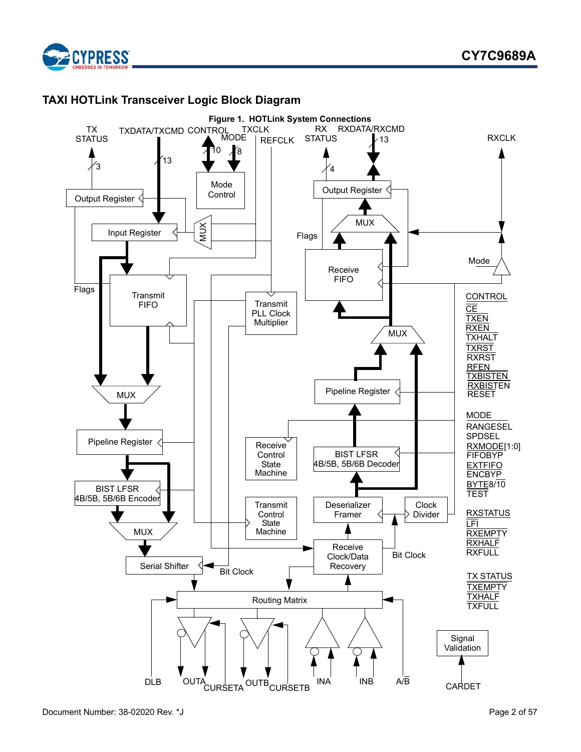## TAXI HOTLink Transceiver Logic Block Diagram

**Figure 1. HOTLink System Connections**

TX STATUS, TXDATA/TXCMD, CONTROL, MODE, TXCLK, REFCLK, RX STATUS, RXDATA/RXCMD, RXCLK

Output Register, Input Register, MUX, Mode Control, Transmit FIFO, Transmit PLL Clock Multiplier, Pipeline Register, BIST LFSR 4B/5B, 5B/6B Encoder, Serial Shifter, Receive Control State Machine, Transmit Control State Machine, Receive FIFO, BIST LFSR 4B/5B, 5B/6B Decoder, Deserializer Framer, Clock Divider, Receive Clock/Data Recovery, Routing Matrix, Signal Validation

Flags, Mode, Bit Clock

DLB, OUTA, CURSETA, OUTB, CURSETB, INA, INB, A/$\overline{B}$, CARDET

CONTROL
- $\overline{CE}$
- $\overline{TXEN}$
- $\overline{RXEN}$
- $\overline{TXHALT}$
- $\overline{TXRST}$
- $\overline{RXRST}$
- $\overline{RFEN}$
- $\overline{TXBISTEN}$
- $\overline{RXBISTEN}$
- RESET

MODE
- RANGESEL
- SPDSEL
- $\overline{RXMODE}$[1:0]
- FIFOBYP
- $\overline{EXTFIFO}$
- $\overline{ENCBYP}$
- $\overline{BYTE}$8/10
- TEST

RXSTATUS
- $\overline{LFI}$
- $\overline{RXEMPTY}$
- $\overline{RXHALF}$
- RXFULL

TX STATUS
- $\overline{TXEMPTY}$
- $\overline{TXHALF}$
- TXFULL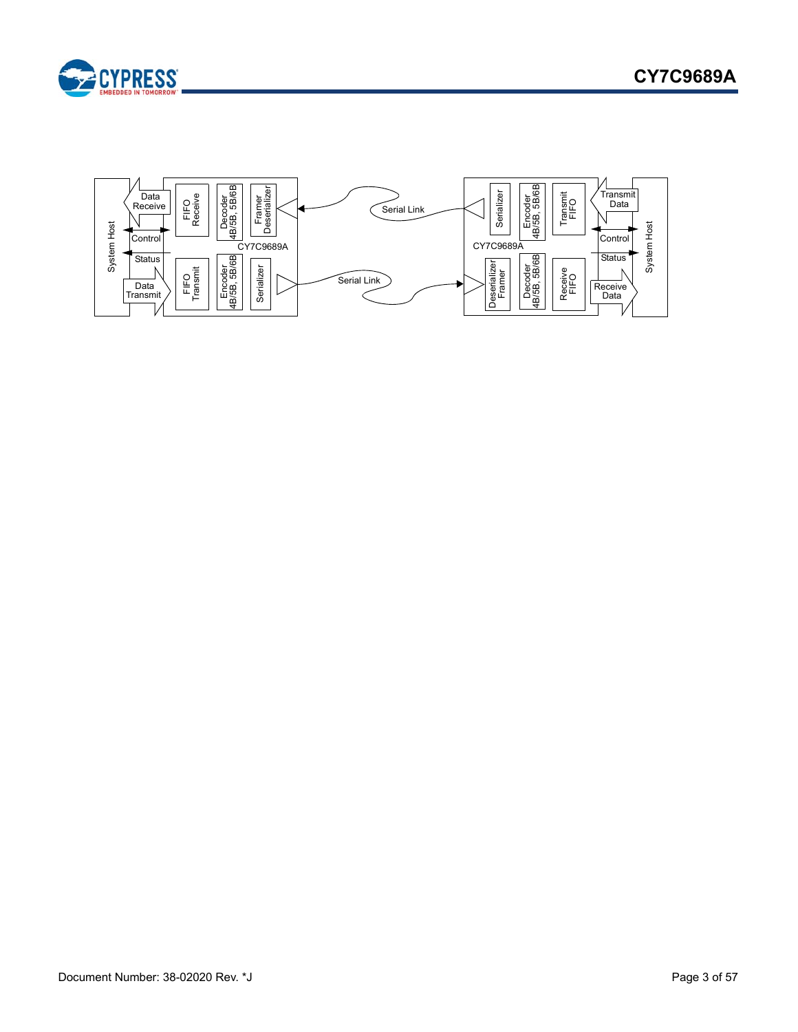System Host

Data Receive

Control

Status

Data Transmit

FIFO Receive

Decoder 4B/5B, 5B/6B

Framer Deserializer

FIFO Transmit

Encoder 4B/5B, 5B/6B

Serializer

CY7C9689A

Serial Link

Serial Link

CY7C9689A

Serializer

Encoder 4B/5B, 5B/6B

Transmit FIFO

Deserializer Framer

Decoder 4B/5B, 5B/6B

Receive FIFO

Transmit Data

Control

Status

Receive Data

System Host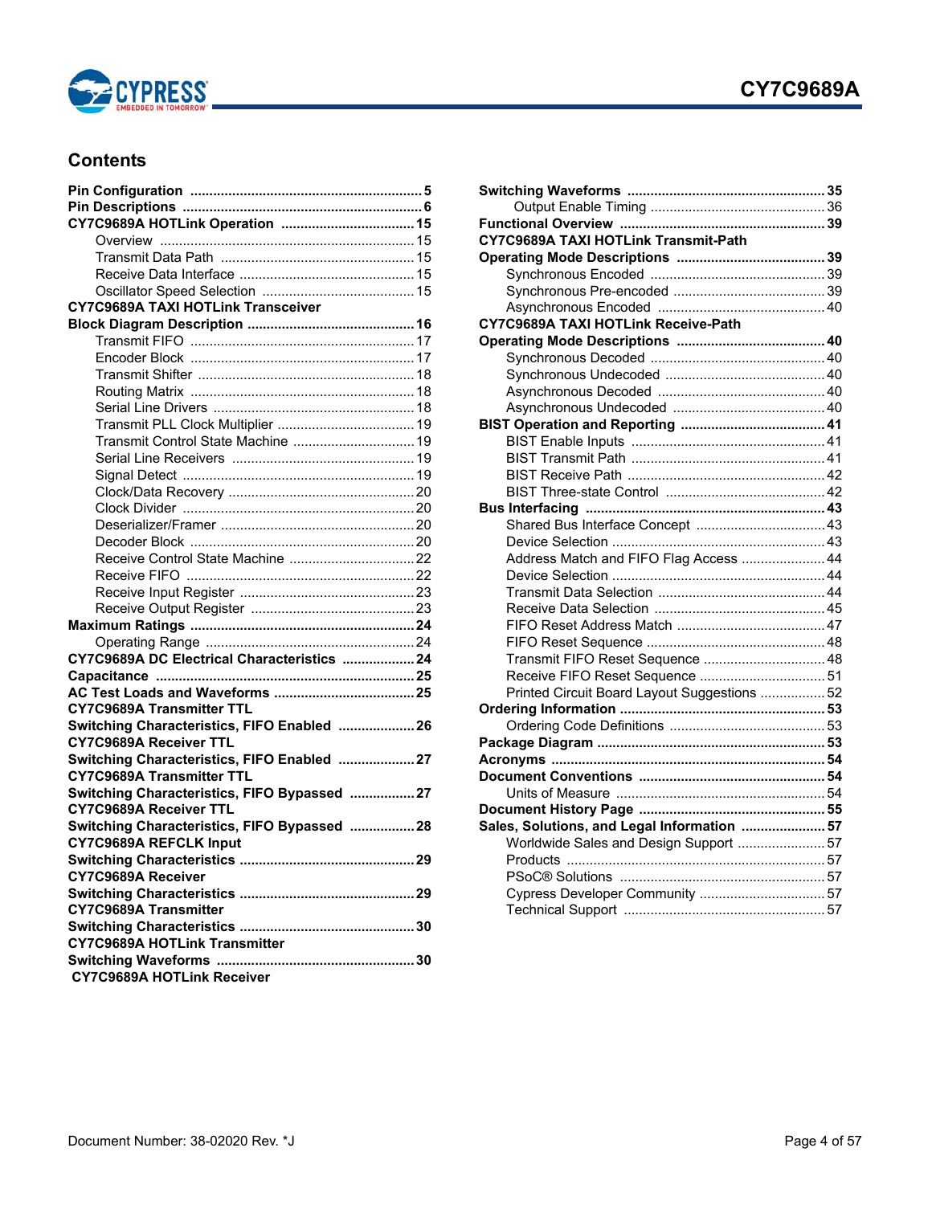## Contents

- **Pin Configuration ............................................................ 5**
- **Pin Descriptions .............................................................. 6**
- **CY7C9689A HOTLink Operation ................................... 15**
  - Overview ................................................................... 15
  - Transmit Data Path ................................................... 15
  - Receive Data Interface .............................................. 15
  - Oscillator Speed Selection ........................................ 15
- **CY7C9689A TAXI HOTLink Transceiver Block Diagram Description ............................................ 16**
  - Transmit FIFO ........................................................... 17
  - Encoder Block ........................................................... 17
  - Transmit Shifter ......................................................... 18
  - Routing Matrix ........................................................... 18
  - Serial Line Drivers ..................................................... 18
  - Transmit PLL Clock Multiplier .................................... 19
  - Transmit Control State Machine ................................ 19
  - Serial Line Receivers ................................................ 19
  - Signal Detect ............................................................. 19
  - Clock/Data Recovery ................................................. 20
  - Clock Divider ............................................................. 20
  - Deserializer/Framer ................................................... 20
  - Decoder Block ........................................................... 20
  - Receive Control State Machine ................................. 22
  - Receive FIFO ............................................................ 22
  - Receive Input Register .............................................. 23
  - Receive Output Register ........................................... 23
- **Maximum Ratings .......................................................... 24**
  - Operating Range ....................................................... 24
- **CY7C9689A DC Electrical Characteristics ................... 24**
- **Capacitance .................................................................. 25**
- **AC Test Loads and Waveforms ..................................... 25**
- **CY7C9689A Transmitter TTL Switching Characteristics, FIFO Enabled .................... 26**
- **CY7C9689A Receiver TTL Switching Characteristics, FIFO Enabled .................... 27**
- **CY7C9689A Transmitter TTL Switching Characteristics, FIFO Bypassed ................. 27**
- **CY7C9689A Receiver TTL Switching Characteristics, FIFO Bypassed ................. 28**
- **CY7C9689A REFCLK Input Switching Characteristics ............................................. 29**
- **CY7C9689A Receiver Switching Characteristics ............................................. 29**
- **CY7C9689A Transmitter Switching Characteristics ............................................. 30**
- **CY7C9689A HOTLink Transmitter Switching Waveforms ................................................... 30**
- **CY7C9689A HOTLink Receiver Switching Waveforms ................................................... 35**
  - Output Enable Timing .............................................. 36
- **Functional Overview ..................................................... 39**
- **CY7C9689A TAXI HOTLink Transmit-Path Operating Mode Descriptions ....................................... 39**
  - Synchronous Encoded .............................................. 39
  - Synchronous Pre-encoded ........................................ 39
  - Asynchronous Encoded ............................................ 40
- **CY7C9689A TAXI HOTLink Receive-Path Operating Mode Descriptions ....................................... 40**
  - Synchronous Decoded .............................................. 40
  - Synchronous Undecoded .......................................... 40
  - Asynchronous Decoded ............................................ 40
  - Asynchronous Undecoded ........................................ 40
- **BIST Operation and Reporting ...................................... 41**
  - BIST Enable Inputs ................................................... 41
  - BIST Transmit Path ................................................... 41
  - BIST Receive Path .................................................... 42
  - BIST Three-state Control .......................................... 42
- **Bus Interfacing .............................................................. 43**
  - Shared Bus Interface Concept .................................. 43
  - Device Selection ....................................................... 43
  - Address Match and FIFO Flag Access ...................... 44
  - Device Selection ....................................................... 44
  - Transmit Data Selection ............................................ 44
  - Receive Data Selection ............................................. 45
  - FIFO Reset Address Match ....................................... 47
  - FIFO Reset Sequence ............................................... 48
  - Transmit FIFO Reset Sequence ................................ 48
  - Receive FIFO Reset Sequence ................................. 51
  - Printed Circuit Board Layout Suggestions ................. 52
- **Ordering Information ..................................................... 53**
  - Ordering Code Definitions ......................................... 53
- **Package Diagram ........................................................... 53**
- **Acronyms ....................................................................... 54**
- **Document Conventions ................................................ 54**
  - Units of Measure ....................................................... 54
- **Document History Page ................................................ 55**
- **Sales, Solutions, and Legal Information ...................... 57**
  - Worldwide Sales and Design Support ....................... 57
  - Products .................................................................... 57
  - PSoC® Solutions ...................................................... 57
  - Cypress Developer Community ................................. 57
  - Technical Support ..................................................... 57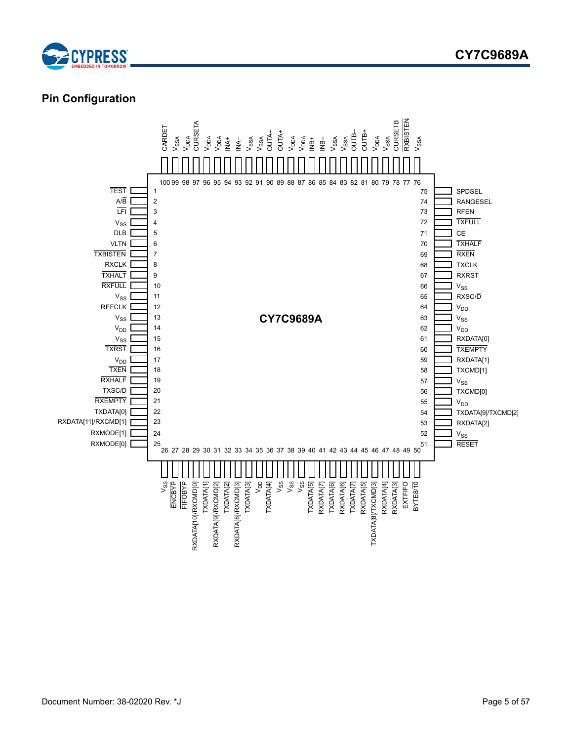## Pin Configuration

CY7C9689A

| Pin | Name | Pin | Name |
|---|---|---|---|
| 1 | TEST (active low) | 51 | RESET (active low) |
| 2 | A/B̄ | 52 | $V_{SS}$ |
| 3 | LFI (active low) | 53 | RXDATA[2] |
| 4 | $V_{SS}$ | 54 | TXDATA[9]/TXCMD[2] |
| 5 | DLB | 55 | $V_{DD}$ |
| 6 | VLTN | 56 | TXCMD[0] |
| 7 | TXBISTEN (active low) | 57 | $V_{SS}$ |
| 8 | RXCLK | 58 | TXCMD[1] |
| 9 | TXHALT (active low) | 59 | RXDATA[1] |
| 10 | RXFULL (active low) | 60 | TXEMPTY (active low) |
| 11 | $V_{SS}$ | 61 | RXDATA[0] |
| 12 | REFCLK | 62 | $V_{DD}$ |
| 13 | $V_{SS}$ | 63 | $V_{SS}$ |
| 14 | $V_{DD}$ | 64 | $V_{DD}$ |
| 15 | $V_{SS}$ | 65 | RXSC/D̄ |
| 16 | TXRST (active low) | 66 | $V_{SS}$ |
| 17 | $V_{DD}$ | 67 | RXRST (active low) |
| 18 | TXEN (active low) | 68 | TXCLK |
| 19 | RXHALF (active low) | 69 | RXEN (active low) |
| 20 | TXSC/D̄ | 70 | TXHALF (active low) |
| 21 | RXEMPTY (active low) | 71 | CE (active low) |
| 22 | TXDATA[0] | 72 | TXFULL (active low) |
| 23 | RXDATA[11]/RXCMD[1] | 73 | RFEN |
| 24 | RXMODE[1] | 74 | RANGESEL |
| 25 | RXMODE[0] | 75 | SPDSEL |
| 26 | $V_{SS}$ | 76 | $V_{SSA}$ |
| 27 | ENCBYP (active low) | 77 | RXBISTEN (active low) |
| 28 | FIFOBYP (active low) | 78 | CURSETB |
| 29 | RXDATA[10]/RXCMD[0] | 79 | $V_{SSA}$ |
| 30 | TXDATA[1] | 80 | $V_{DDA}$ |
| 31 | RXDATA[9]/RXCMD[2] | 81 | OUTB+ |
| 32 | TXDATA[2] | 82 | OUTB– |
| 33 | RXDATA[8]/RXCMD[3] | 83 | $V_{SSA}$ |
| 34 | TXDATA[3] | 84 | $V_{SSA}$ |
| 35 | $V_{DD}$ | 85 | INB– |
| 36 | TXDATA[4] | 86 | INB+ |
| 37 | $V_{SS}$ | 87 | $V_{DDA}$ |
| 38 | $V_{SS}$ | 88 | $V_{DDA}$ |
| 39 | $V_{SS}$ | 89 | OUTA+ |
| 40 | TXDATA[5] | 90 | OUTA– |
| 41 | RXDATA[7] | 91 | $V_{SSA}$ |
| 42 | TXDATA[6] | 92 | $V_{SSA}$ |
| 43 | RXDATA[6] | 93 | INA– |
| 44 | TXDATA[7] | 94 | INA+ |
| 45 | RXDATA[5] | 95 | $V_{DDA}$ |
| 46 | TXDATA[8]/TXCMD[3] | 96 | $V_{DDA}$ |
| 47 | RXDATA[4] | 97 | CURSETA |
| 48 | RXDATA[3] | 98 | $V_{DDA}$ |
| 49 | EXTFIFO | 99 | $V_{SSA}$ |
| 50 | BYTE8/1̄0̄ | 100 | CARDET |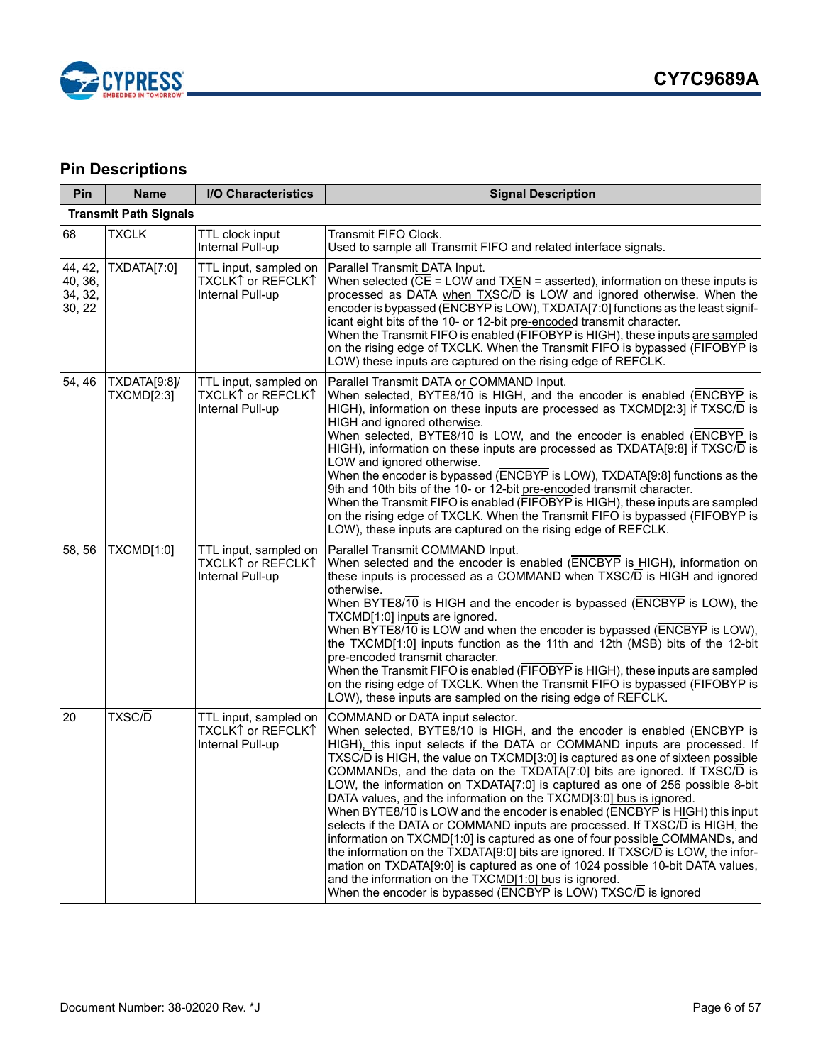## Pin Descriptions

| Pin | Name | I/O Characteristics | Signal Description |
|---|---|---|---|
| **Transmit Path Signals** | | | |
| 68 | TXCLK | TTL clock input<br>Internal Pull-up | Transmit FIFO Clock.<br>Used to sample all Transmit FIFO and related interface signals. |
| 44, 42, 40, 36, 34, 32, 30, 22 | TXDATA[7:0] | TTL input, sampled on TXCLK↑ or REFCLK↑<br>Internal Pull-up | Parallel Transmit DATA Input.<br>When selected (CE = LOW and TXEN = asserted), information on these inputs is processed as DATA when TXSC/D is LOW and ignored otherwise. When the encoder is bypassed (ENCBYP is LOW), TXDATA[7:0] functions as the least significant eight bits of the 10- or 12-bit pre-encoded transmit character.<br>When the Transmit FIFO is enabled (FIFOBYP is HIGH), these inputs are sampled on the rising edge of TXCLK. When the Transmit FIFO is bypassed (FIFOBYP is LOW) these inputs are captured on the rising edge of REFCLK. |
| 54, 46 | TXDATA[9:8]/ TXCMD[2:3] | TTL input, sampled on TXCLK↑ or REFCLK↑<br>Internal Pull-up | Parallel Transmit DATA or COMMAND Input.<br>When selected, BYTE8/10 is HIGH, and the encoder is enabled (ENCBYP is HIGH), information on these inputs are processed as TXCMD[2:3] if TXSC/D is HIGH and ignored otherwise.<br>When selected, BYTE8/10 is LOW, and the encoder is enabled (ENCBYP is HIGH), information on these inputs are processed as TXDATA[9:8] if TXSC/D is LOW and ignored otherwise.<br>When the encoder is bypassed (ENCBYP is LOW), TXDATA[9:8] functions as the 9th and 10th bits of the 10- or 12-bit pre-encoded transmit character.<br>When the Transmit FIFO is enabled (FIFOBYP is HIGH), these inputs are sampled on the rising edge of TXCLK. When the Transmit FIFO is bypassed (FIFOBYP is LOW), these inputs are captured on the rising edge of REFCLK. |
| 58, 56 | TXCMD[1:0] | TTL input, sampled on TXCLK↑ or REFCLK↑<br>Internal Pull-up | Parallel Transmit COMMAND Input.<br>When selected and the encoder is enabled (ENCBYP is HIGH), information on these inputs is processed as a COMMAND when TXSC/D is HIGH and ignored otherwise.<br>When BYTE8/10 is HIGH and the encoder is bypassed (ENCBYP is LOW), the TXCMD[1:0] inputs are ignored.<br>When BYTE8/10 is LOW and when the encoder is bypassed (ENCBYP is LOW), the TXCMD[1:0] inputs function as the 11th and 12th (MSB) bits of the 12-bit pre-encoded transmit character.<br>When the Transmit FIFO is enabled (FIFOBYP is HIGH), these inputs are sampled on the rising edge of TXCLK. When the Transmit FIFO is bypassed (FIFOBYP is LOW), these inputs are sampled on the rising edge of REFCLK. |
| 20 | TXSC/D | TTL input, sampled on TXCLK↑ or REFCLK↑<br>Internal Pull-up | COMMAND or DATA input selector.<br>When selected, BYTE8/10 is HIGH, and the encoder is enabled (ENCBYP is HIGH), this input selects if the DATA or COMMAND inputs are processed. If TXSC/D is HIGH, the value on TXCMD[3:0] is captured as one of sixteen possible COMMANDs, and the data on the TXDATA[7:0] bits are ignored. If TXSC/D is LOW, the information on TXDATA[7:0] is captured as one of 256 possible 8-bit DATA values, and the information on the TXCMD[3:0] bus is ignored.<br>When BYTE8/10 is LOW and the encoder is enabled (ENCBYP is HIGH) this input selects if the DATA or COMMAND inputs are processed. If TXSC/D is HIGH, the information on TXCMD[1:0] is captured as one of four possible COMMANDs, and the information on the TXDATA[9:0] bits are ignored. If TXSC/D is LOW, the information on TXDATA[9:0] is captured as one of 1024 possible 10-bit DATA values, and the information on the TXCMD[1:0] bus is ignored.<br>When the encoder is bypassed (ENCBYP is LOW) TXSC/D is ignored |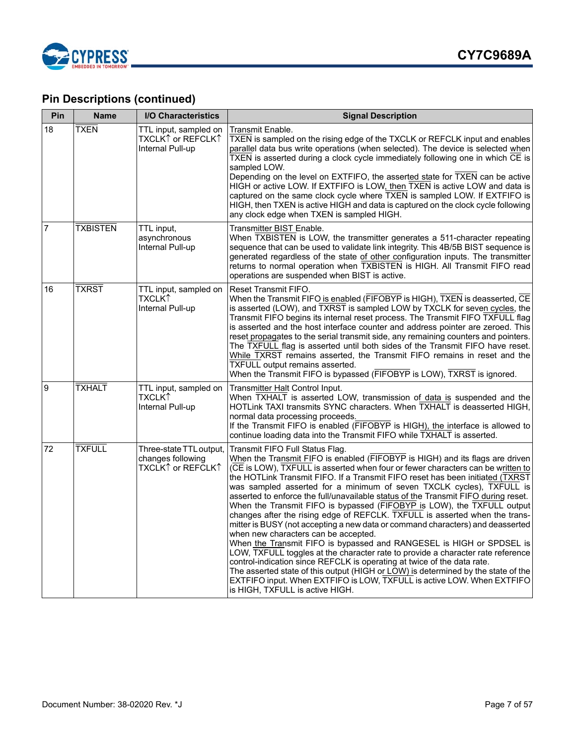## Pin Descriptions (continued)

| Pin | Name | I/O Characteristics | Signal Description |
|---|---|---|---|
| 18 | TXEN | TTL input, sampled on TXCLK↑ or REFCLK↑ Internal Pull-up | Transmit Enable. TXEN is sampled on the rising edge of the TXCLK or REFCLK input and enables parallel data bus write operations (when selected). The device is selected when TXEN is asserted during a clock cycle immediately following one in which CE is sampled LOW. Depending on the level on EXTFIFO, the asserted state for TXEN can be active HIGH or active LOW. If EXTFIFO is LOW, then TXEN is active LOW and data is captured on the same clock cycle where TXEN is sampled LOW. If EXTFIFO is HIGH, then TXEN is active HIGH and data is captured on the clock cycle following any clock edge when TXEN is sampled HIGH. |
| 7 | TXBISTEN | TTL input, asynchronous Internal Pull-up | Transmitter BIST Enable. When TXBISTEN is LOW, the transmitter generates a 511-character repeating sequence that can be used to validate link integrity. This 4B/5B BIST sequence is generated regardless of the state of other configuration inputs. The transmitter returns to normal operation when TXBISTEN is HIGH. All Transmit FIFO read operations are suspended when BIST is active. |
| 16 | TXRST | TTL input, sampled on TXCLK↑ Internal Pull-up | Reset Transmit FIFO. When the Transmit FIFO is enabled (FIFOBYP is HIGH), TXEN is deasserted, CE is asserted (LOW), and TXRST is sampled LOW by TXCLK for seven cycles, the Transmit FIFO begins its internal reset process. The Transmit FIFO TXFULL flag is asserted and the host interface counter and address pointer are zeroed. This reset propagates to the serial transmit side, any remaining counters and pointers. The TXFULL flag is asserted until both sides of the Transmit FIFO have reset. While TXRST remains asserted, the Transmit FIFO remains in reset and the TXFULL output remains asserted. When the Transmit FIFO is bypassed (FIFOBYP is LOW), TXRST is ignored. |
| 9 | TXHALT | TTL input, sampled on TXCLK↑ Internal Pull-up | Transmitter Halt Control Input. When TXHALT is asserted LOW, transmission of data is suspended and the HOTLink TAXI transmits SYNC characters. When TXHALT is deasserted HIGH, normal data processing proceeds. If the Transmit FIFO is enabled (FIFOBYP is HIGH), the interface is allowed to continue loading data into the Transmit FIFO while TXHALT is asserted. |
| 72 | TXFULL | Three-state TTL output, changes following TXCLK↑ or REFCLK↑ | Transmit FIFO Full Status Flag. When the Transmit FIFO is enabled (FIFOBYP is HIGH) and its flags are driven (CE is LOW), TXFULL is asserted when four or fewer characters can be written to the HOTLink Transmit FIFO. If a Transmit FIFO reset has been initiated (TXRST was sampled asserted for a minimum of seven TXCLK cycles), TXFULL is asserted to enforce the full/unavailable status of the Transmit FIFO during reset. When the Transmit FIFO is bypassed (FIFOBYP is LOW), the TXFULL output changes after the rising edge of REFCLK. TXFULL is asserted when the transmitter is BUSY (not accepting a new data or command characters) and deasserted when new characters can be accepted. When the Transmit FIFO is bypassed and RANGESEL is HIGH or SPDSEL is LOW, TXFULL toggles at the character rate to provide a character rate reference control-indication since REFCLK is operating at twice of the data rate. The asserted state of this output (HIGH or LOW) is determined by the state of the EXTFIFO input. When EXTFIFO is LOW, TXFULL is active LOW. When EXTFIFO is HIGH, TXFULL is active HIGH. |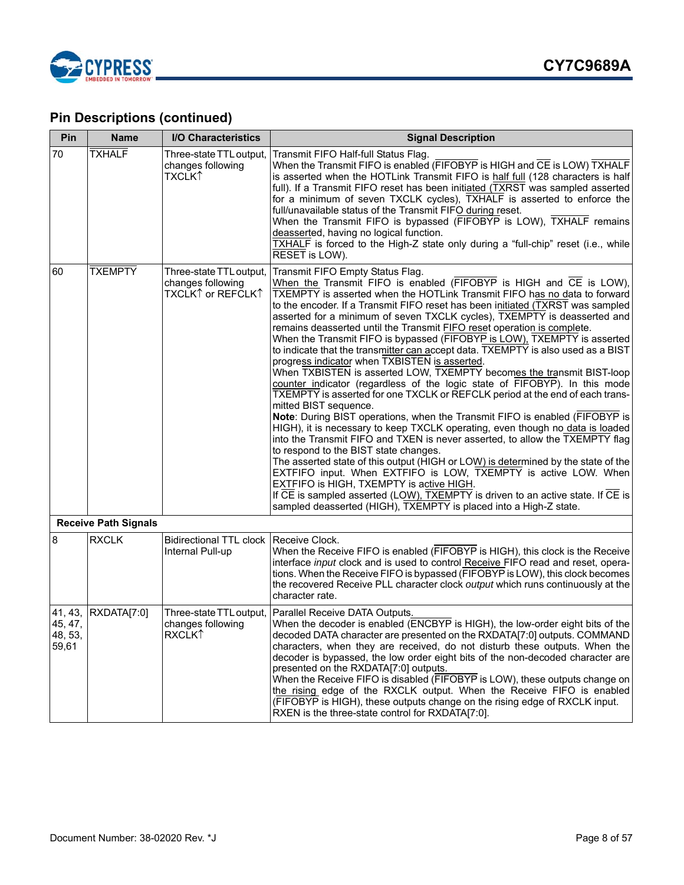## Pin Descriptions (continued)

| Pin | Name | I/O Characteristics | Signal Description |
|---|---|---|---|
| 70 | $\overline{\text{TXHALF}}$ | Three-state TTL output, changes following TXCLK↑ | Transmit FIFO Half-full Status Flag.<br>When the Transmit FIFO is enabled ($\overline{\text{FIFOBYP}}$ is HIGH and $\overline{\text{CE}}$ is LOW) $\overline{\text{TXHALF}}$ is asserted when the HOTLink Transmit FIFO is half full (128 characters is half full). If a Transmit FIFO reset has been initiated ($\overline{\text{TXRST}}$ was sampled asserted for a minimum of seven TXCLK cycles), $\overline{\text{TXHALF}}$ is asserted to enforce the full/unavailable status of the Transmit FIFO during reset.<br>When the Transmit FIFO is bypassed ($\overline{\text{FIFOBYP}}$ is LOW), $\overline{\text{TXHALF}}$ remains deasserted, having no logical function.<br>$\overline{\text{TXHALF}}$ is forced to the High-Z state only during a "full-chip" reset (i.e., while $\overline{\text{RESET}}$ is LOW). |
| 60 | $\overline{\text{TXEMPTY}}$ | Three-state TTL output, changes following TXCLK↑ or REFCLK↑ | Transmit FIFO Empty Status Flag.<br>When the Transmit FIFO is enabled ($\overline{\text{FIFOBYP}}$ is HIGH and $\overline{\text{CE}}$ is LOW), $\overline{\text{TXEMPTY}}$ is asserted when the HOTLink Transmit FIFO has no data to forward to the encoder. If a Transmit FIFO reset has been initiated ($\overline{\text{TXRST}}$ was sampled asserted for a minimum of seven TXCLK cycles), $\overline{\text{TXEMPTY}}$ is deasserted and remains deasserted until the Transmit FIFO reset operation is complete.<br>When the Transmit FIFO is bypassed ($\overline{\text{FIFOBYP}}$ is LOW), $\overline{\text{TXEMPTY}}$ is asserted to indicate that the transmitter can accept data. $\overline{\text{TXEMPTY}}$ is also used as a BIST progress indicator when $\overline{\text{TXBISTEN}}$ is asserted.<br>When $\overline{\text{TXBISTEN}}$ is asserted LOW, $\overline{\text{TXEMPTY}}$ becomes the transmit BIST-loop counter indicator (regardless of the logic state of $\overline{\text{FIFOBYP}}$). In this mode $\overline{\text{TXEMPTY}}$ is asserted for one TXCLK or REFCLK period at the end of each transmitted BIST sequence.<br>**Note**: During BIST operations, when the Transmit FIFO is enabled ($\overline{\text{FIFOBYP}}$ is HIGH), it is necessary to keep TXCLK operating, even though no data is loaded into the Transmit FIFO and TXEN is never asserted, to allow the $\overline{\text{TXEMPTY}}$ flag to respond to the BIST state changes.<br>The asserted state of this output (HIGH or LOW) is determined by the state of the EXTFIFO input. When EXTFIFO is LOW, $\overline{\text{TXEMPTY}}$ is active LOW. When EXTFIFO is HIGH, TXEMPTY is active HIGH.<br>If $\overline{\text{CE}}$ is sampled asserted (LOW), $\overline{\text{TXEMPTY}}$ is driven to an active state. If $\overline{\text{CE}}$ is sampled deasserted (HIGH), $\overline{\text{TXEMPTY}}$ is placed into a High-Z state. |
| **Receive Path Signals** | | | |
| 8 | RXCLK | Bidirectional TTL clock Internal Pull-up | Receive Clock.<br>When the Receive FIFO is enabled ($\overline{\text{FIFOBYP}}$ is HIGH), this clock is the Receive interface *input* clock and is used to control Receive FIFO read and reset, operations. When the Receive FIFO is bypassed ($\overline{\text{FIFOBYP}}$ is LOW), this clock becomes the recovered Receive PLL character clock *output* which runs continuously at the character rate. |
| 41, 43, 45, 47, 48, 53, 59,61 | RXDATA[7:0] | Three-state TTL output, changes following RXCLK↑ | Parallel Receive DATA Outputs.<br>When the decoder is enabled ($\overline{\text{ENCBYP}}$ is HIGH), the low-order eight bits of the decoded DATA character are presented on the RXDATA[7:0] outputs. COMMAND characters, when they are received, do not disturb these outputs. When the decoder is bypassed, the low order eight bits of the non-decoded character are presented on the RXDATA[7:0] outputs.<br>When the Receive FIFO is disabled ($\overline{\text{FIFOBYP}}$ is LOW), these outputs change on the rising edge of the RXCLK output. When the Receive FIFO is enabled ($\overline{\text{FIFOBYP}}$ is HIGH), these outputs change on the rising edge of RXCLK input. RXEN is the three-state control for RXDATA[7:0]. |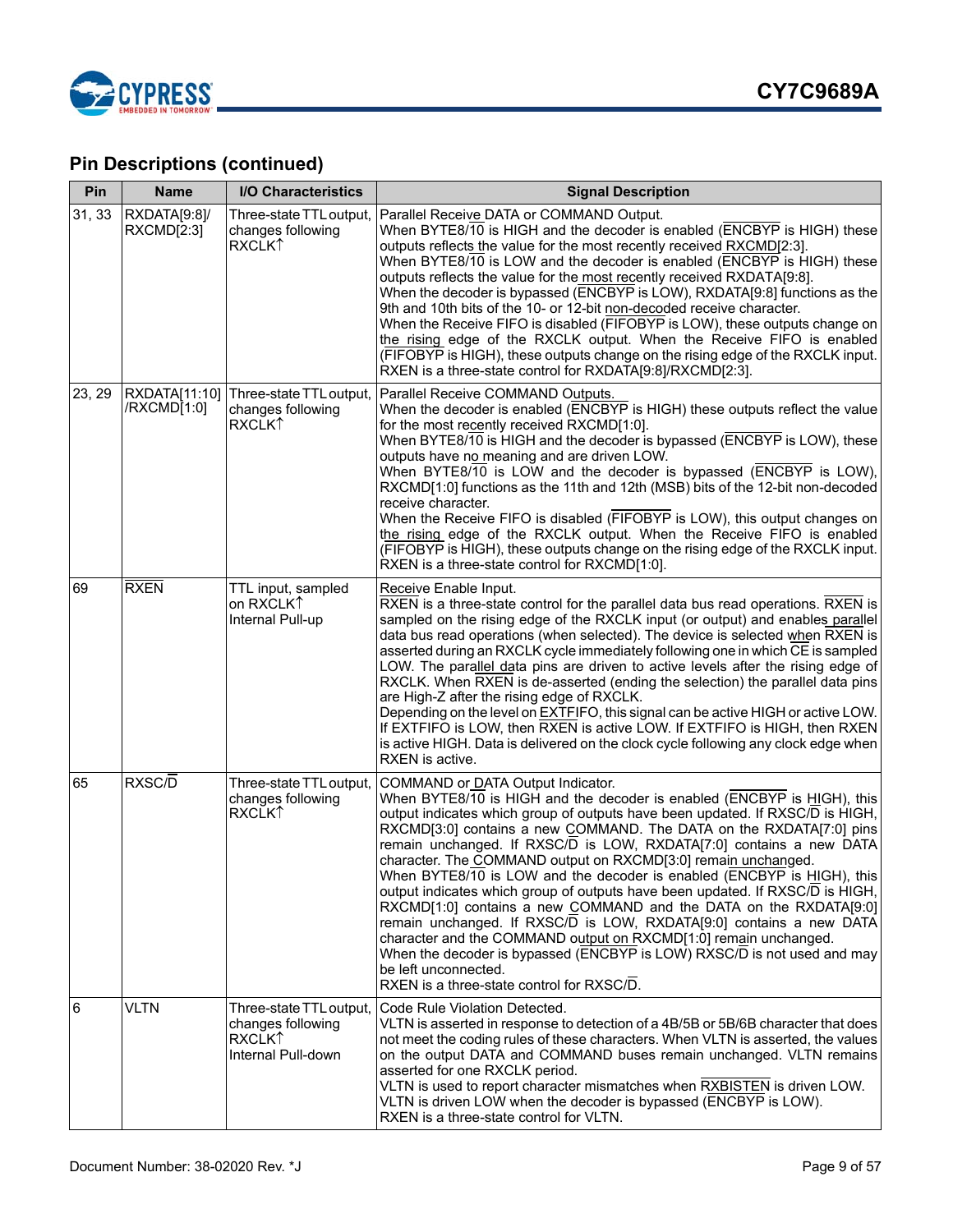## Pin Descriptions (continued)

| Pin | Name | I/O Characteristics | Signal Description |
|---|---|---|---|
| 31, 33 | RXDATA[9:8]/ RXCMD[2:3] | Three-state TTL output, changes following RXCLK↑ | Parallel Receive DATA or COMMAND Output.<br>When BYTE8/10 is HIGH and the decoder is enabled (ENCBYP is HIGH) these outputs reflects the value for the most recently received RXCMD[2:3].<br>When BYTE8/10 is LOW and the decoder is enabled (ENCBYP is HIGH) these outputs reflects the value for the most recently received RXDATA[9:8].<br>When the decoder is bypassed (ENCBYP is LOW), RXDATA[9:8] functions as the 9th and 10th bits of the 10- or 12-bit non-decoded receive character.<br>When the Receive FIFO is disabled (FIFOBYP is LOW), these outputs change on the rising edge of the RXCLK output. When the Receive FIFO is enabled (FIFOBYP is HIGH), these outputs change on the rising edge of the RXCLK input.<br>RXEN is a three-state control for RXDATA[9:8]/RXCMD[2:3]. |
| 23, 29 | RXDATA[11:10] /RXCMD[1:0] | Three-state TTL output, changes following RXCLK↑ | Parallel Receive COMMAND Outputs.<br>When the decoder is enabled (ENCBYP is HIGH) these outputs reflect the value for the most recently received RXCMD[1:0].<br>When BYTE8/10 is HIGH and the decoder is bypassed (ENCBYP is LOW), these outputs have no meaning and are driven LOW.<br>When BYTE8/10 is LOW and the decoder is bypassed (ENCBYP is LOW), RXCMD[1:0] functions as the 11th and 12th (MSB) bits of the 12-bit non-decoded receive character.<br>When the Receive FIFO is disabled (FIFOBYP is LOW), this output changes on the rising edge of the RXCLK output. When the Receive FIFO is enabled (FIFOBYP is HIGH), these outputs change on the rising edge of the RXCLK input.<br>RXEN is a three-state control for RXCMD[1:0]. |
| 69 | RXEN | TTL input, sampled on RXCLK↑<br>Internal Pull-up | Receive Enable Input.<br>RXEN is a three-state control for the parallel data bus read operations. RXEN is sampled on the rising edge of the RXCLK input (or output) and enables parallel data bus read operations (when selected). The device is selected when RXEN is asserted during an RXCLK cycle immediately following one in which CE is sampled LOW. The parallel data pins are driven to active levels after the rising edge of RXCLK. When RXEN is de-asserted (ending the selection) the parallel data pins are High-Z after the rising edge of RXCLK.<br>Depending on the level on EXTFIFO, this signal can be active HIGH or active LOW. If EXTFIFO is LOW, then RXEN is active LOW. If EXTFIFO is HIGH, then RXEN is active HIGH. Data is delivered on the clock cycle following any clock edge when RXEN is active. |
| 65 | RXSC/D | Three-state TTL output, changes following RXCLK↑ | COMMAND or DATA Output Indicator.<br>When BYTE8/10 is HIGH and the decoder is enabled (ENCBYP is HIGH), this output indicates which group of outputs have been updated. If RXSC/D is HIGH, RXCMD[3:0] contains a new COMMAND. The DATA on the RXDATA[7:0] pins remain unchanged. If RXSC/D is LOW, RXDATA[7:0] contains a new DATA character. The COMMAND output on RXCMD[3:0] remain unchanged.<br>When BYTE8/10 is LOW and the decoder is enabled (ENCBYP is HIGH), this output indicates which group of outputs have been updated. If RXSC/D is HIGH, RXCMD[1:0] contains a new COMMAND and the DATA on the RXDATA[9:0] remain unchanged. If RXSC/D is LOW, RXDATA[9:0] contains a new DATA character and the COMMAND output on RXCMD[1:0] remain unchanged.<br>When the decoder is bypassed (ENCBYP is LOW) RXSC/D is not used and may be left unconnected.<br>RXEN is a three-state control for RXSC/D. |
| 6 | VLTN | Three-state TTL output, changes following RXCLK↑<br>Internal Pull-down | Code Rule Violation Detected.<br>VLTN is asserted in response to detection of a 4B/5B or 5B/6B character that does not meet the coding rules of these characters. When VLTN is asserted, the values on the output DATA and COMMAND buses remain unchanged. VLTN remains asserted for one RXCLK period.<br>VLTN is used to report character mismatches when RXBISTEN is driven LOW.<br>VLTN is driven LOW when the decoder is bypassed (ENCBYP is LOW).<br>RXEN is a three-state control for VLTN. |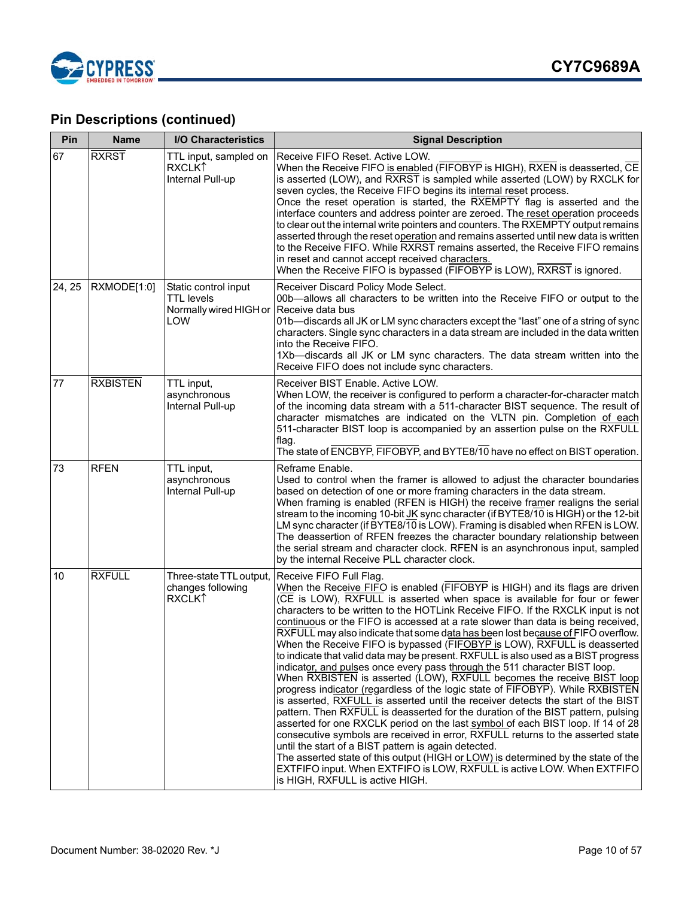## Pin Descriptions (continued)

| Pin | Name | I/O Characteristics | Signal Description |
|---|---|---|---|
| 67 | RXRST | TTL input, sampled on RXCLK↑<br>Internal Pull-up | Receive FIFO Reset. Active LOW.<br>When the Receive FIFO is enabled (FIFOBYP is HIGH), RXEN is deasserted, CE is asserted (LOW), and RXRST is sampled while asserted (LOW) by RXCLK for seven cycles, the Receive FIFO begins its internal reset process.<br>Once the reset operation is started, the RXEMPTY flag is asserted and the interface counters and address pointer are zeroed. The reset operation proceeds to clear out the internal write pointers and counters. The RXEMPTY output remains asserted through the reset operation and remains asserted until new data is written to the Receive FIFO. While RXRST remains asserted, the Receive FIFO remains in reset and cannot accept received characters.<br>When the Receive FIFO is bypassed (FIFOBYP is LOW), RXRST is ignored. |
| 24, 25 | RXMODE[1:0] | Static control input<br>TTL levels<br>Normally wired HIGH or LOW | Receiver Discard Policy Mode Select.<br>00b—allows all characters to be written into the Receive FIFO or output to the Receive data bus<br>01b—discards all JK or LM sync characters except the "last" one of a string of sync characters. Single sync characters in a data stream are included in the data written into the Receive FIFO.<br>1Xb—discards all JK or LM sync characters. The data stream written into the Receive FIFO does not include sync characters. |
| 77 | RXBISTEN | TTL input,<br>asynchronous<br>Internal Pull-up | Receiver BIST Enable. Active LOW.<br>When LOW, the receiver is configured to perform a character-for-character match of the incoming data stream with a 511-character BIST sequence. The result of character mismatches are indicated on the VLTN pin. Completion of each 511-character BIST loop is accompanied by an assertion pulse on the RXFULL flag.<br>The state of ENCBYP, FIFOBYP, and BYTE8/10 have no effect on BIST operation. |
| 73 | RFEN | TTL input,<br>asynchronous<br>Internal Pull-up | Reframe Enable.<br>Used to control when the framer is allowed to adjust the character boundaries based on detection of one or more framing characters in the data stream.<br>When framing is enabled (RFEN is HIGH) the receive framer realigns the serial stream to the incoming 10-bit JK sync character (if BYTE8/10 is HIGH) or the 12-bit LM sync character (if BYTE8/10 is LOW). Framing is disabled when RFEN is LOW. The deassertion of RFEN freezes the character boundary relationship between the serial stream and character clock. RFEN is an asynchronous input, sampled by the internal Receive PLL character clock. |
| 10 | RXFULL | Three-state TTL output, changes following RXCLK↑ | Receive FIFO Full Flag.<br>When the Receive FIFO is enabled (FIFOBYP is HIGH) and its flags are driven (CE is LOW), RXFULL is asserted when space is available for four or fewer characters to be written to the HOTLink Receive FIFO. If the RXCLK input is not continuous or the FIFO is accessed at a rate slower than data is being received, RXFULL may also indicate that some data has been lost because of FIFO overflow.<br>When the Receive FIFO is bypassed (FIFOBYP is LOW), RXFULL is deasserted to indicate that valid data may be present. RXFULL is also used as a BIST progress indicator, and pulses once every pass through the 511 character BIST loop.<br>When RXBISTEN is asserted (LOW), RXFULL becomes the receive BIST loop progress indicator (regardless of the logic state of FIFOBYP). While RXBISTEN is asserted, RXFULL is asserted until the receiver detects the start of the BIST pattern. Then RXFULL is deasserted for the duration of the BIST pattern, pulsing asserted for one RXCLK period on the last symbol of each BIST loop. If 14 of 28 consecutive symbols are received in error, RXFULL returns to the asserted state until the start of a BIST pattern is again detected.<br>The asserted state of this output (HIGH or LOW) is determined by the state of the EXTFIFO input. When EXTFIFO is LOW, RXFULL is active LOW. When EXTFIFO is HIGH, RXFULL is active HIGH. |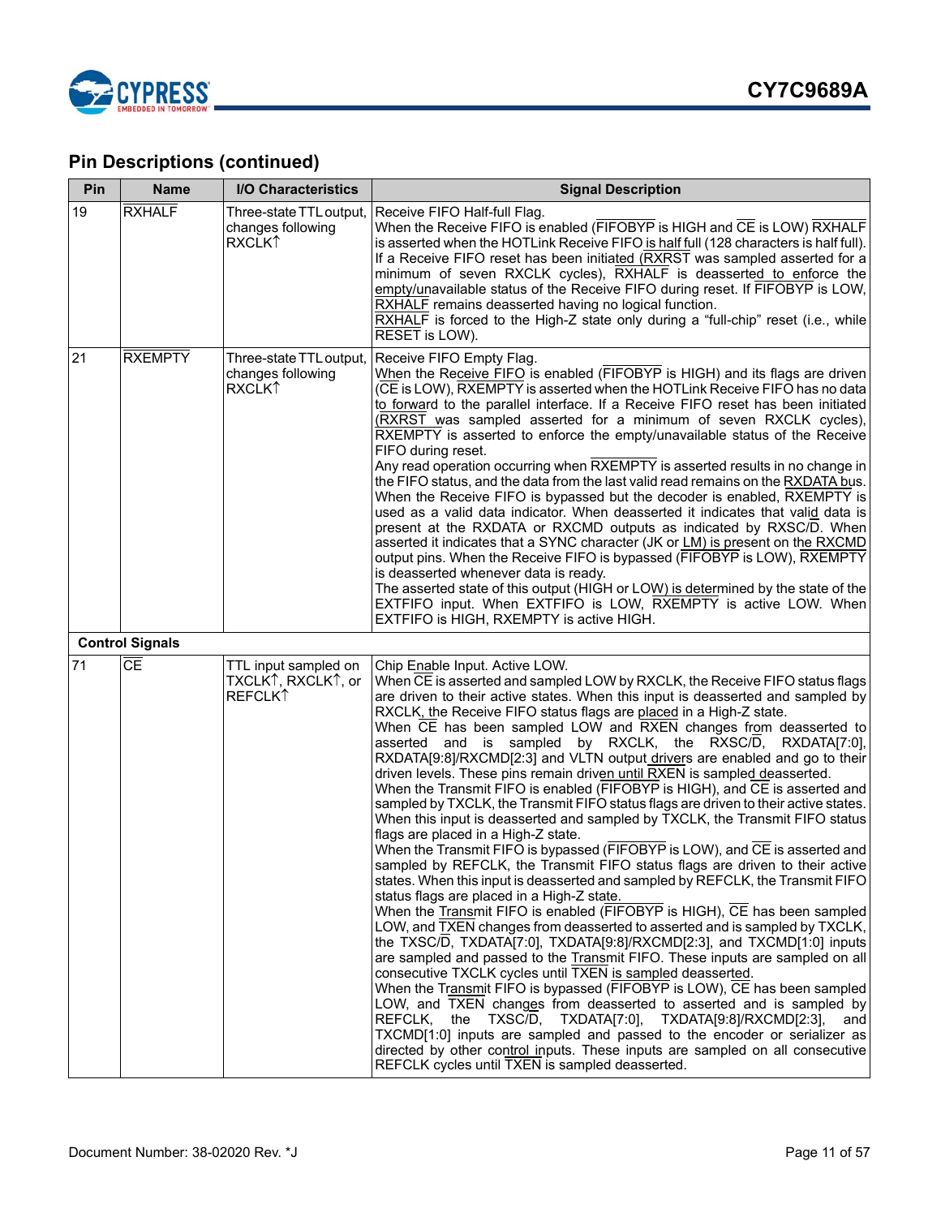## Pin Descriptions (continued)

| Pin | Name | I/O Characteristics | Signal Description |
|---|---|---|---|
| 19 | RXHALF | Three-state TTL output, changes following RXCLK↑ | Receive FIFO Half-full Flag.<br>When the Receive FIFO is enabled (FIFOBYP is HIGH and CE is LOW) RXHALF is asserted when the HOTLink Receive FIFO is half full (128 characters is half full). If a Receive FIFO reset has been initiated (RXRST was sampled asserted for a minimum of seven RXCLK cycles), RXHALF is deasserted to enforce the empty/unavailable status of the Receive FIFO during reset. If FIFOBYP is LOW, RXHALF remains deasserted having no logical function.<br>RXHALF is forced to the High-Z state only during a "full-chip" reset (i.e., while RESET is LOW). |
| 21 | RXEMPTY | Three-state TTL output, changes following RXCLK↑ | Receive FIFO Empty Flag.<br>When the Receive FIFO is enabled (FIFOBYP is HIGH) and its flags are driven (CE is LOW), RXEMPTY is asserted when the HOTLink Receive FIFO has no data to forward to the parallel interface. If a Receive FIFO reset has been initiated (RXRST was sampled asserted for a minimum of seven RXCLK cycles), RXEMPTY is asserted to enforce the empty/unavailable status of the Receive FIFO during reset.<br>Any read operation occurring when RXEMPTY is asserted results in no change in the FIFO status, and the data from the last valid read remains on the RXDATA bus. When the Receive FIFO is bypassed but the decoder is enabled, RXEMPTY is used as a valid data indicator. When deasserted it indicates that valid data is present at the RXDATA or RXCMD outputs as indicated by RXSC/D. When asserted it indicates that a SYNC character (JK or LM) is present on the RXCMD output pins. When the Receive FIFO is bypassed (FIFOBYP is LOW), RXEMPTY is deasserted whenever data is ready.<br>The asserted state of this output (HIGH or LOW) is determined by the state of the EXTFIFO input. When EXTFIFO is LOW, RXEMPTY is active LOW. When EXTFIFO is HIGH, RXEMPTY is active HIGH. |
| **Control Signals** | | | |
| 71 | CE | TTL input sampled on TXCLK↑, RXCLK↑, or REFCLK↑ | Chip Enable Input. Active LOW.<br>When CE is asserted and sampled LOW by RXCLK, the Receive FIFO status flags are driven to their active states. When this input is deasserted and sampled by RXCLK, the Receive FIFO status flags are placed in a High-Z state.<br>When CE has been sampled LOW and RXEN changes from deasserted to asserted and is sampled by RXCLK, the RXSC/D, RXDATA[7:0], RXDATA[9:8]/RXCMD[2:3] and VLTN output drivers are enabled and go to their driven levels. These pins remain driven until RXEN is sampled deasserted.<br>When the Transmit FIFO is enabled (FIFOBYP is HIGH), and CE is asserted and sampled by TXCLK, the Transmit FIFO status flags are driven to their active states. When this input is deasserted and sampled by TXCLK, the Transmit FIFO status flags are placed in a High-Z state.<br>When the Transmit FIFO is bypassed (FIFOBYP is LOW), and CE is asserted and sampled by REFCLK, the Transmit FIFO status flags are driven to their active states. When this input is deasserted and sampled by REFCLK, the Transmit FIFO status flags are placed in a High-Z state.<br>When the Transmit FIFO is enabled (FIFOBYP is HIGH), CE has been sampled LOW, and TXEN changes from deasserted to asserted and is sampled by TXCLK, the TXSC/D, TXDATA[7:0], TXDATA[9:8]/RXCMD[2:3], and TXCMD[1:0] inputs are sampled and passed to the Transmit FIFO. These inputs are sampled on all consecutive TXCLK cycles until TXEN is sampled deasserted.<br>When the Transmit FIFO is bypassed (FIFOBYP is LOW), CE has been sampled LOW, and TXEN changes from deasserted to asserted and is sampled by REFCLK, the TXSC/D, TXDATA[7:0], TXDATA[9:8]/RXCMD[2:3], and TXCMD[1:0] inputs are sampled and passed to the encoder or serializer as directed by other control inputs. These inputs are sampled on all consecutive REFCLK cycles until TXEN is sampled deasserted. |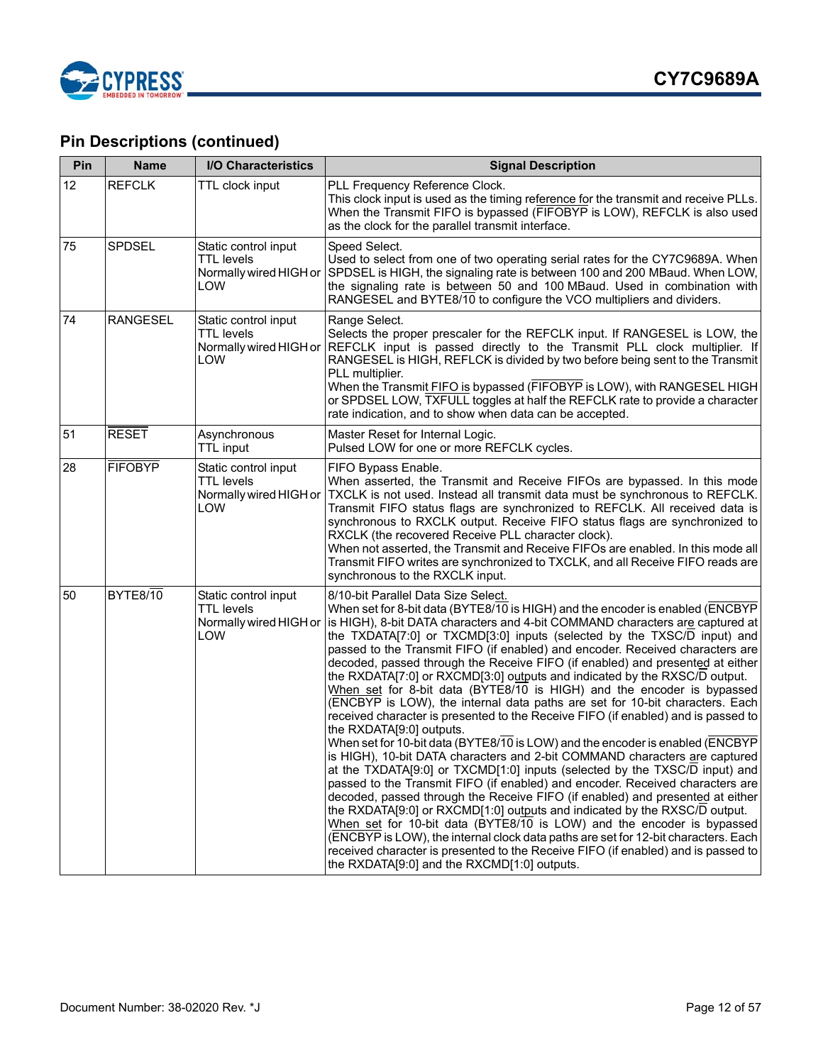## Pin Descriptions (continued)

| Pin | Name | I/O Characteristics | Signal Description |
|---|---|---|---|
| 12 | REFCLK | TTL clock input | PLL Frequency Reference Clock.<br>This clock input is used as the timing reference for the transmit and receive PLLs. When the Transmit FIFO is bypassed (FIFOBYP is LOW), REFCLK is also used as the clock for the parallel transmit interface. |
| 75 | SPDSEL | Static control input<br>TTL levels<br>Normally wired HIGH or LOW | Speed Select.<br>Used to select from one of two operating serial rates for the CY7C9689A. When SPDSEL is HIGH, the signaling rate is between 100 and 200 MBaud. When LOW, the signaling rate is between 50 and 100 MBaud. Used in combination with RANGESEL and BYTE8/10 to configure the VCO multipliers and dividers. |
| 74 | RANGESEL | Static control input<br>TTL levels<br>Normally wired HIGH or LOW | Range Select.<br>Selects the proper prescaler for the REFCLK input. If RANGESEL is LOW, the REFCLK input is passed directly to the Transmit PLL clock multiplier. If RANGESEL is HIGH, REFLCK is divided by two before being sent to the Transmit PLL multiplier.<br>When the Transmit FIFO is bypassed (FIFOBYP is LOW), with RANGESEL HIGH or SPDSEL LOW, TXFULL toggles at half the REFCLK rate to provide a character rate indication, and to show when data can be accepted. |
| 51 | RESET | Asynchronous<br>TTL input | Master Reset for Internal Logic.<br>Pulsed LOW for one or more REFCLK cycles. |
| 28 | FIFOBYP | Static control input<br>TTL levels<br>Normally wired HIGH or LOW | FIFO Bypass Enable.<br>When asserted, the Transmit and Receive FIFOs are bypassed. In this mode TXCLK is not used. Instead all transmit data must be synchronous to REFCLK. Transmit FIFO status flags are synchronized to REFCLK. All received data is synchronous to RXCLK output. Receive FIFO status flags are synchronized to RXCLK (the recovered Receive PLL character clock).<br>When not asserted, the Transmit and Receive FIFOs are enabled. In this mode all Transmit FIFO writes are synchronized to TXCLK, and all Receive FIFO reads are synchronous to the RXCLK input. |
| 50 | BYTE8/10 | Static control input<br>TTL levels<br>Normally wired HIGH or LOW | 8/10-bit Parallel Data Size Select.<br>When set for 8-bit data (BYTE8/10 is HIGH) and the encoder is enabled (ENCBYP is HIGH), 8-bit DATA characters and 4-bit COMMAND characters are captured at the TXDATA[7:0] or TXCMD[3:0] inputs (selected by the TXSC/D input) and passed to the Transmit FIFO (if enabled) and encoder. Received characters are decoded, passed through the Receive FIFO (if enabled) and presented at either the RXDATA[7:0] or RXCMD[3:0] outputs and indicated by the RXSC/D output.<br>When set for 8-bit data (BYTE8/10 is HIGH) and the encoder is bypassed (ENCBYP is LOW), the internal data paths are set for 10-bit characters. Each received character is presented to the Receive FIFO (if enabled) and is passed to the RXDATA[9:0] outputs.<br>When set for 10-bit data (BYTE8/10 is LOW) and the encoder is enabled (ENCBYP is HIGH), 10-bit DATA characters and 2-bit COMMAND characters are captured at the TXDATA[9:0] or TXCMD[1:0] inputs (selected by the TXSC/D input) and passed to the Transmit FIFO (if enabled) and encoder. Received characters are decoded, passed through the Receive FIFO (if enabled) and presented at either the RXDATA[9:0] or RXCMD[1:0] outputs and indicated by the RXSC/D output.<br>When set for 10-bit data (BYTE8/10 is LOW) and the encoder is bypassed (ENCBYP is LOW), the internal clock data paths are set for 12-bit characters. Each received character is presented to the Receive FIFO (if enabled) and is passed to the RXDATA[9:0] and the RXCMD[1:0] outputs. |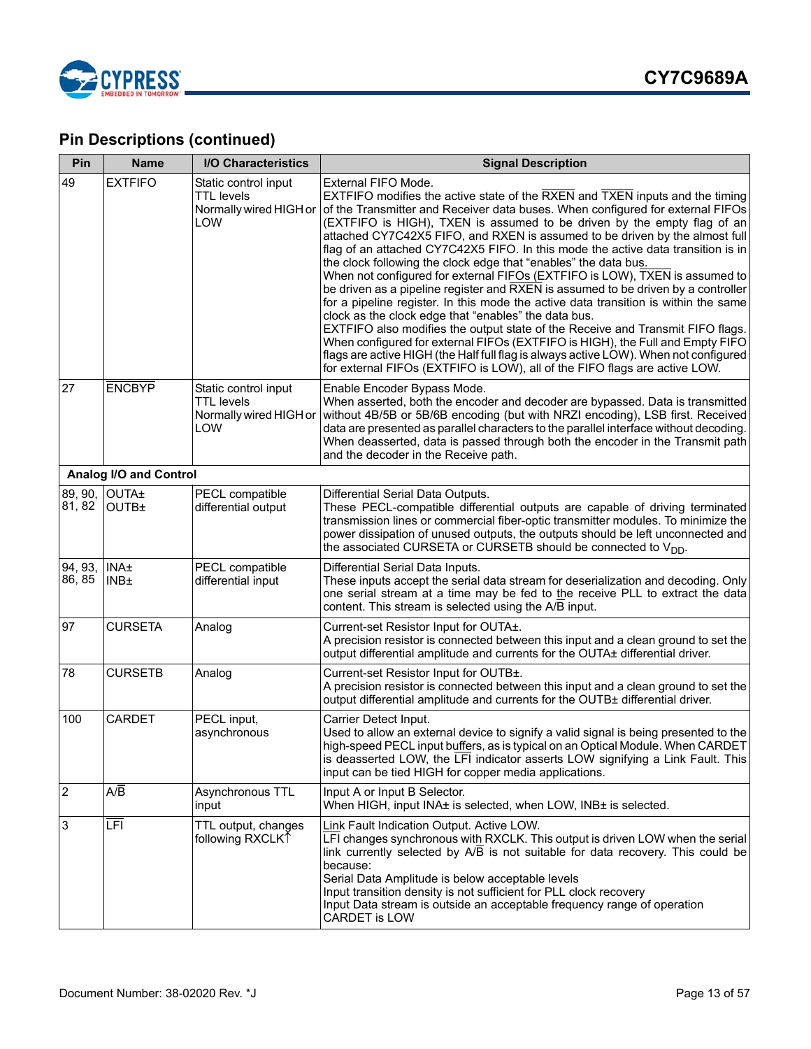## Pin Descriptions (continued)

| Pin | Name | I/O Characteristics | Signal Description |
|---|---|---|---|
| 49 | EXTFIFO | Static control input TTL levels Normally wired HIGH or LOW | External FIFO Mode.<br>EXTFIFO modifies the active state of the RXEN and TXEN inputs and the timing of the Transmitter and Receiver data buses. When configured for external FIFOs (EXTFIFO is HIGH), TXEN is assumed to be driven by the empty flag of an attached CY7C42X5 FIFO, and RXEN is assumed to be driven by the almost full flag of an attached CY7C42X5 FIFO. In this mode the active data transition is in the clock following the clock edge that "enables" the data bus.<br>When not configured for external FIFOs (EXTFIFO is LOW), TXEN is assumed to be driven as a pipeline register and RXEN is assumed to be driven by a controller for a pipeline register. In this mode the active data transition is within the same clock as the clock edge that "enables" the data bus.<br>EXTFIFO also modifies the output state of the Receive and Transmit FIFO flags. When configured for external FIFOs (EXTFIFO is HIGH), the Full and Empty FIFO flags are active HIGH (the Half full flag is always active LOW). When not configured for external FIFOs (EXTFIFO is LOW), all of the FIFO flags are active LOW. |
| 27 | ENCBYP | Static control input TTL levels Normally wired HIGH or LOW | Enable Encoder Bypass Mode.<br>When asserted, both the encoder and decoder are bypassed. Data is transmitted without 4B/5B or 5B/6B encoding (but with NRZI encoding), LSB first. Received data are presented as parallel characters to the parallel interface without decoding. When deasserted, data is passed through both the encoder in the Transmit path and the decoder in the Receive path. |
| **Analog I/O and Control** | | | |
| 89, 90, 81, 82 | OUTA±<br>OUTB± | PECL compatible differential output | Differential Serial Data Outputs.<br>These PECL-compatible differential outputs are capable of driving terminated transmission lines or commercial fiber-optic transmitter modules. To minimize the power dissipation of unused outputs, the outputs should be left unconnected and the associated CURSETA or CURSETB should be connected to $V_{DD}$. |
| 94, 93, 86, 85 | INA±<br>INB± | PECL compatible differential input | Differential Serial Data Inputs.<br>These inputs accept the serial data stream for deserialization and decoding. Only one serial stream at a time may be fed to the receive PLL to extract the data content. This stream is selected using the A/B input. |
| 97 | CURSETA | Analog | Current-set Resistor Input for OUTA±.<br>A precision resistor is connected between this input and a clean ground to set the output differential amplitude and currents for the OUTA± differential driver. |
| 78 | CURSETB | Analog | Current-set Resistor Input for OUTB±.<br>A precision resistor is connected between this input and a clean ground to set the output differential amplitude and currents for the OUTB± differential driver. |
| 100 | CARDET | PECL input, asynchronous | Carrier Detect Input.<br>Used to allow an external device to signify a valid signal is being presented to the high-speed PECL input buffers, as is typical on an Optical Module. When CARDET is deasserted LOW, the LFI indicator asserts LOW signifying a Link Fault. This input can be tied HIGH for copper media applications. |
| 2 | A/B | Asynchronous TTL input | Input A or Input B Selector.<br>When HIGH, input INA± is selected, when LOW, INB± is selected. |
| 3 | LFI | TTL output, changes following RXCLK↑ | Link Fault Indication Output. Active LOW.<br>LFI changes synchronous with RXCLK. This output is driven LOW when the serial link currently selected by A/B is not suitable for data recovery. This could be because:<br>Serial Data Amplitude is below acceptable levels<br>Input transition density is not sufficient for PLL clock recovery<br>Input Data stream is outside an acceptable frequency range of operation<br>CARDET is LOW |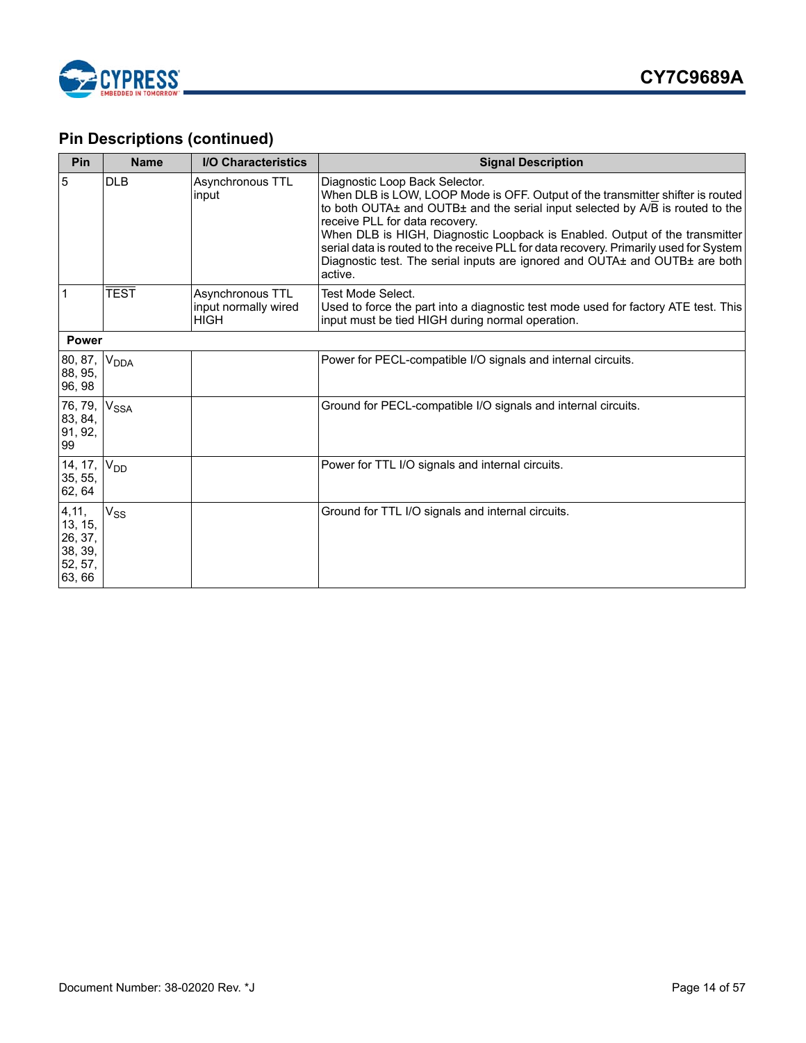## Pin Descriptions (continued)

| Pin | Name | I/O Characteristics | Signal Description |
|---|---|---|---|
| 5 | DLB | Asynchronous TTL input | Diagnostic Loop Back Selector.<br>When DLB is LOW, LOOP Mode is OFF. Output of the transmitter shifter is routed to both OUTA± and OUTB± and the serial input selected by A/$\overline{B}$ is routed to the receive PLL for data recovery.<br>When DLB is HIGH, Diagnostic Loopback is Enabled. Output of the transmitter serial data is routed to the receive PLL for data recovery. Primarily used for System Diagnostic test. The serial inputs are ignored and OUTA± and OUTB± are both active. |
| 1 | $\overline{TEST}$ | Asynchronous TTL input normally wired HIGH | Test Mode Select.<br>Used to force the part into a diagnostic test mode used for factory ATE test. This input must be tied HIGH during normal operation. |
| **Power** | | | |
| 80, 87, 88, 95, 96, 98 | $V_{DDA}$ | | Power for PECL-compatible I/O signals and internal circuits. |
| 76, 79, 83, 84, 91, 92, 99 | $V_{SSA}$ | | Ground for PECL-compatible I/O signals and internal circuits. |
| 14, 17, 35, 55, 62, 64 | $V_{DD}$ | | Power for TTL I/O signals and internal circuits. |
| 4,11, 13, 15, 26, 37, 38, 39, 52, 57, 63, 66 | $V_{SS}$ | | Ground for TTL I/O signals and internal circuits. |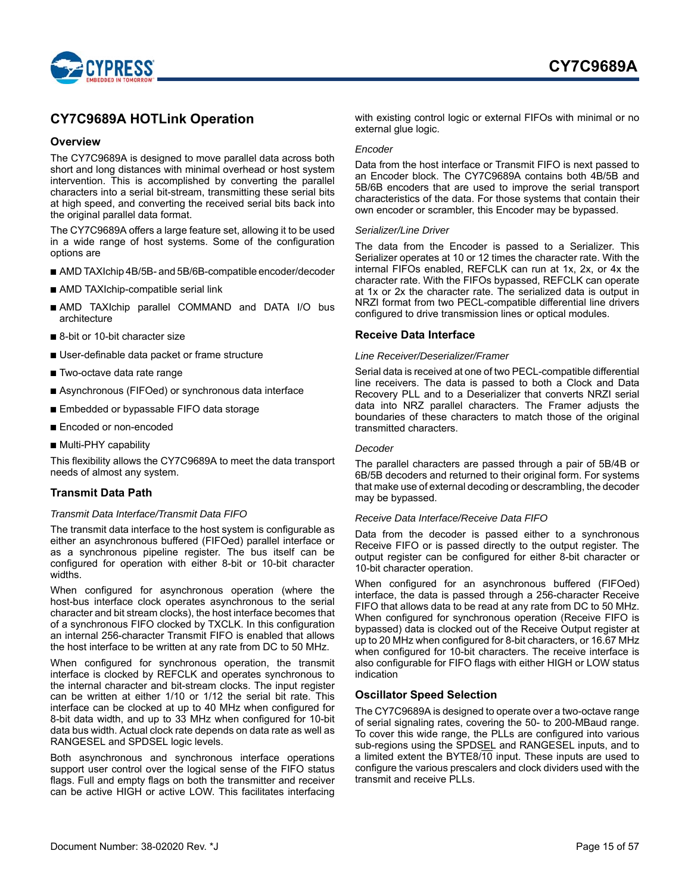## CY7C9689A HOTLink Operation

### Overview

The CY7C9689A is designed to move parallel data across both short and long distances with minimal overhead or host system intervention. This is accomplished by converting the parallel characters into a serial bit-stream, transmitting these serial bits at high speed, and converting the received serial bits back into the original parallel data format.

The CY7C9689A offers a large feature set, allowing it to be used in a wide range of host systems. Some of the configuration options are

- AMD TAXIchip 4B/5B- and 5B/6B-compatible encoder/decoder
- AMD TAXIchip-compatible serial link
- AMD TAXIchip parallel COMMAND and DATA I/O bus architecture
- 8-bit or 10-bit character size
- User-definable data packet or frame structure
- Two-octave data rate range
- Asynchronous (FIFOed) or synchronous data interface
- Embedded or bypassable FIFO data storage
- Encoded or non-encoded
- Multi-PHY capability

This flexibility allows the CY7C9689A to meet the data transport needs of almost any system.

### Transmit Data Path

*Transmit Data Interface/Transmit Data FIFO*

The transmit data interface to the host system is configurable as either an asynchronous buffered (FIFOed) parallel interface or as a synchronous pipeline register. The bus itself can be configured for operation with either 8-bit or 10-bit character widths.

When configured for asynchronous operation (where the host-bus interface clock operates asynchronous to the serial character and bit stream clocks), the host interface becomes that of a synchronous FIFO clocked by TXCLK. In this configuration an internal 256-character Transmit FIFO is enabled that allows the host interface to be written at any rate from DC to 50 MHz.

When configured for synchronous operation, the transmit interface is clocked by REFCLK and operates synchronous to the internal character and bit-stream clocks. The input register can be written at either 1/10 or 1/12 the serial bit rate. This interface can be clocked at up to 40 MHz when configured for 8-bit data width, and up to 33 MHz when configured for 10-bit data bus width. Actual clock rate depends on data rate as well as RANGESEL and SPDSEL logic levels.

Both asynchronous and synchronous interface operations support user control over the logical sense of the FIFO status flags. Full and empty flags on both the transmitter and receiver can be active HIGH or active LOW. This facilitates interfacing with existing control logic or external FIFOs with minimal or no external glue logic.

*Encoder*

Data from the host interface or Transmit FIFO is next passed to an Encoder block. The CY7C9689A contains both 4B/5B and 5B/6B encoders that are used to improve the serial transport characteristics of the data. For those systems that contain their own encoder or scrambler, this Encoder may be bypassed.

*Serializer/Line Driver*

The data from the Encoder is passed to a Serializer. This Serializer operates at 10 or 12 times the character rate. With the internal FIFOs enabled, REFCLK can run at 1x, 2x, or 4x the character rate. With the FIFOs bypassed, REFCLK can operate at 1x or 2x the character rate. The serialized data is output in NRZI format from two PECL-compatible differential line drivers configured to drive transmission lines or optical modules.

### Receive Data Interface

*Line Receiver/Deserializer/Framer*

Serial data is received at one of two PECL-compatible differential line receivers. The data is passed to both a Clock and Data Recovery PLL and to a Deserializer that converts NRZI serial data into NRZ parallel characters. The Framer adjusts the boundaries of these characters to match those of the original transmitted characters.

*Decoder*

The parallel characters are passed through a pair of 5B/4B or 6B/5B decoders and returned to their original form. For systems that make use of external decoding or descrambling, the decoder may be bypassed.

*Receive Data Interface/Receive Data FIFO*

Data from the decoder is passed either to a synchronous Receive FIFO or is passed directly to the output register. The output register can be configured for either 8-bit character or 10-bit character operation.

When configured for an asynchronous buffered (FIFOed) interface, the data is passed through a 256-character Receive FIFO that allows data to be read at any rate from DC to 50 MHz. When configured for synchronous operation (Receive FIFO is bypassed) data is clocked out of the Receive Output register at up to 20 MHz when configured for 8-bit characters, or 16.67 MHz when configured for 10-bit characters. The receive interface is also configurable for FIFO flags with either HIGH or LOW status indication

### Oscillator Speed Selection

The CY7C9689A is designed to operate over a two-octave range of serial signaling rates, covering the 50- to 200-MBaud range. To cover this wide range, the PLLs are configured into various sub-regions using the SPDSEL and RANGESEL inputs, and to a limited extent the BYTE8/10 input. These inputs are used to configure the various prescalers and clock dividers used with the transmit and receive PLLs.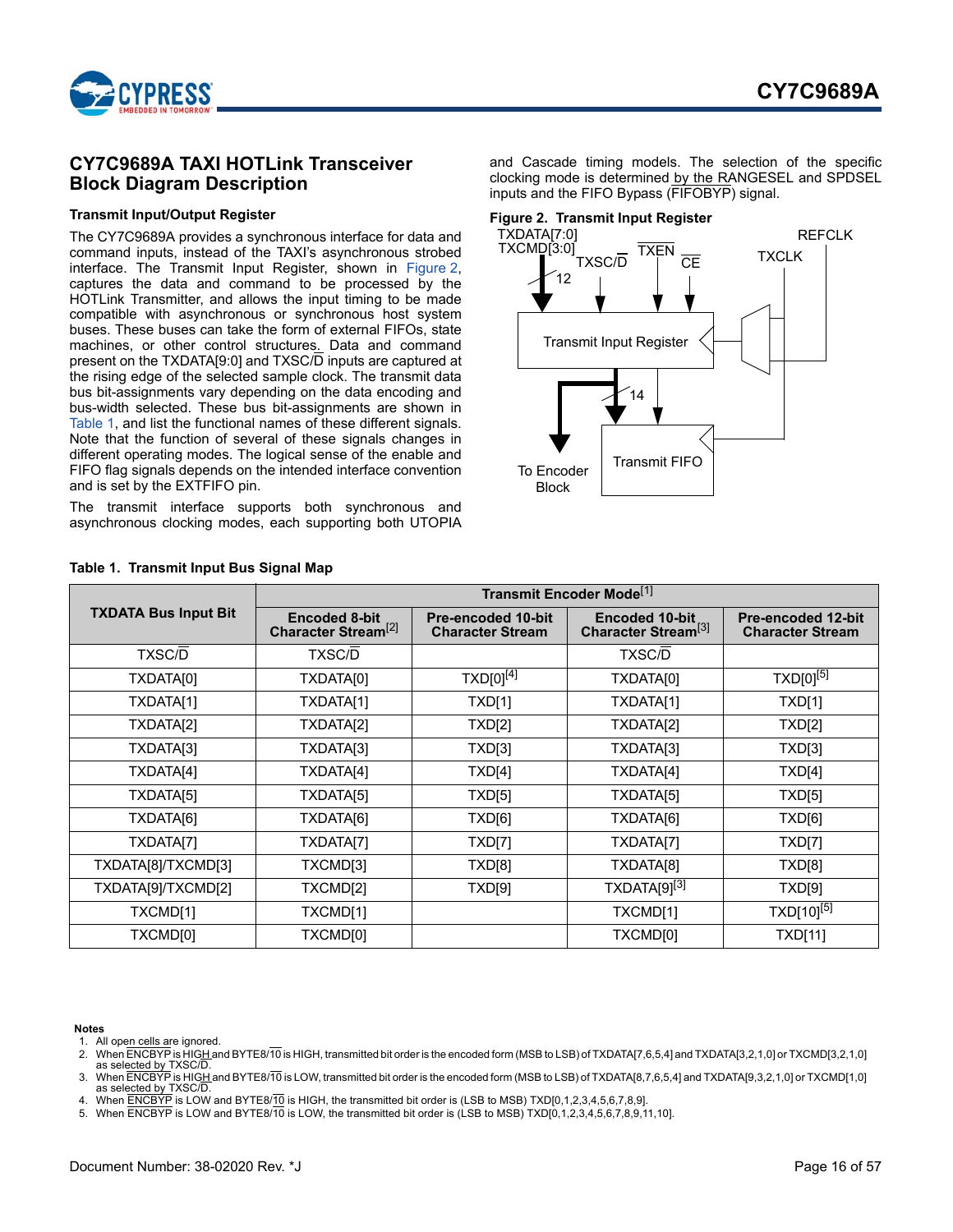## CY7C9689A TAXI HOTLink Transceiver Block Diagram Description

### Transmit Input/Output Register

The CY7C9689A provides a synchronous interface for data and command inputs, instead of the TAXI's asynchronous strobed interface. The Transmit Input Register, shown in Figure 2, captures the data and command to be processed by the HOTLink Transmitter, and allows the input timing to be made compatible with asynchronous or synchronous host system buses. These buses can take the form of external FIFOs, state machines, or other control structures. Data and command present on the TXDATA[9:0] and TXSC/D̅ inputs are captured at the rising edge of the selected sample clock. The transmit data bus bit-assignments vary depending on the data encoding and bus-width selected. These bus bit-assignments are shown in Table 1, and list the functional names of these different signals. Note that the function of several of these signals changes in different operating modes. The logical sense of the enable and FIFO flag signals depends on the intended interface convention and is set by the EXTFIFO pin.

The transmit interface supports both synchronous and asynchronous clocking modes, each supporting both UTOPIA and Cascade timing models. The selection of the specific clocking mode is determined by the RANGESEL and SPDSEL inputs and the FIFO Bypass (F̅I̅F̅O̅B̅Y̅P̅) signal.

**Figure 2. Transmit Input Register**

**Table 1. Transmit Input Bus Signal Map**

| TXDATA Bus Input Bit | Transmit Encoder Mode[1] | | | |
|---|---|---|---|---|
| | Encoded 8-bit Character Stream[2] | Pre-encoded 10-bit Character Stream | Encoded 10-bit Character Stream[3] | Pre-encoded 12-bit Character Stream |
| TXSC/D̅ | TXSC/D̅ | | TXSC/D̅ | |
| TXDATA[0] | TXDATA[0] | TXD[0][4] | TXDATA[0] | TXD[0][5] |
| TXDATA[1] | TXDATA[1] | TXD[1] | TXDATA[1] | TXD[1] |
| TXDATA[2] | TXDATA[2] | TXD[2] | TXDATA[2] | TXD[2] |
| TXDATA[3] | TXDATA[3] | TXD[3] | TXDATA[3] | TXD[3] |
| TXDATA[4] | TXDATA[4] | TXD[4] | TXDATA[4] | TXD[4] |
| TXDATA[5] | TXDATA[5] | TXD[5] | TXDATA[5] | TXD[5] |
| TXDATA[6] | TXDATA[6] | TXD[6] | TXDATA[6] | TXD[6] |
| TXDATA[7] | TXDATA[7] | TXD[7] | TXDATA[7] | TXD[7] |
| TXDATA[8]/TXCMD[3] | TXCMD[3] | TXD[8] | TXDATA[8] | TXD[8] |
| TXDATA[9]/TXCMD[2] | TXCMD[2] | TXD[9] | TXDATA[9][3] | TXD[9] |
| TXCMD[1] | TXCMD[1] | | TXCMD[1] | TXD[10][5] |
| TXCMD[0] | TXCMD[0] | | TXCMD[0] | TXD[11] |

**Notes**
1. All open cells are ignored.
2. When E̅N̅C̅B̅Y̅P̅ is HIGH and BYTE8/1̅0̅ is HIGH, transmitted bit order is the encoded form (MSB to LSB) of TXDATA[7,6,5,4] and TXDATA[3,2,1,0] or TXCMD[3,2,1,0] as selected by TXSC/D̅.
3. When E̅N̅C̅B̅Y̅P̅ is HIGH and BYTE8/1̅0̅ is LOW, transmitted bit order is the encoded form (MSB to LSB) of TXDATA[8,7,6,5,4] and TXDATA[9,3,2,1,0] or TXCMD[1,0] as selected by TXSC/D̅.
4. When E̅N̅C̅B̅Y̅P̅ is LOW and BYTE8/1̅0̅ is HIGH, the transmitted bit order is (LSB to MSB) TXD[0,1,2,3,4,5,6,7,8,9].
5. When E̅N̅C̅B̅Y̅P̅ is LOW and BYTE8/1̅0̅ is LOW, the transmitted bit order is (LSB to MSB) TXD[0,1,2,3,4,5,6,7,8,9,11,10].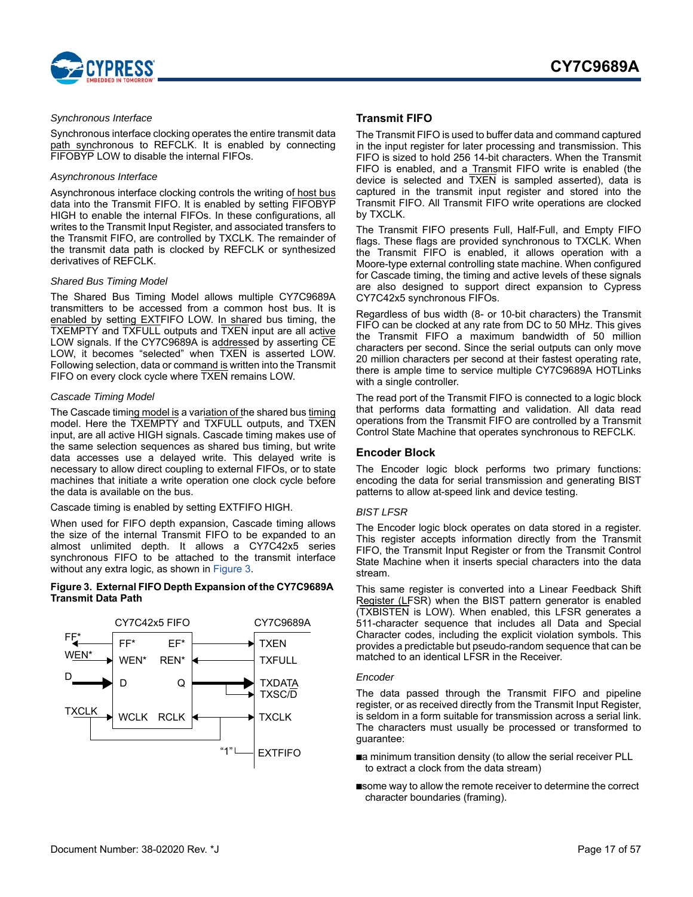*Synchronous Interface*

Synchronous interface clocking operates the entire transmit data path synchronous to REFCLK. It is enabled by connecting FIFOBYP LOW to disable the internal FIFOs.

*Asynchronous Interface*

Asynchronous interface clocking controls the writing of host bus data into the Transmit FIFO. It is enabled by setting FIFOBYP HIGH to enable the internal FIFOs. In these configurations, all writes to the Transmit Input Register, and associated transfers to the Transmit FIFO, are controlled by TXCLK. The remainder of the transmit data path is clocked by REFCLK or synthesized derivatives of REFCLK.

*Shared Bus Timing Model*

The Shared Bus Timing Model allows multiple CY7C9689A transmitters to be accessed from a common host bus. It is enabled by setting EXTFIFO LOW. In shared bus timing, the TXEMPTY and TXFULL outputs and TXEN input are all active LOW signals. If the CY7C9689A is addressed by asserting CE LOW, it becomes "selected" when TXEN is asserted LOW. Following selection, data or command is written into the Transmit FIFO on every clock cycle where TXEN remains LOW.

*Cascade Timing Model*

The Cascade timing model is a variation of the shared bus timing model. Here the TXEMPTY and TXFULL outputs, and TXEN input, are all active HIGH signals. Cascade timing makes use of the same selection sequences as shared bus timing, but write data accesses use a delayed write. This delayed write is necessary to allow direct coupling to external FIFOs, or to state machines that initiate a write operation one clock cycle before the data is available on the bus.

Cascade timing is enabled by setting EXTFIFO HIGH.

When used for FIFO depth expansion, Cascade timing allows the size of the internal Transmit FIFO to be expanded to an almost unlimited depth. It allows a CY7C42x5 series synchronous FIFO to be attached to the transmit interface without any extra logic, as shown in Figure 3.

**Figure 3. External FIFO Depth Expansion of the CY7C9689A Transmit Data Path**

CY7C42x5 FIFO: FF*, WEN*, D, WCLK, EF*, REN*, Q, RCLK
CY7C9689A: TXEN, TXFULL, TXDATA, TXSC/D, TXCLK, EXTFIFO ("1")
Inputs: FF*, WEN*, D, TXCLK

## Transmit FIFO

The Transmit FIFO is used to buffer data and command captured in the input register for later processing and transmission. This FIFO is sized to hold 256 14-bit characters. When the Transmit FIFO is enabled, and a Transmit FIFO write is enabled (the device is selected and TXEN is sampled asserted), data is captured in the transmit input register and stored into the Transmit FIFO. All Transmit FIFO write operations are clocked by TXCLK.

The Transmit FIFO presents Full, Half-Full, and Empty FIFO flags. These flags are provided synchronous to TXCLK. When the Transmit FIFO is enabled, it allows operation with a Moore-type external controlling state machine. When configured for Cascade timing, the timing and active levels of these signals are also designed to support direct expansion to Cypress CY7C42x5 synchronous FIFOs.

Regardless of bus width (8- or 10-bit characters) the Transmit FIFO can be clocked at any rate from DC to 50 MHz. This gives the Transmit FIFO a maximum bandwidth of 50 million characters per second. Since the serial outputs can only move 20 million characters per second at their fastest operating rate, there is ample time to service multiple CY7C9689A HOTLinks with a single controller.

The read port of the Transmit FIFO is connected to a logic block that performs data formatting and validation. All data read operations from the Transmit FIFO are controlled by a Transmit Control State Machine that operates synchronous to REFCLK.

## Encoder Block

The Encoder logic block performs two primary functions: encoding the data for serial transmission and generating BIST patterns to allow at-speed link and device testing.

*BIST LFSR*

The Encoder logic block operates on data stored in a register. This register accepts information directly from the Transmit FIFO, the Transmit Input Register or from the Transmit Control State Machine when it inserts special characters into the data stream.

This same register is converted into a Linear Feedback Shift Register (LFSR) when the BIST pattern generator is enabled (TXBISTEN is LOW). When enabled, this LFSR generates a 511-character sequence that includes all Data and Special Character codes, including the explicit violation symbols. This provides a predictable but pseudo-random sequence that can be matched to an identical LFSR in the Receiver.

*Encoder*

The data passed through the Transmit FIFO and pipeline register, or as received directly from the Transmit Input Register, is seldom in a form suitable for transmission across a serial link. The characters must usually be processed or transformed to guarantee:

- a minimum transition density (to allow the serial receiver PLL to extract a clock from the data stream)
- some way to allow the remote receiver to determine the correct character boundaries (framing).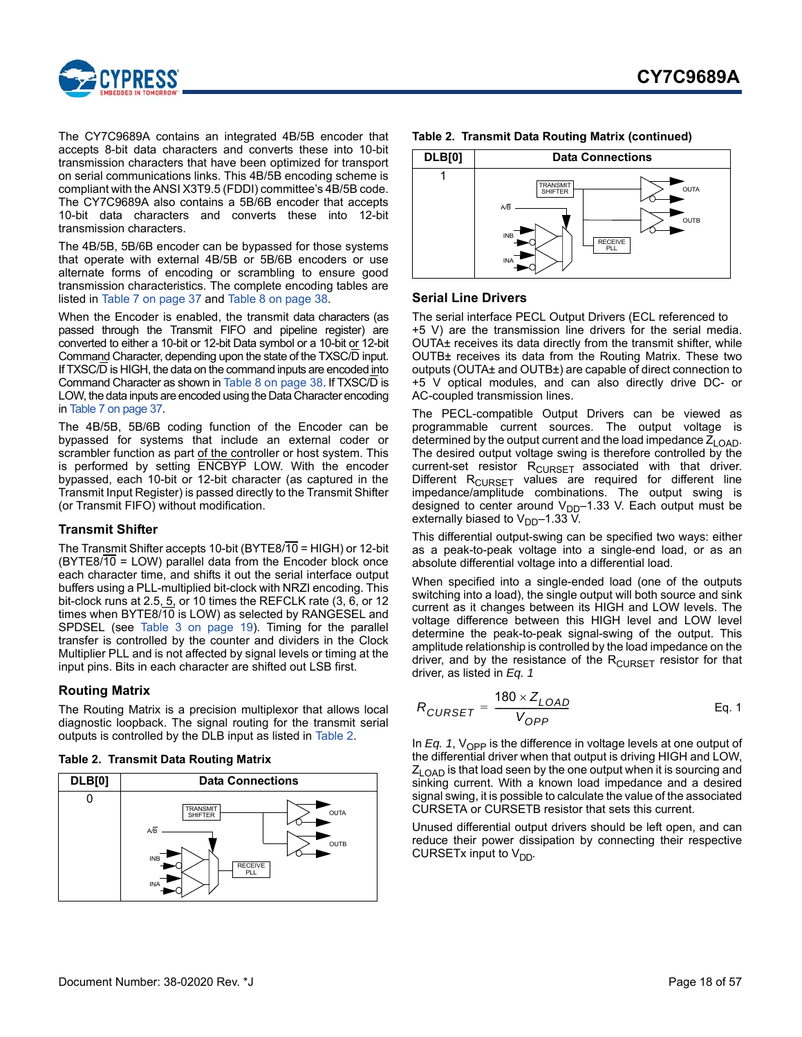The CY7C9689A contains an integrated 4B/5B encoder that accepts 8-bit data characters and converts these into 10-bit transmission characters that have been optimized for transport on serial communications links. This 4B/5B encoding scheme is compliant with the ANSI X3T9.5 (FDDI) committee's 4B/5B code. The CY7C9689A also contains a 5B/6B encoder that accepts 10-bit data characters and converts these into 12-bit transmission characters.

The 4B/5B, 5B/6B encoder can be bypassed for those systems that operate with external 4B/5B or 5B/6B encoders or use alternate forms of encoding or scrambling to ensure good transmission characteristics. The complete encoding tables are listed in Table 7 on page 37 and Table 8 on page 38.

When the Encoder is enabled, the transmit data characters (as passed through the Transmit FIFO and pipeline register) are converted to either a 10-bit or 12-bit Data symbol or a 10-bit or 12-bit Command Character, depending upon the state of the TXSC/D input. If TXSC/D is HIGH, the data on the command inputs are encoded into Command Character as shown in Table 8 on page 38. If TXSC/D is LOW, the data inputs are encoded using the Data Character encoding in Table 7 on page 37.

The 4B/5B, 5B/6B coding function of the Encoder can be bypassed for systems that include an external coder or scrambler function as part of the controller or host system. This is performed by setting ENCBYP LOW. With the encoder bypassed, each 10-bit or 12-bit character (as captured in the Transmit Input Register) is passed directly to the Transmit Shifter (or Transmit FIFO) without modification.

### Transmit Shifter

The Transmit Shifter accepts 10-bit (BYTE8/10 = HIGH) or 12-bit (BYTE8/10 = LOW) parallel data from the Encoder block once each character time, and shifts it out the serial interface output buffers using a PLL-multiplied bit-clock with NRZI encoding. This bit-clock runs at 2.5, 5, or 10 times the REFCLK rate (3, 6, or 12 times when BYTE8/10 is LOW) as selected by RANGESEL and SPDSEL (see Table 3 on page 19). Timing for the parallel transfer is controlled by the counter and dividers in the Clock Multiplier PLL and is not affected by signal levels or timing at the input pins. Bits in each character are shifted out LSB first.

### Routing Matrix

The Routing Matrix is a precision multiplexor that allows local diagnostic loopback. The signal routing for the transmit serial outputs is controlled by the DLB input as listed in Table 2.

**Table 2. Transmit Data Routing Matrix**

| DLB[0] | Data Connections |
|---|---|
| 0 | TRANSMIT SHIFTER, A/B, INB, INA, RECEIVE PLL, OUTA, OUTB |
| 1 | TRANSMIT SHIFTER, A/B, INB, INA, RECEIVE PLL, OUTA, OUTB |

### Serial Line Drivers

The serial interface PECL Output Drivers (ECL referenced to +5 V) are the transmission line drivers for the serial media. OUTA± receives its data directly from the transmit shifter, while OUTB± receives its data from the Routing Matrix. These two outputs (OUTA± and OUTB±) are capable of direct connection to +5 V optical modules, and can also directly drive DC- or AC-coupled transmission lines.

The PECL-compatible Output Drivers can be viewed as programmable current sources. The output voltage is determined by the output current and the load impedance $Z_{LOAD}$. The desired output voltage swing is therefore controlled by the current-set resistor $R_{CURSET}$ associated with that driver. Different $R_{CURSET}$ values are required for different line impedance/amplitude combinations. The output swing is designed to center around $V_{DD}$–1.33 V. Each output must be externally biased to $V_{DD}$–1.33 V.

This differential output-swing can be specified two ways: either as a peak-to-peak voltage into a single-end load, or as an absolute differential voltage into a differential load.

When specified into a single-ended load (one of the outputs switching into a load), the single output will both source and sink current as it changes between its HIGH and LOW levels. The voltage difference between this HIGH level and LOW level determine the peak-to-peak signal-swing of the output. This amplitude relationship is controlled by the load impedance on the driver, and by the resistance of the $R_{CURSET}$ resistor for that driver, as listed in *Eq. 1*

$$R_{CURSET} = \frac{180 \times Z_{LOAD}}{V_{OPP}} \quad \text{Eq. 1}$$

In *Eq. 1*, $V_{OPP}$ is the difference in voltage levels at one output of the differential driver when that output is driving HIGH and LOW, $Z_{LOAD}$ is that load seen by the one output when it is sourcing and sinking current. With a known load impedance and a desired signal swing, it is possible to calculate the value of the associated CURSETA or CURSETB resistor that sets this current.

Unused differential output drivers should be left open, and can reduce their power dissipation by connecting their respective CURSETx input to $V_{DD}$.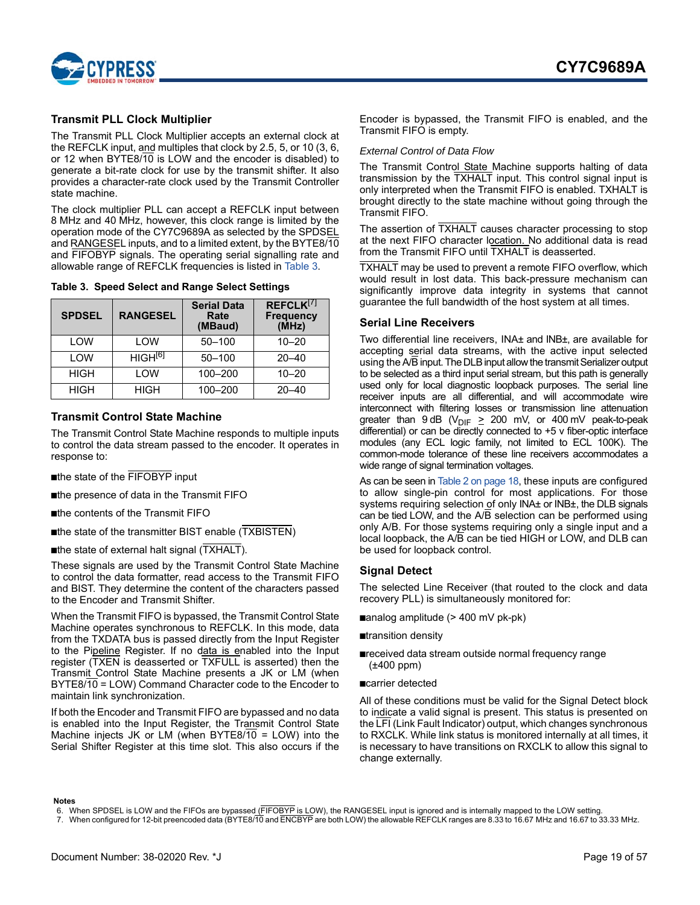## Transmit PLL Clock Multiplier

The Transmit PLL Clock Multiplier accepts an external clock at the REFCLK input, and multiples that clock by 2.5, 5, or 10 (3, 6, or 12 when BYTE8/$\overline{10}$ is LOW and the encoder is disabled) to generate a bit-rate clock for use by the transmit shifter. It also provides a character-rate clock used by the Transmit Controller state machine.

The clock multiplier PLL can accept a REFCLK input between 8 MHz and 40 MHz, however, this clock range is limited by the operation mode of the CY7C9689A as selected by the SPDSEL and RANGESEL inputs, and to a limited extent, by the BYTE8/$\overline{10}$ and $\overline{\text{FIFOBYP}}$ signals. The operating serial signalling rate and allowable range of REFCLK frequencies is listed in Table 3.

**Table 3. Speed Select and Range Select Settings**

| SPDSEL | RANGESEL | Serial Data Rate (MBaud) | REFCLK[7] Frequency (MHz) |
|---|---|---|---|
| LOW | LOW | 50–100 | 10–20 |
| LOW | HIGH[6] | 50–100 | 20–40 |
| HIGH | LOW | 100–200 | 10–20 |
| HIGH | HIGH | 100–200 | 20–40 |

## Transmit Control State Machine

The Transmit Control State Machine responds to multiple inputs to control the data stream passed to the encoder. It operates in response to:

- the state of the $\overline{\text{FIFOBYP}}$ input
- the presence of data in the Transmit FIFO
- the contents of the Transmit FIFO
- the state of the transmitter BIST enable ($\overline{\text{TXBISTEN}}$)
- the state of external halt signal ($\overline{\text{TXHALT}}$).

These signals are used by the Transmit Control State Machine to control the data formatter, read access to the Transmit FIFO and BIST. They determine the content of the characters passed to the Encoder and Transmit Shifter.

When the Transmit FIFO is bypassed, the Transmit Control State Machine operates synchronous to REFCLK. In this mode, data from the TXDATA bus is passed directly from the Input Register to the Pipeline Register. If no data is enabled into the Input register ($\overline{\text{TXEN}}$ is deasserted or $\overline{\text{TXFULL}}$ is asserted) then the Transmit Control State Machine presents a JK or LM (when BYTE8/$\overline{10}$ = LOW) Command Character code to the Encoder to maintain link synchronization.

If both the Encoder and Transmit FIFO are bypassed and no data is enabled into the Input Register, the Transmit Control State Machine injects JK or LM (when BYTE8/$\overline{10}$ = LOW) into the Serial Shifter Register at this time slot. This also occurs if the Encoder is bypassed, the Transmit FIFO is enabled, and the Transmit FIFO is empty.

*External Control of Data Flow*

The Transmit Control State Machine supports halting of data transmission by the $\overline{\text{TXHALT}}$ input. This control signal input is only interpreted when the Transmit FIFO is enabled. TXHALT is brought directly to the state machine without going through the Transmit FIFO.

The assertion of $\overline{\text{TXHALT}}$ causes character processing to stop at the next FIFO character location. No additional data is read from the Transmit FIFO until $\overline{\text{TXHALT}}$ is deasserted.

$\overline{\text{TXHALT}}$ may be used to prevent a remote FIFO overflow, which would result in lost data. This back-pressure mechanism can significantly improve data integrity in systems that cannot guarantee the full bandwidth of the host system at all times.

## Serial Line Receivers

Two differential line receivers, INA± and INB±, are available for accepting serial data streams, with the active input selected using the A/$\overline{\text{B}}$ input. The DLB input allow the transmit Serializer output to be selected as a third input serial stream, but this path is generally used only for local diagnostic loopback purposes. The serial line receiver inputs are all differential, and will accommodate wire interconnect with filtering losses or transmission line attenuation greater than 9 dB ($V_{DIF}$ ≥ 200 mV, or 400 mV peak-to-peak differential) or can be directly connected to +5 v fiber-optic interface modules (any ECL logic family, not limited to ECL 100K). The common-mode tolerance of these line receivers accommodates a wide range of signal termination voltages.

As can be seen in Table 2 on page 18, these inputs are configured to allow single-pin control for most applications. For those systems requiring selection of only INA± or INB±, the DLB signals can be tied LOW, and the A/$\overline{\text{B}}$ selection can be performed using only A/B. For those systems requiring only a single input and a local loopback, the A/$\overline{\text{B}}$ can be tied HIGH or LOW, and DLB can be used for loopback control.

## Signal Detect

The selected Line Receiver (that routed to the clock and data recovery PLL) is simultaneously monitored for:

- analog amplitude (> 400 mV pk-pk)
- transition density
- received data stream outside normal frequency range (±400 ppm)
- carrier detected

All of these conditions must be valid for the Signal Detect block to indicate a valid signal is present. This status is presented on the $\overline{\text{LFI}}$ (Link Fault Indicator) output, which changes synchronous to RXCLK. While link status is monitored internally at all times, it is necessary to have transitions on RXCLK to allow this signal to change externally.

**Notes**

6. When SPDSEL is LOW and the FIFOs are bypassed ($\overline{\text{FIFOBYP}}$ is LOW), the RANGESEL input is ignored and is internally mapped to the LOW setting.
7. When configured for 12-bit preencoded data (BYTE8/$\overline{10}$ and $\overline{\text{ENCBYP}}$ are both LOW) the allowable REFCLK ranges are 8.33 to 16.67 MHz and 16.67 to 33.33 MHz.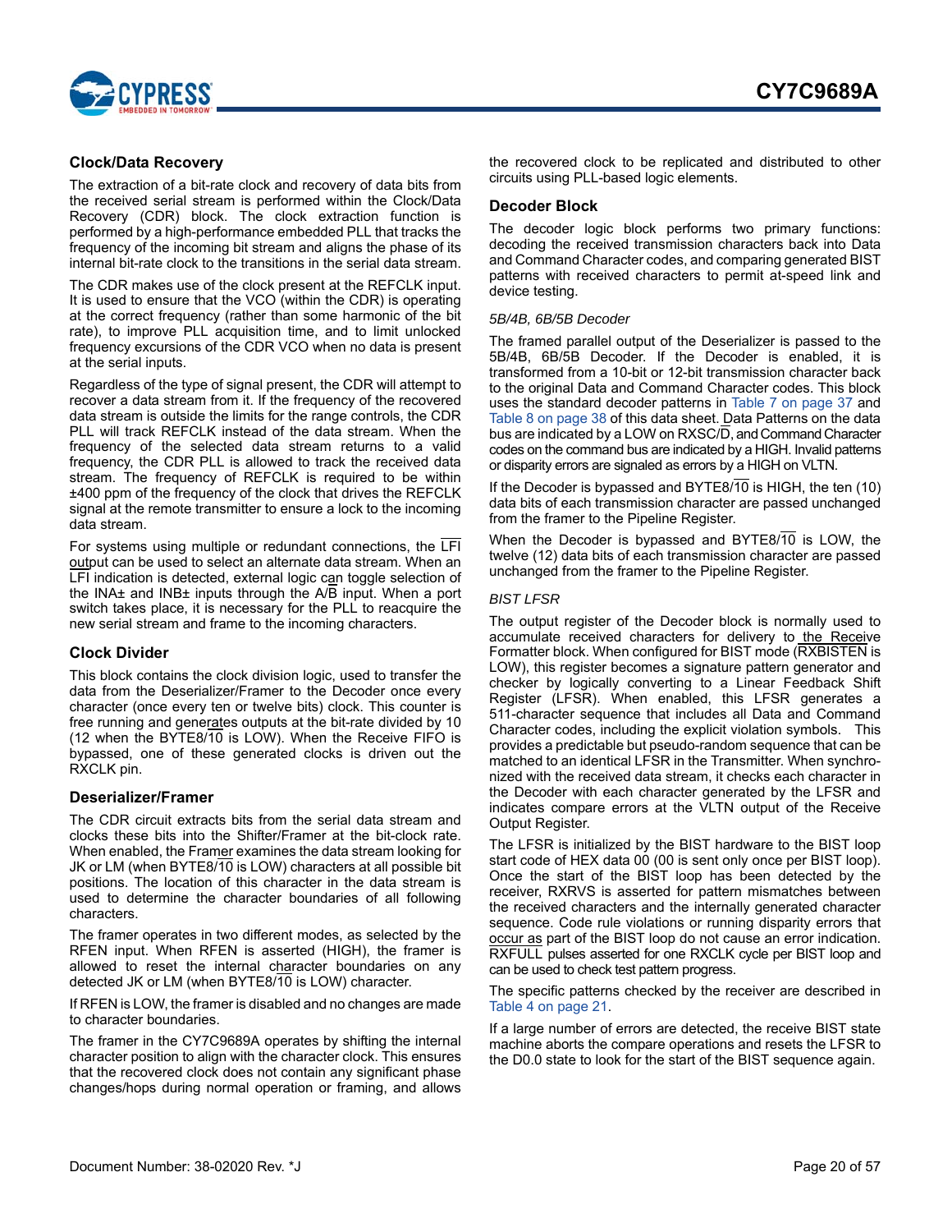### Clock/Data Recovery

The extraction of a bit-rate clock and recovery of data bits from the received serial stream is performed within the Clock/Data Recovery (CDR) block. The clock extraction function is performed by a high-performance embedded PLL that tracks the frequency of the incoming bit stream and aligns the phase of its internal bit-rate clock to the transitions in the serial data stream.

The CDR makes use of the clock present at the REFCLK input. It is used to ensure that the VCO (within the CDR) is operating at the correct frequency (rather than some harmonic of the bit rate), to improve PLL acquisition time, and to limit unlocked frequency excursions of the CDR VCO when no data is present at the serial inputs.

Regardless of the type of signal present, the CDR will attempt to recover a data stream from it. If the frequency of the recovered data stream is outside the limits for the range controls, the CDR PLL will track REFCLK instead of the data stream. When the frequency of the selected data stream returns to a valid frequency, the CDR PLL is allowed to track the received data stream. The frequency of REFCLK is required to be within ±400 ppm of the frequency of the clock that drives the REFCLK signal at the remote transmitter to ensure a lock to the incoming data stream.

For systems using multiple or redundant connections, the $\overline{LFI}$ output can be used to select an alternate data stream. When an $\overline{LFI}$ indication is detected, external logic can toggle selection of the INA± and INB± inputs through the A/$\overline{B}$ input. When a port switch takes place, it is necessary for the PLL to reacquire the new serial stream and frame to the incoming characters.

### Clock Divider

This block contains the clock division logic, used to transfer the data from the Deserializer/Framer to the Decoder once every character (once every ten or twelve bits) clock. This counter is free running and generates outputs at the bit-rate divided by 10 (12 when the BYTE8/$\overline{10}$ is LOW). When the Receive FIFO is bypassed, one of these generated clocks is driven out the RXCLK pin.

### Deserializer/Framer

The CDR circuit extracts bits from the serial data stream and clocks these bits into the Shifter/Framer at the bit-clock rate. When enabled, the Framer examines the data stream looking for JK or LM (when BYTE8/$\overline{10}$ is LOW) characters at all possible bit positions. The location of this character in the data stream is used to determine the character boundaries of all following characters.

The framer operates in two different modes, as selected by the RFEN input. When RFEN is asserted (HIGH), the framer is allowed to reset the internal character boundaries on any detected JK or LM (when BYTE8/$\overline{10}$ is LOW) character.

If RFEN is LOW, the framer is disabled and no changes are made to character boundaries.

The framer in the CY7C9689A operates by shifting the internal character position to align with the character clock. This ensures that the recovered clock does not contain any significant phase changes/hops during normal operation or framing, and allows the recovered clock to be replicated and distributed to other circuits using PLL-based logic elements.

### Decoder Block

The decoder logic block performs two primary functions: decoding the received transmission characters back into Data and Command Character codes, and comparing generated BIST patterns with received characters to permit at-speed link and device testing.

*5B/4B, 6B/5B Decoder*

The framed parallel output of the Deserializer is passed to the 5B/4B, 6B/5B Decoder. If the Decoder is enabled, it is transformed from a 10-bit or 12-bit transmission character back to the original Data and Command Character codes. This block uses the standard decoder patterns in Table 7 on page 37 and Table 8 on page 38 of this data sheet. Data Patterns on the data bus are indicated by a LOW on RXSC/$\overline{D}$, and Command Character codes on the command bus are indicated by a HIGH. Invalid patterns or disparity errors are signaled as errors by a HIGH on VLTN.

If the Decoder is bypassed and BYTE8/$\overline{10}$ is HIGH, the ten (10) data bits of each transmission character are passed unchanged from the framer to the Pipeline Register.

When the Decoder is bypassed and BYTE8/$\overline{10}$ is LOW, the twelve (12) data bits of each transmission character are passed unchanged from the framer to the Pipeline Register.

*BIST LFSR*

The output register of the Decoder block is normally used to accumulate received characters for delivery to the Receive Formatter block. When configured for BIST mode ($\overline{RXBISTEN}$ is LOW), this register becomes a signature pattern generator and checker by logically converting to a Linear Feedback Shift Register (LFSR). When enabled, this LFSR generates a 511-character sequence that includes all Data and Command Character codes, including the explicit violation symbols. This provides a predictable but pseudo-random sequence that can be matched to an identical LFSR in the Transmitter. When synchronized with the received data stream, it checks each character in the Decoder with each character generated by the LFSR and indicates compare errors at the VLTN output of the Receive Output Register.

The LFSR is initialized by the BIST hardware to the BIST loop start code of HEX data 00 (00 is sent only once per BIST loop). Once the start of the BIST loop has been detected by the receiver, RXRVS is asserted for pattern mismatches between the received characters and the internally generated character sequence. Code rule violations or running disparity errors that occur as part of the BIST loop do not cause an error indication. $\overline{RXFULL}$ pulses asserted for one RXCLK cycle per BIST loop and can be used to check test pattern progress.

The specific patterns checked by the receiver are described in Table 4 on page 21.

If a large number of errors are detected, the receive BIST state machine aborts the compare operations and resets the LFSR to the D0.0 state to look for the start of the BIST sequence again.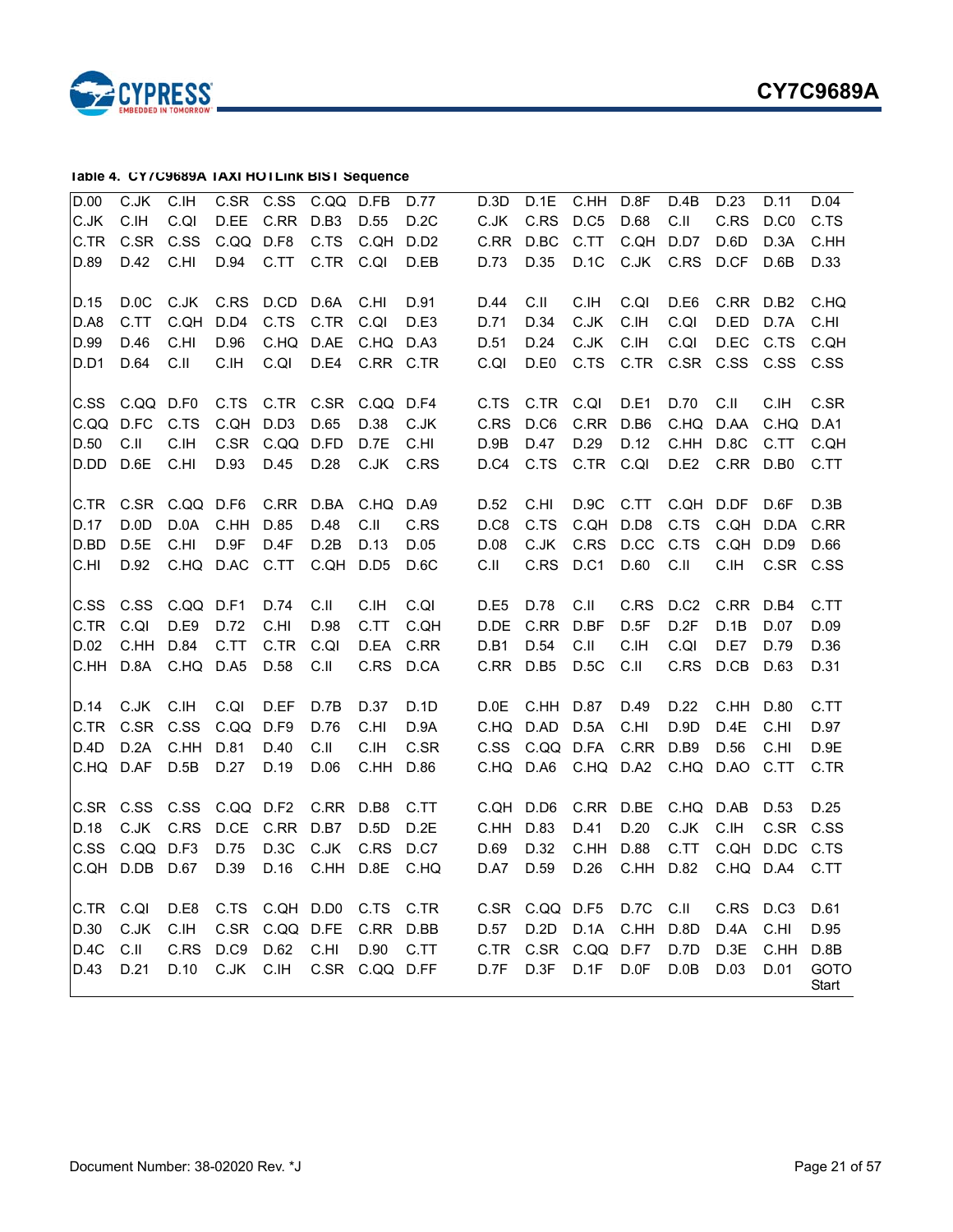**Table 4. CY7C9689A TAXI HOTLink BIST Sequence**

| | | | | | | | | | | | | | | | |
|---|---|---|---|---|---|---|---|---|---|---|---|---|---|---|---|
| D.00 | C.JK | C.IH | C.SR | C.SS | C.QQ | D.FB | D.77 | D.3D | D.1E | C.HH | D.8F | D.4B | D.23 | D.11 | D.04 |
| C.JK | C.IH | C.QI | D.EE | C.RR | D.B3 | D.55 | D.2C | C.JK | C.RS | D.C5 | D.68 | C.II | C.RS | D.C0 | C.TS |
| C.TR | C.SR | C.SS | C.QQ | D.F8 | C.TS | C.QH | D.D2 | C.RR | D.BC | C.TT | C.QH | D.D7 | D.6D | D.3A | C.HH |
| D.89 | D.42 | C.HI | D.94 | C.TT | C.TR | C.QI | D.EB | D.73 | D.35 | D.1C | C.JK | C.RS | D.CF | D.6B | D.33 |
| D.15 | D.0C | C.JK | C.RS | D.CD | D.6A | C.HI | D.91 | D.44 | C.II | C.IH | C.QI | D.E6 | C.RR | D.B2 | C.HQ |
| D.A8 | C.TT | C.QH | D.D4 | C.TS | C.TR | C.QI | D.E3 | D.71 | D.34 | C.JK | C.IH | C.QI | D.ED | D.7A | C.HI |
| D.99 | D.46 | C.HI | D.96 | C.HQ | D.AE | C.HQ | D.A3 | D.51 | D.24 | C.JK | C.IH | C.QI | D.EC | C.TS | C.QH |
| D.D1 | D.64 | C.II | C.IH | C.QI | D.E4 | C.RR | C.TR | C.QI | D.E0 | C.TS | C.TR | C.SR | C.SS | C.SS | C.SS |
| C.SS | C.QQ | D.F0 | C.TS | C.TR | C.SR | C.QQ | D.F4 | C.TS | C.TR | C.QI | D.E1 | D.70 | C.II | C.IH | C.SR |
| C.QQ | D.FC | C.TS | C.QH | D.D3 | D.65 | D.38 | C.JK | C.RS | D.C6 | C.RR | D.B6 | C.HQ | D.AA | C.HQ | D.A1 |
| D.50 | C.II | C.IH | C.SR | C.QQ | D.FD | D.7E | C.HI | D.9B | D.47 | D.29 | D.12 | C.HH | D.8C | C.TT | C.QH |
| D.DD | D.6E | C.HI | D.93 | D.45 | D.28 | C.JK | C.RS | D.C4 | C.TS | C.TR | C.QI | D.E2 | C.RR | D.B0 | C.TT |
| C.TR | C.SR | C.QQ | D.F6 | C.RR | D.BA | C.HQ | D.A9 | D.52 | C.HI | D.9C | C.TT | C.QH | D.DF | D.6F | D.3B |
| D.17 | D.0D | D.0A | C.HH | D.85 | D.48 | C.II | C.RS | D.C8 | C.TS | C.QH | D.D8 | C.TS | C.QH | D.DA | C.RR |
| D.BD | D.5E | C.HI | D.9F | D.4F | D.2B | D.13 | D.05 | D.08 | C.JK | C.RS | D.CC | C.TS | C.QH | D.D9 | D.66 |
| C.HI | D.92 | C.HQ | D.AC | C.TT | C.QH | D.D5 | D.6C | C.II | C.RS | D.C1 | D.60 | C.II | C.IH | C.SR | C.SS |
| C.SS | C.SS | C.QQ | D.F1 | D.74 | C.II | C.IH | C.QI | D.E5 | D.78 | C.II | C.RS | D.C2 | C.RR | D.B4 | C.TT |
| C.TR | C.QI | D.E9 | D.72 | C.HI | D.98 | C.TT | C.QH | D.DE | C.RR | D.BF | D.5F | D.2F | D.1B | D.07 | D.09 |
| D.02 | C.HH | D.84 | C.TT | C.TR | C.QI | D.EA | C.RR | D.B1 | D.54 | C.II | C.IH | C.QI | D.E7 | D.79 | D.36 |
| C.HH | D.8A | C.HQ | D.A5 | D.58 | C.II | C.RS | D.CA | C.RR | D.B5 | D.5C | C.II | C.RS | D.CB | D.63 | D.31 |
| D.14 | C.JK | C.IH | C.QI | D.EF | D.7B | D.37 | D.1D | D.0E | C.HH | D.87 | D.49 | D.22 | C.HH | D.80 | C.TT |
| C.TR | C.SR | C.SS | C.QQ | D.F9 | D.76 | C.HI | D.9A | C.HQ | D.AD | D.5A | C.HI | D.9D | D.4E | C.HI | D.97 |
| D.4D | D.2A | C.HH | D.81 | D.40 | C.II | C.IH | C.SR | C.SS | C.QQ | D.FA | C.RR | D.B9 | D.56 | C.HI | D.9E |
| C.HQ | D.AF | D.5B | D.27 | D.19 | D.06 | C.HH | D.86 | C.HQ | D.A6 | C.HQ | D.A2 | C.HQ | D.AO | C.TT | C.TR |
| C.SR | C.SS | C.SS | C.QQ | D.F2 | C.RR | D.B8 | C.TT | C.QH | D.D6 | C.RR | D.BE | C.HQ | D.AB | D.53 | D.25 |
| D.18 | C.JK | C.RS | D.CE | C.RR | D.B7 | D.5D | D.2E | C.HH | D.83 | D.41 | D.20 | C.JK | C.IH | C.SR | C.SS |
| C.SS | C.QQ | D.F3 | D.75 | D.3C | C.JK | C.RS | D.C7 | D.69 | D.32 | C.HH | D.88 | C.TT | C.QH | D.DC | C.TS |
| C.QH | D.DB | D.67 | D.39 | D.16 | C.HH | D.8E | C.HQ | D.A7 | D.59 | D.26 | C.HH | D.82 | C.HQ | D.A4 | C.TT |
| C.TR | C.QI | D.E8 | C.TS | C.QH | D.D0 | C.TS | C.TR | C.SR | C.QQ | D.F5 | D.7C | C.II | C.RS | D.C3 | D.61 |
| D.30 | C.JK | C.IH | C.SR | C.QQ | D.FE | C.RR | D.BB | D.57 | D.2D | D.1A | C.HH | D.8D | D.4A | C.HI | D.95 |
| D.4C | C.II | C.RS | D.C9 | D.62 | C.HI | D.90 | C.TT | C.TR | C.SR | C.QQ | D.F7 | D.7D | D.3E | C.HH | D.8B |
| D.43 | D.21 | D.10 | C.JK | C.IH | C.SR | C.QQ | D.FF | D.7F | D.3F | D.1F | D.0F | D.0B | D.03 | D.01 | GOTO Start |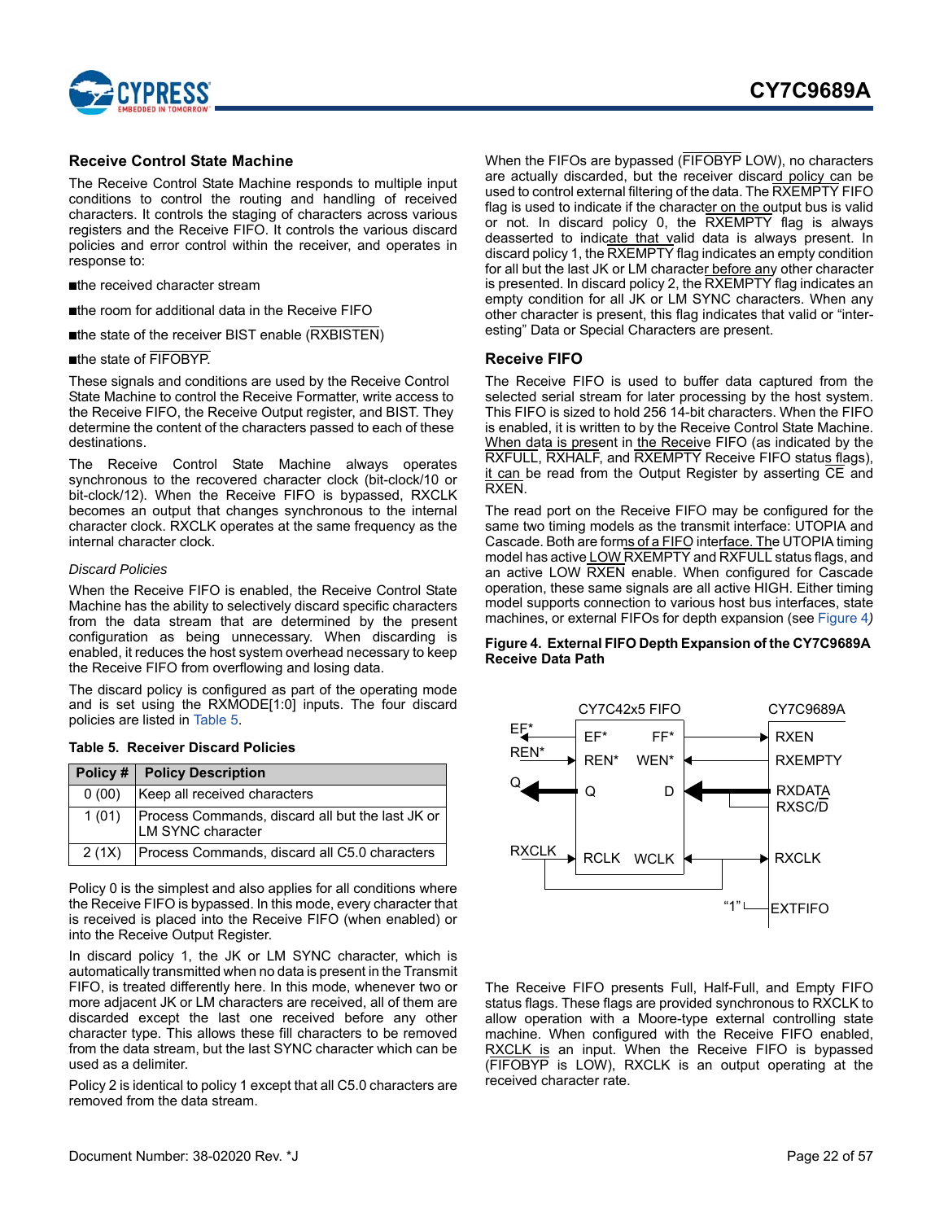## Receive Control State Machine

The Receive Control State Machine responds to multiple input conditions to control the routing and handling of received characters. It controls the staging of characters across various registers and the Receive FIFO. It controls the various discard policies and error control within the receiver, and operates in response to:

- the received character stream
- the room for additional data in the Receive FIFO
- the state of the receiver BIST enable (RXBISTEN)
- the state of FIFOBYP.

These signals and conditions are used by the Receive Control State Machine to control the Receive Formatter, write access to the Receive FIFO, the Receive Output register, and BIST. They determine the content of the characters passed to each of these destinations.

The Receive Control State Machine always operates synchronous to the recovered character clock (bit-clock/10 or bit-clock/12). When the Receive FIFO is bypassed, RXCLK becomes an output that changes synchronous to the internal character clock. RXCLK operates at the same frequency as the internal character clock.

*Discard Policies*

When the Receive FIFO is enabled, the Receive Control State Machine has the ability to selectively discard specific characters from the data stream that are determined by the present configuration as being unnecessary. When discarding is enabled, it reduces the host system overhead necessary to keep the Receive FIFO from overflowing and losing data.

The discard policy is configured as part of the operating mode and is set using the RXMODE[1:0] inputs. The four discard policies are listed in Table 5.

**Table 5. Receiver Discard Policies**

| Policy # | Policy Description |
|---|---|
| 0 (00) | Keep all received characters |
| 1 (01) | Process Commands, discard all but the last JK or LM SYNC character |
| 2 (1X) | Process Commands, discard all C5.0 characters |

Policy 0 is the simplest and also applies for all conditions where the Receive FIFO is bypassed. In this mode, every character that is received is placed into the Receive FIFO (when enabled) or into the Receive Output Register.

In discard policy 1, the JK or LM SYNC character, which is automatically transmitted when no data is present in the Transmit FIFO, is treated differently here. In this mode, whenever two or more adjacent JK or LM characters are received, all of them are discarded except the last one received before any other character type. This allows these fill characters to be removed from the data stream, but the last SYNC character which can be used as a delimiter.

Policy 2 is identical to policy 1 except that all C5.0 characters are removed from the data stream.

When the FIFOs are bypassed (FIFOBYP LOW), no characters are actually discarded, but the receiver discard policy can be used to control external filtering of the data. The RXEMPTY FIFO flag is used to indicate if the character on the output bus is valid or not. In discard policy 0, the RXEMPTY flag is always deasserted to indicate that valid data is always present. In discard policy 1, the RXEMPTY flag indicates an empty condition for all but the last JK or LM character before any other character is presented. In discard policy 2, the RXEMPTY flag indicates an empty condition for all JK or LM SYNC characters. When any other character is present, this flag indicates that valid or “interesting” Data or Special Characters are present.

## Receive FIFO

The Receive FIFO is used to buffer data captured from the selected serial stream for later processing by the host system. This FIFO is sized to hold 256 14-bit characters. When the FIFO is enabled, it is written to by the Receive Control State Machine. When data is present in the Receive FIFO (as indicated by the RXFULL, RXHALF, and RXEMPTY Receive FIFO status flags), it can be read from the Output Register by asserting CE and RXEN.

The read port on the Receive FIFO may be configured for the same two timing models as the transmit interface: UTOPIA and Cascade. Both are forms of a FIFO interface. The UTOPIA timing model has active LOW RXEMPTY and RXFULL status flags, and an active LOW RXEN enable. When configured for Cascade operation, these same signals are all active HIGH. Either timing model supports connection to various host bus interfaces, state machines, or external FIFOs for depth expansion (see Figure 4)

**Figure 4. External FIFO Depth Expansion of the CY7C9689A Receive Data Path**

The Receive FIFO presents Full, Half-Full, and Empty FIFO status flags. These flags are provided synchronous to RXCLK to allow operation with a Moore-type external controlling state machine. When configured with the Receive FIFO enabled, RXCLK is an input. When the Receive FIFO is bypassed (FIFOBYP is LOW), RXCLK is an output operating at the received character rate.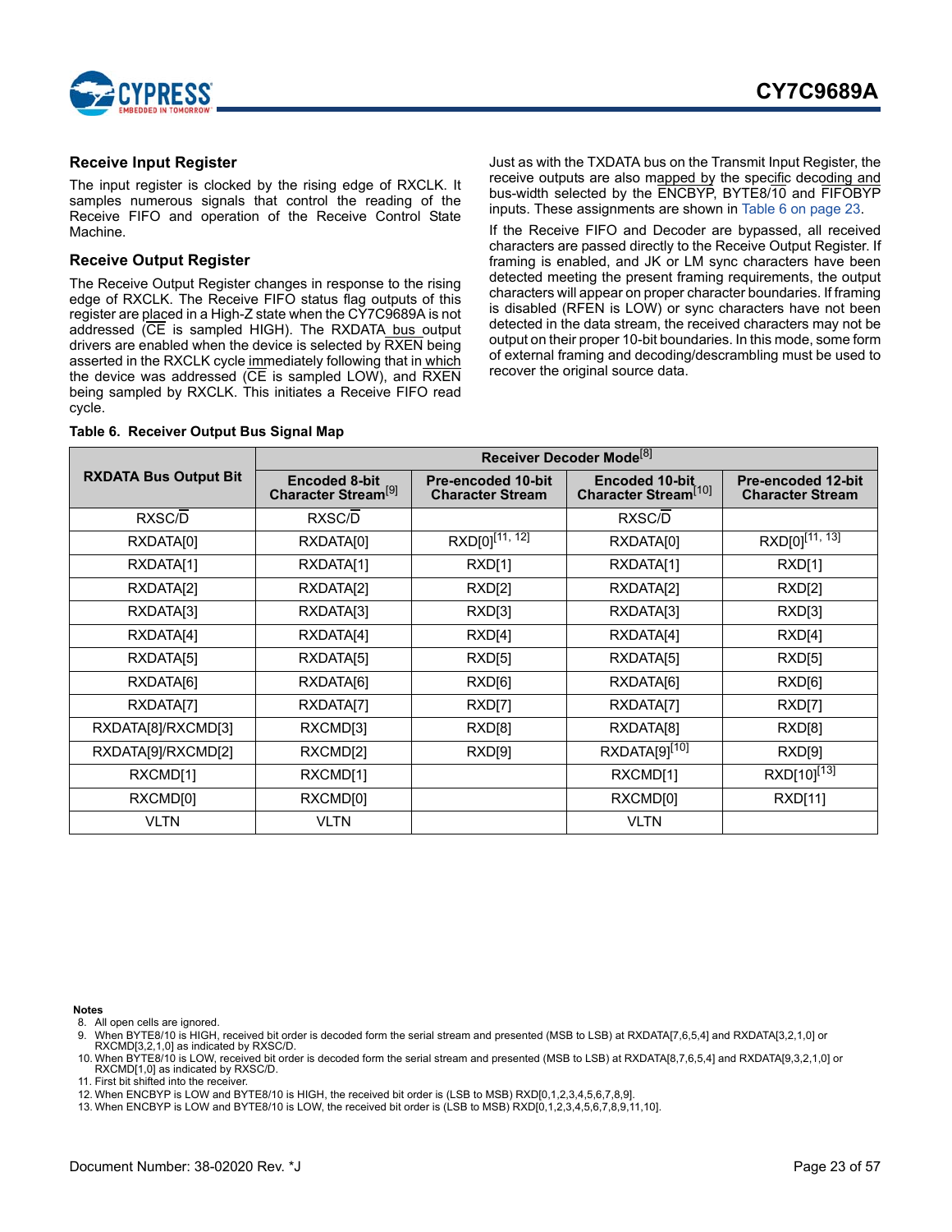### Receive Input Register

The input register is clocked by the rising edge of RXCLK. It samples numerous signals that control the reading of the Receive FIFO and operation of the Receive Control State Machine.

### Receive Output Register

The Receive Output Register changes in response to the rising edge of RXCLK. The Receive FIFO status flag outputs of this register are placed in a High-Z state when the CY7C9689A is not addressed ($\overline{CE}$ is sampled HIGH). The RXDATA bus output drivers are enabled when the device is selected by $\overline{RXEN}$ being asserted in the RXCLK cycle immediately following that in which the device was addressed ($\overline{CE}$ is sampled LOW), and $\overline{RXEN}$ being sampled by RXCLK. This initiates a Receive FIFO read cycle.

Just as with the TXDATA bus on the Transmit Input Register, the receive outputs are also mapped by the specific decoding and bus-width selected by the ENCBYP, BYTE8/$\overline{10}$ and FIFOBYP inputs. These assignments are shown in Table 6 on page 23.

If the Receive FIFO and Decoder are bypassed, all received characters are passed directly to the Receive Output Register. If framing is enabled, and JK or LM sync characters have been detected meeting the present framing requirements, the output characters will appear on proper character boundaries. If framing is disabled (RFEN is LOW) or sync characters have not been detected in the data stream, the received characters may not be output on their proper 10-bit boundaries. In this mode, some form of external framing and decoding/descrambling must be used to recover the original source data.

**Table 6. Receiver Output Bus Signal Map**

| RXDATA Bus Output Bit | Receiver Decoder Mode[8] | | | |
|---|---|---|---|---|
| | Encoded 8-bit Character Stream[9] | Pre-encoded 10-bit Character Stream | Encoded 10-bit Character Stream[10] | Pre-encoded 12-bit Character Stream |
| RXSC/$\overline{D}$ | RXSC/$\overline{D}$ | | RXSC/$\overline{D}$ | |
| RXDATA[0] | RXDATA[0] | RXD[0][11, 12] | RXDATA[0] | RXD[0][11, 13] |
| RXDATA[1] | RXDATA[1] | RXD[1] | RXDATA[1] | RXD[1] |
| RXDATA[2] | RXDATA[2] | RXD[2] | RXDATA[2] | RXD[2] |
| RXDATA[3] | RXDATA[3] | RXD[3] | RXDATA[3] | RXD[3] |
| RXDATA[4] | RXDATA[4] | RXD[4] | RXDATA[4] | RXD[4] |
| RXDATA[5] | RXDATA[5] | RXD[5] | RXDATA[5] | RXD[5] |
| RXDATA[6] | RXDATA[6] | RXD[6] | RXDATA[6] | RXD[6] |
| RXDATA[7] | RXDATA[7] | RXD[7] | RXDATA[7] | RXD[7] |
| RXDATA[8]/RXCMD[3] | RXCMD[3] | RXD[8] | RXDATA[8] | RXD[8] |
| RXDATA[9]/RXCMD[2] | RXCMD[2] | RXD[9] | RXDATA[9][10] | RXD[9] |
| RXCMD[1] | RXCMD[1] | | RXCMD[1] | RXD[10][13] |
| RXCMD[0] | RXCMD[0] | | RXCMD[0] | RXD[11] |
| VLTN | VLTN | | VLTN | |

**Notes**

8. All open cells are ignored.
9. When BYTE8/$\overline{10}$ is HIGH, received bit order is decoded form the serial stream and presented (MSB to LSB) at RXDATA[7,6,5,4] and RXDATA[3,2,1,0] or RXCMD[3,2,1,0] as indicated by RXSC/D.
10. When BYTE8/$\overline{10}$ is LOW, received bit order is decoded form the serial stream and presented (MSB to LSB) at RXDATA[8,7,6,5,4] and RXDATA[9,3,2,1,0] or RXCMD[1,0] as indicated by RXSC/D.
11. First bit shifted into the receiver.
12. When ENCBYP is LOW and BYTE8/$\overline{10}$ is HIGH, the received bit order is (LSB to MSB) RXD[0,1,2,3,4,5,6,7,8,9].
13. When ENCBYP is LOW and BYTE8/$\overline{10}$ is LOW, the received bit order is (LSB to MSB) RXD[0,1,2,3,4,5,6,7,8,9,11,10].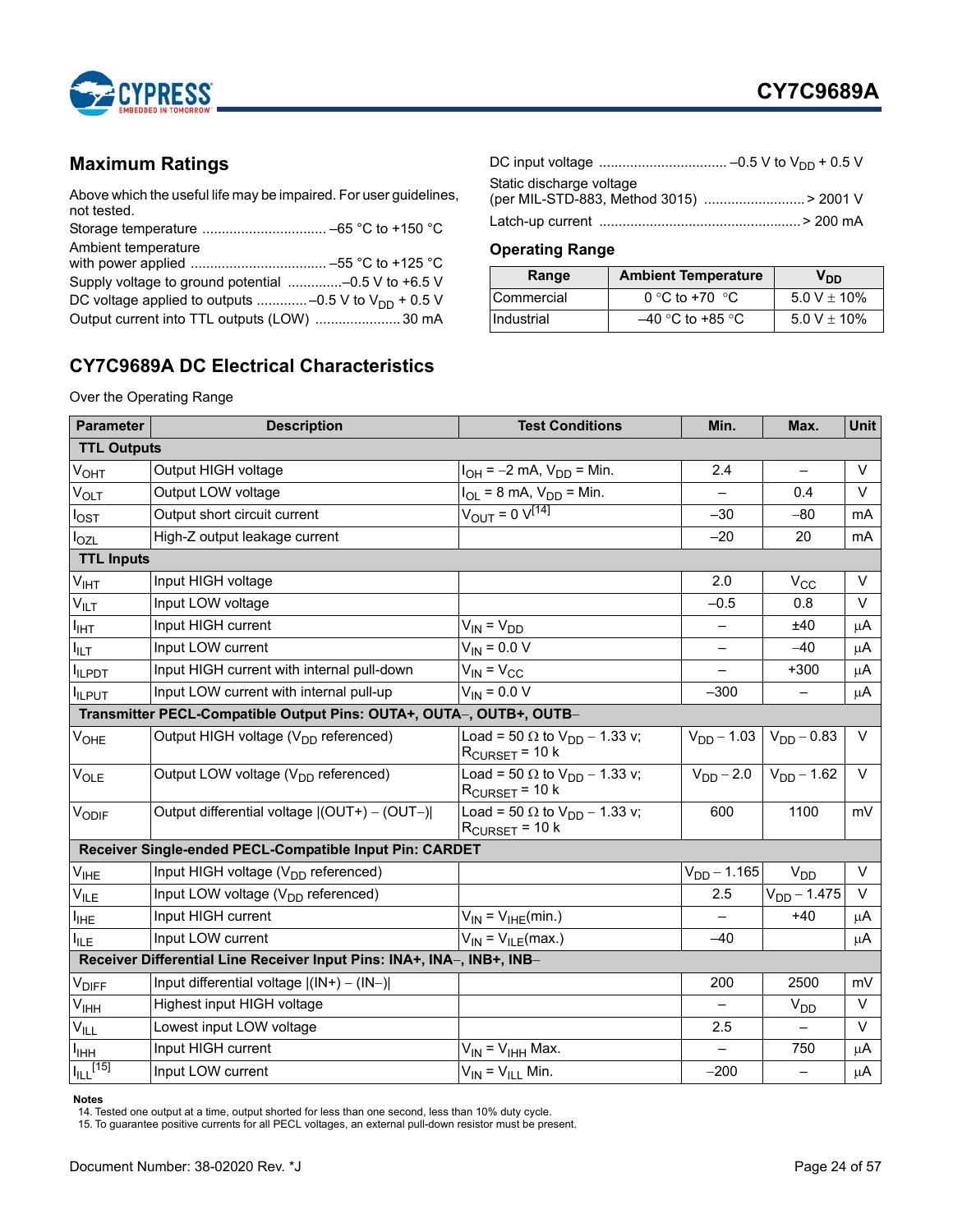## Maximum Ratings

Above which the useful life may be impaired. For user guidelines, not tested.

Storage temperature ................................ –65 °C to +150 °C

Ambient temperature with power applied ................................... –55 °C to +125 °C

Supply voltage to ground potential ..............–0.5 V to +6.5 V

DC voltage applied to outputs .............–0.5 V to $V_{DD}$ + 0.5 V

Output current into TTL outputs (LOW) ...................... 30 mA

DC input voltage ................................ –0.5 V to $V_{DD}$ + 0.5 V

Static discharge voltage (per MIL-STD-883, Method 3015) .......................... > 2001 V

Latch-up current .................................................... > 200 mA

## Operating Range

| Range | Ambient Temperature | $V_{DD}$ |
|---|---|---|
| Commercial | 0 °C to +70 °C | 5.0 V ± 10% |
| Industrial | –40 °C to +85 °C | 5.0 V ± 10% |

## CY7C9689A DC Electrical Characteristics

Over the Operating Range

| Parameter | Description | Test Conditions | Min. | Max. | Unit |
|---|---|---|---|---|---|
| **TTL Outputs** | | | | | |
| $V_{OHT}$ | Output HIGH voltage | $I_{OH}$ = –2 mA, $V_{DD}$ = Min. | 2.4 | – | V |
| $V_{OLT}$ | Output LOW voltage | $I_{OL}$ = 8 mA, $V_{DD}$ = Min. | – | 0.4 | V |
| $I_{OST}$ | Output short circuit current | $V_{OUT}$ = 0 V[14] | –30 | –80 | mA |
| $I_{OZL}$ | High-Z output leakage current | | –20 | 20 | mA |
| **TTL Inputs** | | | | | |
| $V_{IHT}$ | Input HIGH voltage | | 2.0 | $V_{CC}$ | V |
| $V_{ILT}$ | Input LOW voltage | | –0.5 | 0.8 | V |
| $I_{IHT}$ | Input HIGH current | $V_{IN}$ = $V_{DD}$ | – | ±40 | μA |
| $I_{ILT}$ | Input LOW current | $V_{IN}$ = 0.0 V | – | –40 | μA |
| $I_{ILPDT}$ | Input HIGH current with internal pull-down | $V_{IN}$ = $V_{CC}$ | – | +300 | μA |
| $I_{ILPUT}$ | Input LOW current with internal pull-up | $V_{IN}$ = 0.0 V | –300 | – | μA |
| **Transmitter PECL-Compatible Output Pins: OUTA+, OUTA–, OUTB+, OUTB–** | | | | | |
| $V_{OHE}$ | Output HIGH voltage ($V_{DD}$ referenced) | Load = 50 Ω to $V_{DD}$ – 1.33 v; $R_{CURSET}$ = 10 k | $V_{DD}$ – 1.03 | $V_{DD}$ – 0.83 | V |
| $V_{OLE}$ | Output LOW voltage ($V_{DD}$ referenced) | Load = 50 Ω to $V_{DD}$ – 1.33 v; $R_{CURSET}$ = 10 k | $V_{DD}$ – 2.0 | $V_{DD}$ – 1.62 | V |
| $V_{ODIF}$ | Output differential voltage \|(OUT+) – (OUT–)\| | Load = 50 Ω to $V_{DD}$ – 1.33 v; $R_{CURSET}$ = 10 k | 600 | 1100 | mV |
| **Receiver Single-ended PECL-Compatible Input Pin: CARDET** | | | | | |
| $V_{IHE}$ | Input HIGH voltage ($V_{DD}$ referenced) | | $V_{DD}$ – 1.165 | $V_{DD}$ | V |
| $V_{ILE}$ | Input LOW voltage ($V_{DD}$ referenced) | | 2.5 | $V_{DD}$ – 1.475 | V |
| $I_{IHE}$ | Input HIGH current | $V_{IN}$ = $V_{IHE}$(min.) | – | +40 | μA |
| $I_{ILE}$ | Input LOW current | $V_{IN}$ = $V_{ILE}$(max.) | –40 | | μA |
| **Receiver Differential Line Receiver Input Pins: INA+, INA–, INB+, INB–** | | | | | |
| $V_{DIFF}$ | Input differential voltage \|(IN+) – (IN–)\| | | 200 | 2500 | mV |
| $V_{IHH}$ | Highest input HIGH voltage | | – | $V_{DD}$ | V |
| $V_{ILL}$ | Lowest input LOW voltage | | 2.5 | – | V |
| $I_{IHH}$ | Input HIGH current | $V_{IN}$ = $V_{IHH}$ Max. | – | 750 | μA |
| $I_{ILL}$[15] | Input LOW current | $V_{IN}$ = $V_{ILL}$ Min. | –200 | – | μA |

**Notes**

14. Tested one output at a time, output shorted for less than one second, less than 10% duty cycle.
15. To guarantee positive currents for all PECL voltages, an external pull-down resistor must be present.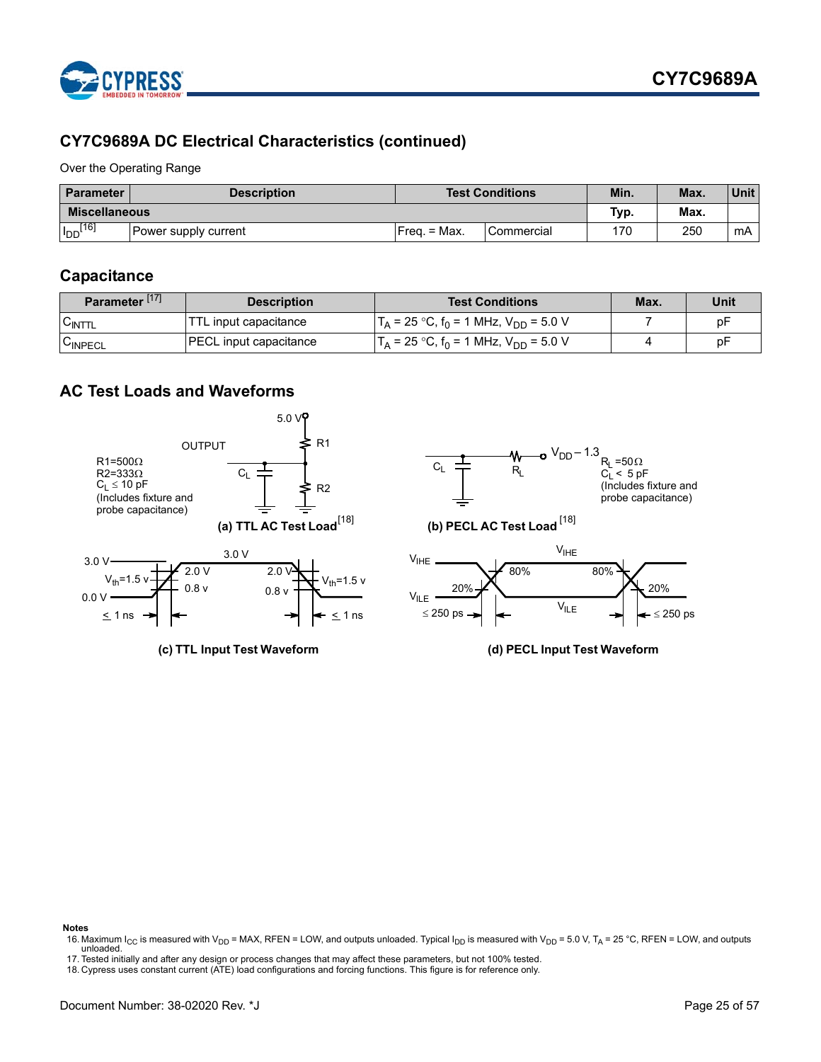## CY7C9689A DC Electrical Characteristics (continued)

Over the Operating Range

| Parameter | Description | Test Conditions | | Min. | Max. | Unit |
|---|---|---|---|---|---|---|
| **Miscellaneous** | | | | **Typ.** | **Max.** | |
| $I_{DD}$[16] | Power supply current | Freq. = Max. | Commercial | 170 | 250 | mA |

## Capacitance

| Parameter [17] | Description | Test Conditions | Max. | Unit |
|---|---|---|---|---|
| $C_{INTTL}$ | TTL input capacitance | $T_A$ = 25 °C, $f_0$ = 1 MHz, $V_{DD}$ = 5.0 V | 7 | pF |
| $C_{INPECL}$ | PECL input capacitance | $T_A$ = 25 °C, $f_0$ = 1 MHz, $V_{DD}$ = 5.0 V | 4 | pF |

## AC Test Loads and Waveforms

R1=500Ω
R2=333Ω
$C_L$ ≤ 10 pF
(Includes fixture and probe capacitance)

**(a) TTL AC Test Load**[18]

$R_L$ =50Ω
$C_L$ < 5 pF
(Includes fixture and probe capacitance)

**(b) PECL AC Test Load** [18]

**(c) TTL Input Test Waveform**

**(d) PECL Input Test Waveform**

**Notes**

16. Maximum $I_{CC}$ is measured with $V_{DD}$ = MAX, RFEN = LOW, and outputs unloaded. Typical $I_{DD}$ is measured with $V_{DD}$ = 5.0 V, $T_A$ = 25 °C, RFEN = LOW, and outputs unloaded.
17. Tested initially and after any design or process changes that may affect these parameters, but not 100% tested.
18. Cypress uses constant current (ATE) load configurations and forcing functions. This figure is for reference only.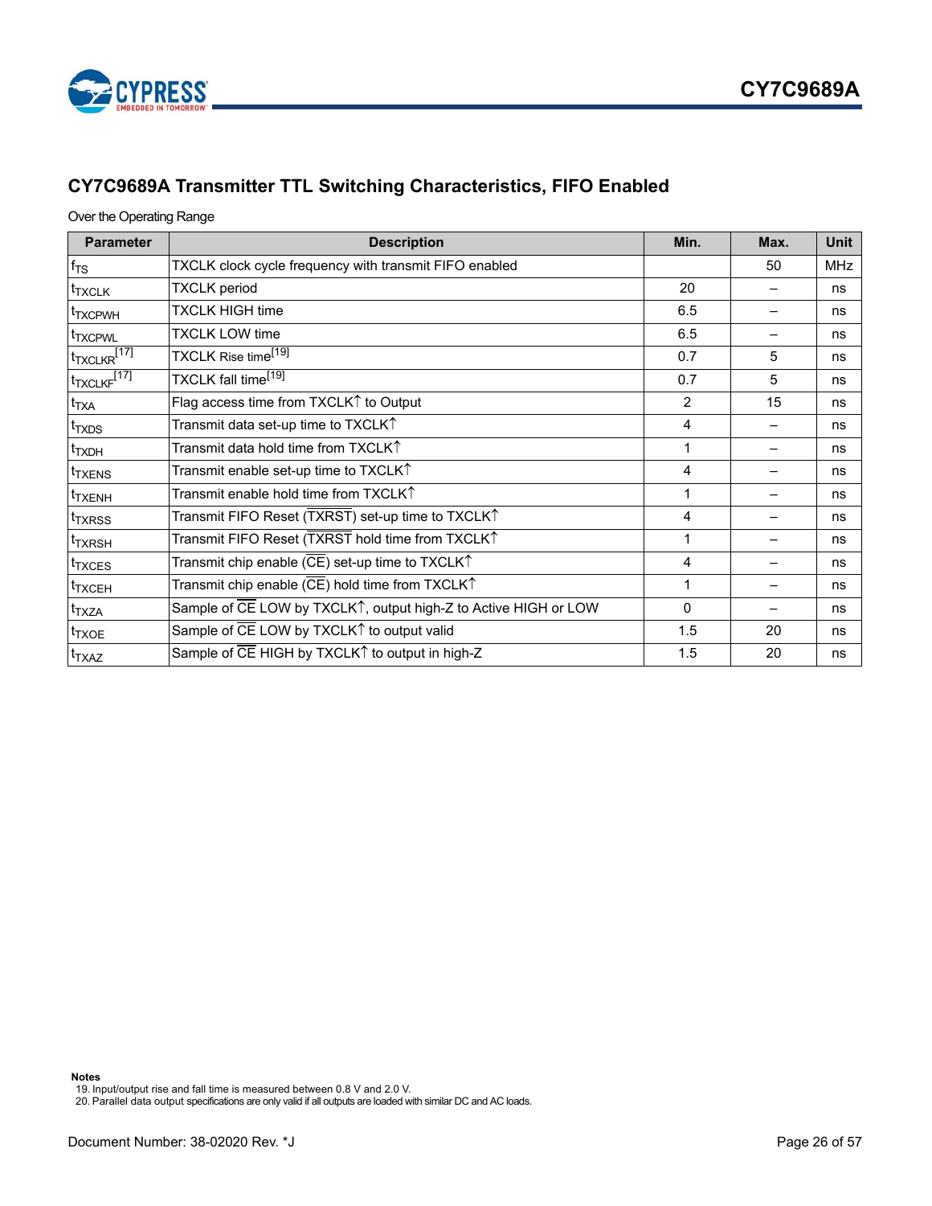## CY7C9689A Transmitter TTL Switching Characteristics, FIFO Enabled

Over the Operating Range

| Parameter | Description | Min. | Max. | Unit |
|---|---|---|---|---|
| $f_{TS}$ | TXCLK clock cycle frequency with transmit FIFO enabled | | 50 | MHz |
| $t_{TXCLK}$ | TXCLK period | 20 | – | ns |
| $t_{TXCPWH}$ | TXCLK HIGH time | 6.5 | – | ns |
| $t_{TXCPWL}$ | TXCLK LOW time | 6.5 | – | ns |
| $t_{TXCLKR}$[17] | TXCLK Rise time[19] | 0.7 | 5 | ns |
| $t_{TXCLKF}$[17] | TXCLK fall time[19] | 0.7 | 5 | ns |
| $t_{TXA}$ | Flag access time from TXCLK↑ to Output | 2 | 15 | ns |
| $t_{TXDS}$ | Transmit data set-up time to TXCLK↑ | 4 | – | ns |
| $t_{TXDH}$ | Transmit data hold time from TXCLK↑ | 1 | – | ns |
| $t_{TXENS}$ | Transmit enable set-up time to TXCLK↑ | 4 | – | ns |
| $t_{TXENH}$ | Transmit enable hold time from TXCLK↑ | 1 | – | ns |
| $t_{TXRSS}$ | Transmit FIFO Reset ($\overline{TXRST}$) set-up time to TXCLK↑ | 4 | – | ns |
| $t_{TXRSH}$ | Transmit FIFO Reset ($\overline{TXRST}$ hold time from TXCLK↑ | 1 | – | ns |
| $t_{TXCES}$ | Transmit chip enable ($\overline{CE}$) set-up time to TXCLK↑ | 4 | – | ns |
| $t_{TXCEH}$ | Transmit chip enable ($\overline{CE}$) hold time from TXCLK↑ | 1 | – | ns |
| $t_{TXZA}$ | Sample of $\overline{CE}$ LOW by TXCLK↑, output high-Z to Active HIGH or LOW | 0 | – | ns |
| $t_{TXOE}$ | Sample of $\overline{CE}$ LOW by TXCLK↑ to output valid | 1.5 | 20 | ns |
| $t_{TXAZ}$ | Sample of $\overline{CE}$ HIGH by TXCLK↑ to output in high-Z | 1.5 | 20 | ns |

**Notes**

19. Input/output rise and fall time is measured between 0.8 V and 2.0 V.
20. Parallel data output specifications are only valid if all outputs are loaded with similar DC and AC loads.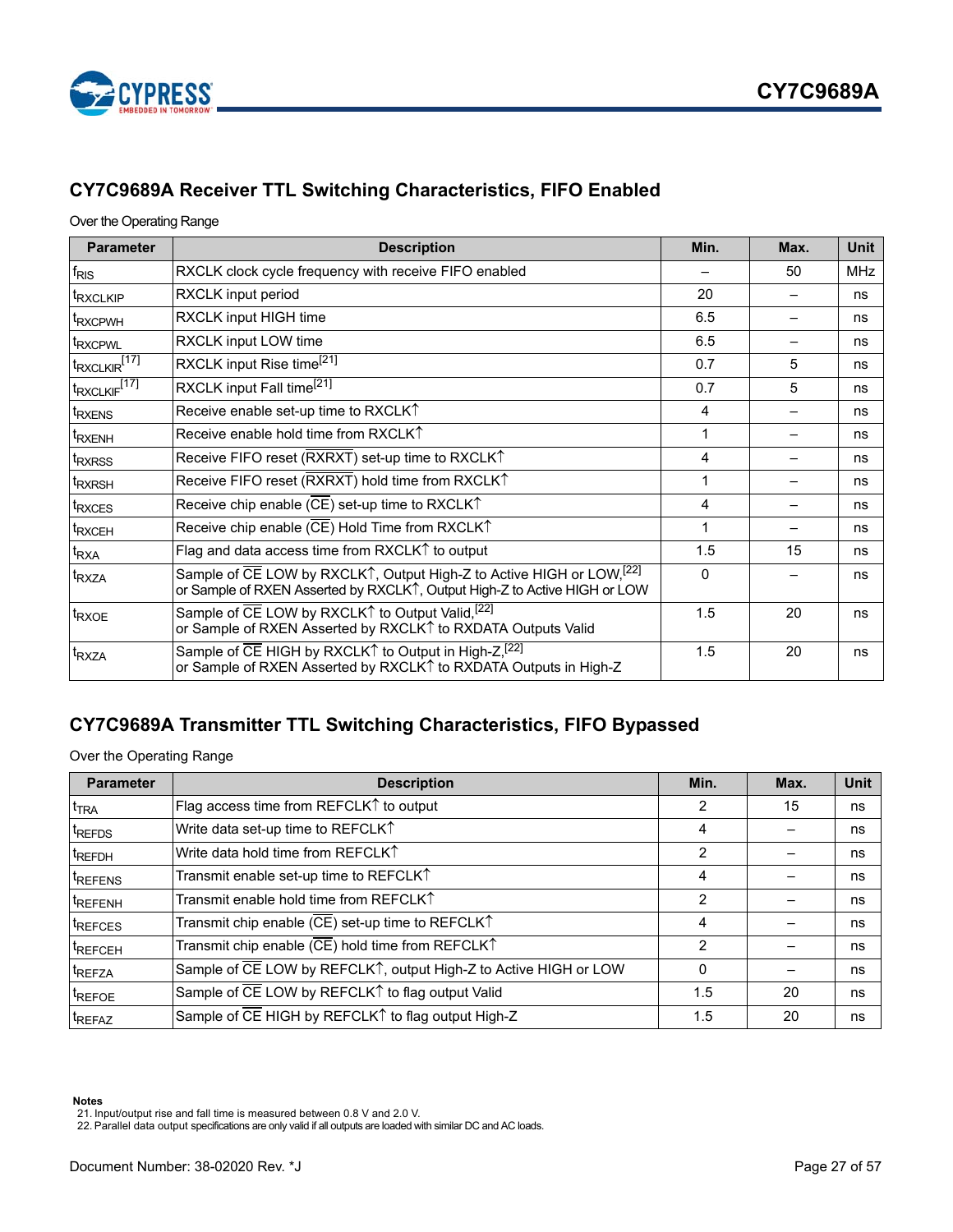## CY7C9689A Receiver TTL Switching Characteristics, FIFO Enabled

Over the Operating Range

| Parameter | Description | Min. | Max. | Unit |
|---|---|---|---|---|
| $t_{RIS}$ | RXCLK clock cycle frequency with receive FIFO enabled | – | 50 | MHz |
| $t_{RXCLKIP}$ | RXCLK input period | 20 | – | ns |
| $t_{RXCPWH}$ | RXCLK input HIGH time | 6.5 | – | ns |
| $t_{RXCPWL}$ | RXCLK input LOW time | 6.5 | – | ns |
| $t_{RXCLKIR}$[17] | RXCLK input Rise time[21] | 0.7 | 5 | ns |
| $t_{RXCLKIF}$[17] | RXCLK input Fall time[21] | 0.7 | 5 | ns |
| $t_{RXENS}$ | Receive enable set-up time to RXCLK↑ | 4 | – | ns |
| $t_{RXENH}$ | Receive enable hold time from RXCLK↑ | 1 | – | ns |
| $t_{RXRSS}$ | Receive FIFO reset (RXRXT) set-up time to RXCLK↑ | 4 | – | ns |
| $t_{RXRSH}$ | Receive FIFO reset (RXRXT) hold time from RXCLK↑ | 1 | – | ns |
| $t_{RXCES}$ | Receive chip enable (CE) set-up time to RXCLK↑ | 4 | – | ns |
| $t_{RXCEH}$ | Receive chip enable (CE) Hold Time from RXCLK↑ | 1 | – | ns |
| $t_{RXA}$ | Flag and data access time from RXCLK↑ to output | 1.5 | 15 | ns |
| $t_{RXZA}$ | Sample of CE LOW by RXCLK↑, Output High-Z to Active HIGH or LOW,[22] or Sample of RXEN Asserted by RXCLK↑, Output High-Z to Active HIGH or LOW | 0 | – | ns |
| $t_{RXOE}$ | Sample of CE LOW by RXCLK↑ to Output Valid,[22] or Sample of RXEN Asserted by RXCLK↑ to RXDATA Outputs Valid | 1.5 | 20 | ns |
| $t_{RXZA}$ | Sample of CE HIGH by RXCLK↑ to Output in High-Z,[22] or Sample of RXEN Asserted by RXCLK↑ to RXDATA Outputs in High-Z | 1.5 | 20 | ns |

## CY7C9689A Transmitter TTL Switching Characteristics, FIFO Bypassed

Over the Operating Range

| Parameter | Description | Min. | Max. | Unit |
|---|---|---|---|---|
| $t_{TRA}$ | Flag access time from REFCLK↑ to output | 2 | 15 | ns |
| $t_{REFDS}$ | Write data set-up time to REFCLK↑ | 4 | – | ns |
| $t_{REFDH}$ | Write data hold time from REFCLK↑ | 2 | – | ns |
| $t_{REFENS}$ | Transmit enable set-up time to REFCLK↑ | 4 | – | ns |
| $t_{REFENH}$ | Transmit enable hold time from REFCLK↑ | 2 | – | ns |
| $t_{REFCES}$ | Transmit chip enable (CE) set-up time to REFCLK↑ | 4 | – | ns |
| $t_{REFCEH}$ | Transmit chip enable (CE) hold time from REFCLK↑ | 2 | – | ns |
| $t_{REFZA}$ | Sample of CE LOW by REFCLK↑, output High-Z to Active HIGH or LOW | 0 | – | ns |
| $t_{REFOE}$ | Sample of CE LOW by REFCLK↑ to flag output Valid | 1.5 | 20 | ns |
| $t_{REFAZ}$ | Sample of CE HIGH by REFCLK↑ to flag output High-Z | 1.5 | 20 | ns |

**Notes**

21. Input/output rise and fall time is measured between 0.8 V and 2.0 V.
22. Parallel data output specifications are only valid if all outputs are loaded with similar DC and AC loads.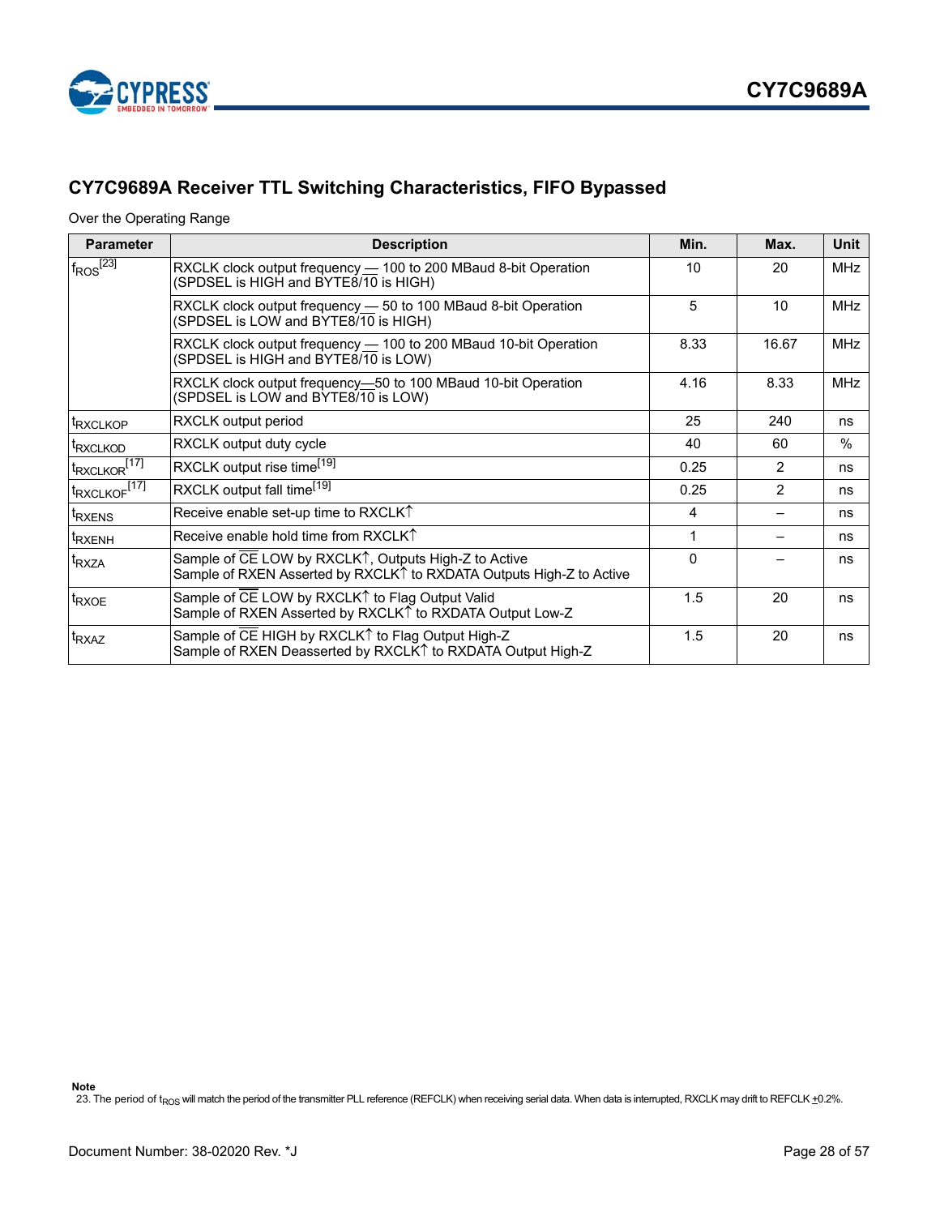## CY7C9689A Receiver TTL Switching Characteristics, FIFO Bypassed

Over the Operating Range

| Parameter | Description | Min. | Max. | Unit |
|---|---|---|---|---|
| $f_{ROS}$[23] | RXCLK clock output frequency — 100 to 200 MBaud 8-bit Operation (SPDSEL is HIGH and BYTE8/$\overline{10}$ is HIGH) | 10 | 20 | MHz |
| | RXCLK clock output frequency — 50 to 100 MBaud 8-bit Operation (SPDSEL is LOW and BYTE8/$\overline{10}$ is HIGH) | 5 | 10 | MHz |
| | RXCLK clock output frequency — 100 to 200 MBaud 10-bit Operation (SPDSEL is HIGH and BYTE8/$\overline{10}$ is LOW) | 8.33 | 16.67 | MHz |
| | RXCLK clock output frequency—50 to 100 MBaud 10-bit Operation (SPDSEL is LOW and BYTE8/$\overline{10}$ is LOW) | 4.16 | 8.33 | MHz |
| $t_{RXCLKOP}$ | RXCLK output period | 25 | 240 | ns |
| $t_{RXCLKOD}$ | RXCLK output duty cycle | 40 | 60 | % |
| $t_{RXCLKOR}$[17] | RXCLK output rise time[19] | 0.25 | 2 | ns |
| $t_{RXCLKOF}$[17] | RXCLK output fall time[19] | 0.25 | 2 | ns |
| $t_{RXENS}$ | Receive enable set-up time to RXCLK↑ | 4 | – | ns |
| $t_{RXENH}$ | Receive enable hold time from RXCLK↑ | 1 | – | ns |
| $t_{RXZA}$ | Sample of $\overline{CE}$ LOW by RXCLK↑, Outputs High-Z to Active<br>Sample of RXEN Asserted by RXCLK↑ to RXDATA Outputs High-Z to Active | 0 | – | ns |
| $t_{RXOE}$ | Sample of $\overline{CE}$ LOW by RXCLK↑ to Flag Output Valid<br>Sample of RXEN Asserted by RXCLK↑ to RXDATA Output Low-Z | 1.5 | 20 | ns |
| $t_{RXAZ}$ | Sample of $\overline{CE}$ HIGH by RXCLK↑ to Flag Output High-Z<br>Sample of RXEN Deasserted by RXCLK↑ to RXDATA Output High-Z | 1.5 | 20 | ns |

**Note**

23. The period of $t_{ROS}$ will match the period of the transmitter PLL reference (REFCLK) when receiving serial data. When data is interrupted, RXCLK may drift to REFCLK ±0.2%.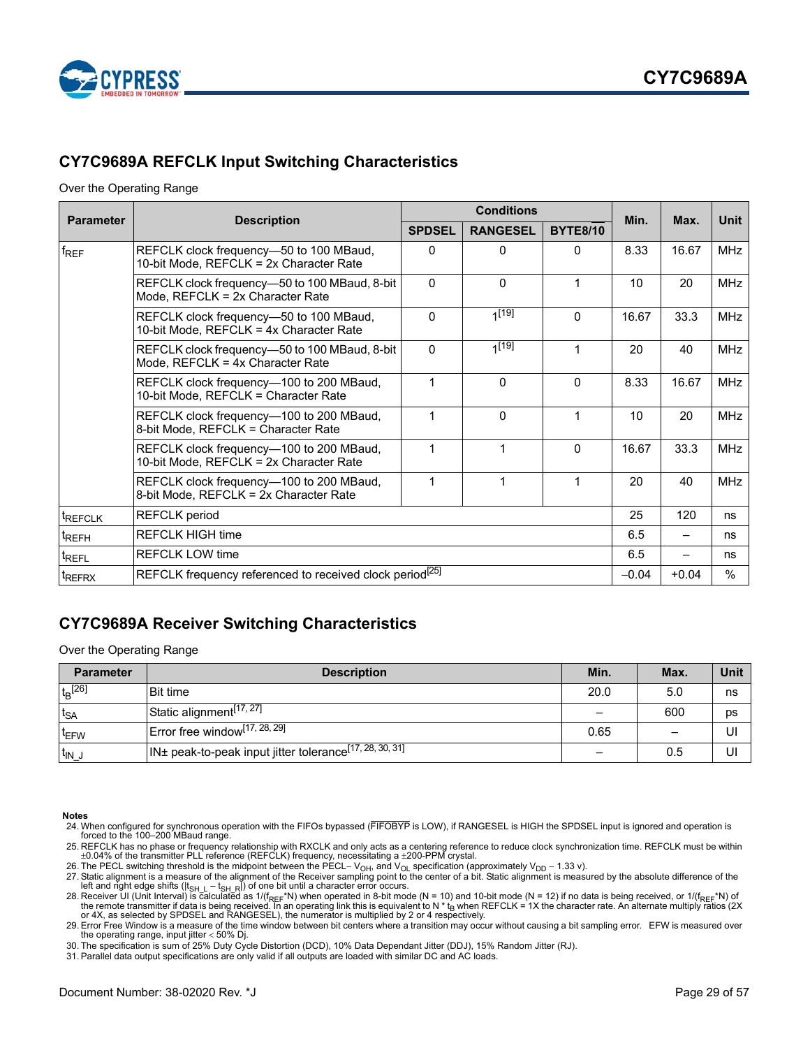## CY7C9689A REFCLK Input Switching Characteristics

Over the Operating Range

| Parameter | Description | Conditions | | | Min. | Max. | Unit |
|---|---|---|---|---|---|---|---|
| | | SPDSEL | RANGESEL | $\overline{\text{BYTE8/10}}$ | | | |
| $f_{REF}$ | REFCLK clock frequency—50 to 100 MBaud, 10-bit Mode, REFCLK = 2x Character Rate | 0 | 0 | 0 | 8.33 | 16.67 | MHz |
| | REFCLK clock frequency—50 to 100 MBaud, 8-bit Mode, REFCLK = 2x Character Rate | 0 | 0 | 1 | 10 | 20 | MHz |
| | REFCLK clock frequency—50 to 100 MBaud, 10-bit Mode, REFCLK = 4x Character Rate | 0 | 1[19] | 0 | 16.67 | 33.3 | MHz |
| | REFCLK clock frequency—50 to 100 MBaud, 8-bit Mode, REFCLK = 4x Character Rate | 0 | 1[19] | 1 | 20 | 40 | MHz |
| | REFCLK clock frequency—100 to 200 MBaud, 10-bit Mode, REFCLK = Character Rate | 1 | 0 | 0 | 8.33 | 16.67 | MHz |
| | REFCLK clock frequency—100 to 200 MBaud, 8-bit Mode, REFCLK = Character Rate | 1 | 0 | 1 | 10 | 20 | MHz |
| | REFCLK clock frequency—100 to 200 MBaud, 10-bit Mode, REFCLK = 2x Character Rate | 1 | 1 | 0 | 16.67 | 33.3 | MHz |
| | REFCLK clock frequency—100 to 200 MBaud, 8-bit Mode, REFCLK = 2x Character Rate | 1 | 1 | 1 | 20 | 40 | MHz |
| $t_{REFCLK}$ | REFCLK period | | | | 25 | 120 | ns |
| $t_{REFH}$ | REFCLK HIGH time | | | | 6.5 | – | ns |
| $t_{REFL}$ | REFCLK LOW time | | | | 6.5 | – | ns |
| $t_{REFRX}$ | REFCLK frequency referenced to received clock period[25] | | | | –0.04 | +0.04 | % |

## CY7C9689A Receiver Switching Characteristics

Over the Operating Range

| Parameter | Description | Min. | Max. | Unit |
|---|---|---|---|---|
| $t_B$[26] | Bit time | 20.0 | 5.0 | ns |
| $t_{SA}$ | Static alignment[17, 27] | – | 600 | ps |
| $t_{EFW}$ | Error free window[17, 28, 29] | 0.65 | – | UI |
| $t_{IN\_J}$ | IN± peak-to-peak input jitter tolerance[17, 28, 30, 31] | – | 0.5 | UI |

**Notes**

24. When configured for synchronous operation with the FIFOs bypassed ($\overline{\text{FIFOBYP}}$ is LOW), if RANGESEL is HIGH the SPDSEL input is ignored and operation is forced to the 100–200 MBaud range.
25. REFCLK has no phase or frequency relationship with RXCLK and only acts as a centering reference to reduce clock synchronization time. REFCLK must be within ±0.04% of the transmitter PLL reference (REFCLK) frequency, necessitating a ±200-PPM crystal.
26. The PECL switching threshold is the midpoint between the PECL– $V_{OH}$, and $V_{OL}$ specification (approximately $V_{DD}$ – 1.33 v).
27. Static alignment is a measure of the alignment of the Receiver sampling point to the center of a bit. Static alignment is measured by the absolute difference of the left and right edge shifts ($|t_{SH\_L} - t_{SH\_R}|$) of one bit until a character error occurs.
28. Receiver UI (Unit Interval) is calculated as $1/(f_{REF}*N)$ when operated in 8-bit mode (N = 10) and 10-bit mode (N = 12) if no data is being received, or $1/(f_{REF}*N)$ of the remote transmitter if data is being received. In an operating link this is equivalent to N * $t_B$ when REFCLK = 1X the character rate. An alternate multiply ratios (2X or 4X, as selected by SPDSEL and RANGESEL), the numerator is multiplied by 2 or 4 respectively.
29. Error Free Window is a measure of the time window between bit centers where a transition may occur without causing a bit sampling error. EFW is measured over the operating range, input jitter < 50% Dj.
30. The specification is sum of 25% Duty Cycle Distortion (DCD), 10% Data Dependant Jitter (DDJ), 15% Random Jitter (RJ).
31. Parallel data output specifications are only valid if all outputs are loaded with similar DC and AC loads.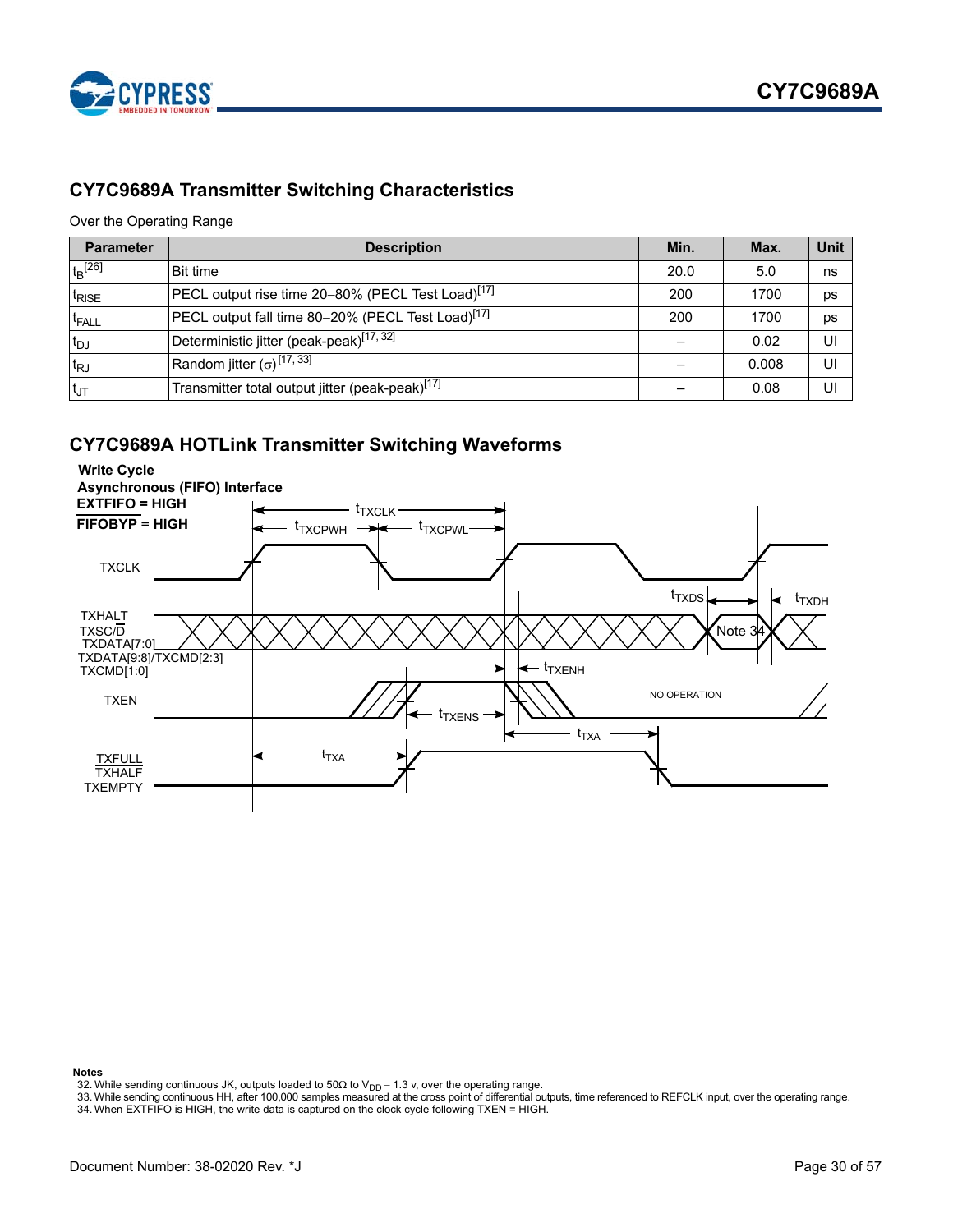## CY7C9689A Transmitter Switching Characteristics

Over the Operating Range

| Parameter | Description | Min. | Max. | Unit |
|---|---|---|---|---|
| $t_B$[26] | Bit time | 20.0 | 5.0 | ns |
| $t_{RISE}$ | PECL output rise time 20–80% (PECL Test Load)[17] | 200 | 1700 | ps |
| $t_{FALL}$ | PECL output fall time 80–20% (PECL Test Load)[17] | 200 | 1700 | ps |
| $t_{DJ}$ | Deterministic jitter (peak-peak)[17, 32] | – | 0.02 | UI |
| $t_{RJ}$ | Random jitter ($\sigma$)[17, 33] | – | 0.008 | UI |
| $t_{JT}$ | Transmitter total output jitter (peak-peak)[17] | – | 0.08 | UI |

## CY7C9689A HOTLink Transmitter Switching Waveforms

**Write Cycle**
**Asynchronous (FIFO) Interface**
**EXTFIFO = HIGH**
**FIFOBYP = HIGH**

TXCLK — $t_{TXCLK}$, $t_{TXCPWH}$, $t_{TXCPWL}$

TXHALT, TXSC/D, TXDATA[7:0], TXDATA[9:8]/TXCMD[2:3], TXCMD[1:0] — $t_{TXDS}$, $t_{TXDH}$, Note 34

TXEN — $t_{TXENS}$, $t_{TXENH}$, NO OPERATION

TXFULL, TXHALF, TXEMPTY — $t_{TXA}$

**Notes**
32. While sending continuous JK, outputs loaded to 50Ω to $V_{DD}$ – 1.3 v, over the operating range.
33. While sending continuous HH, after 100,000 samples measured at the cross point of differential outputs, time referenced to REFCLK input, over the operating range.
34. When EXTFIFO is HIGH, the write data is captured on the clock cycle following TXEN = HIGH.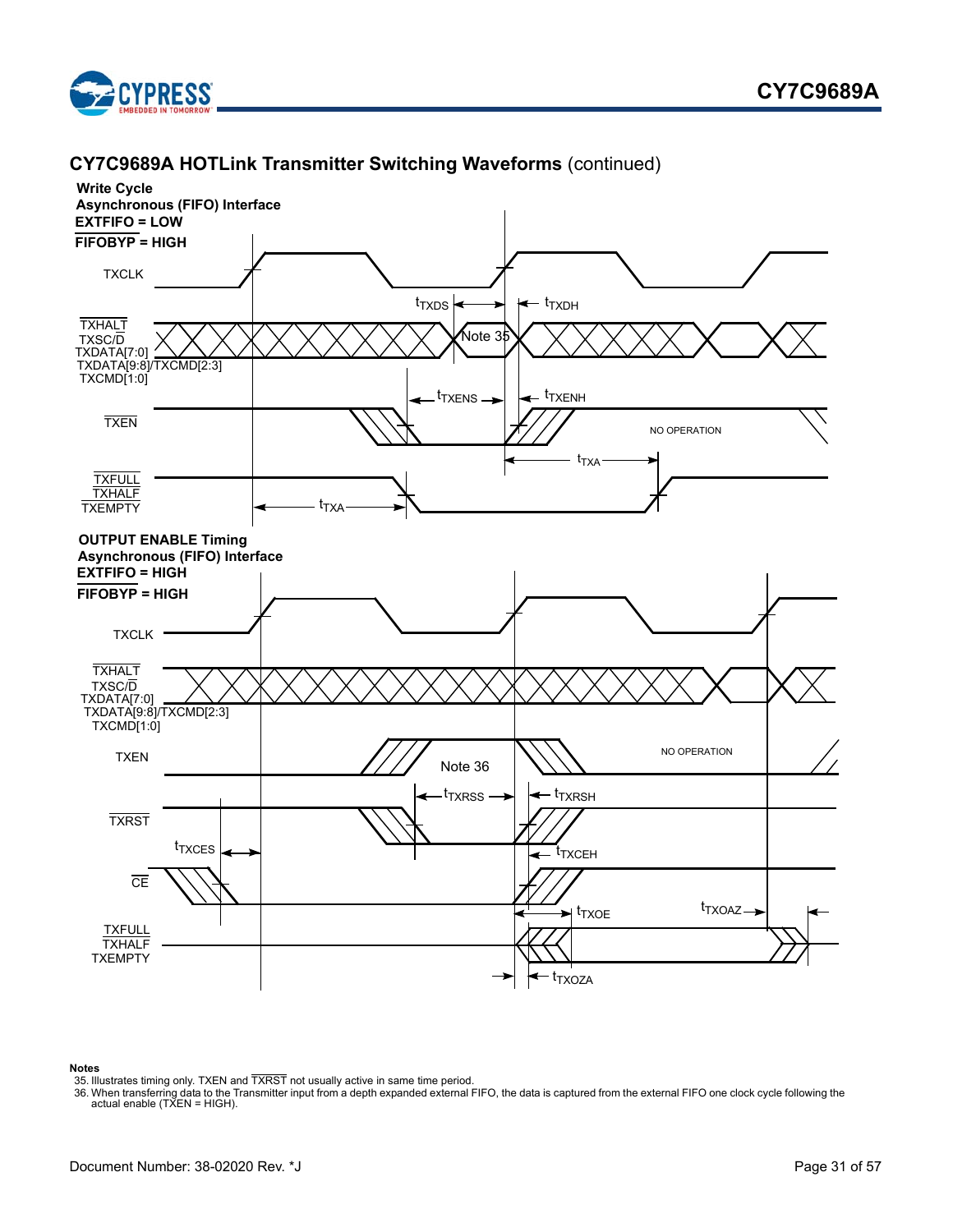## CY7C9689A HOTLink Transmitter Switching Waveforms (continued)

**Write Cycle**
**Asynchronous (FIFO) Interface**
**EXTFIFO = LOW**
**FIFOBYP = HIGH**

TXCLK

$t_{TXDS}$ $t_{TXDH}$

TXHALT
TXSC/D
TXDATA[7:0]
TXDATA[9:8]/TXCMD[2:3]
TXCMD[1:0]

Note 35

$t_{TXENS}$ $t_{TXENH}$

TXEN

NO OPERATION

$t_{TXA}$

TXFULL
TXHALF
TXEMPTY

$t_{TXA}$

**OUTPUT ENABLE Timing**
**Asynchronous (FIFO) Interface**
**EXTFIFO = HIGH**
**FIFOBYP = HIGH**

TXCLK

TXHALT
TXSC/D
TXDATA[7:0]
TXDATA[9:8]/TXCMD[2:3]
TXCMD[1:0]

TXEN

Note 36

NO OPERATION

$t_{TXRSS}$ $t_{TXRSH}$

TXRST

$t_{TXCES}$

$t_{TXCEH}$

CE

$t_{TXOE}$ $t_{TXOAZ}$

TXFULL
TXHALF
TXEMPTY

$t_{TXOZA}$

**Notes**

35. Illustrates timing only. TXEN and TXRST not usually active in same time period.
36. When transferring data to the Transmitter input from a depth expanded external FIFO, the data is captured from the external FIFO one clock cycle following the actual enable (TXEN = HIGH).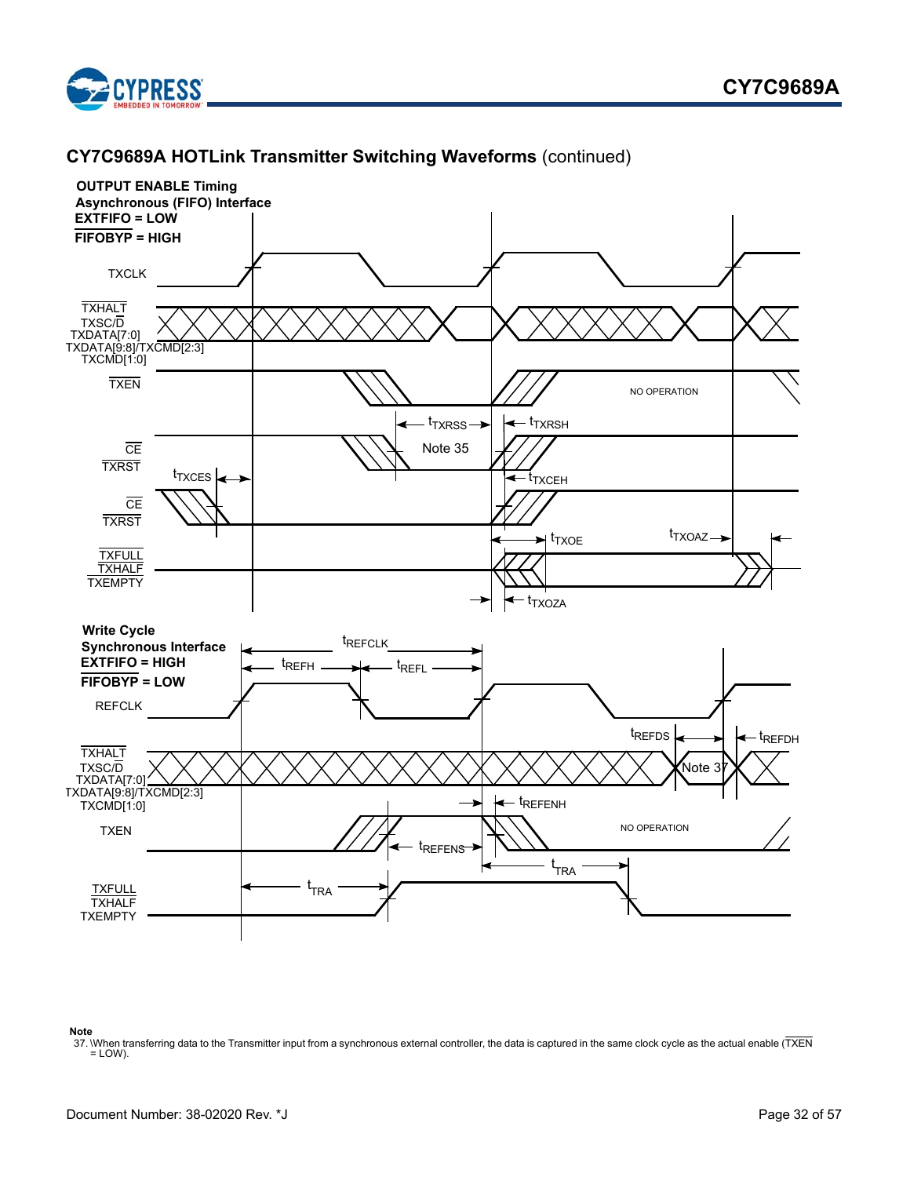## CY7C9689A HOTLink Transmitter Switching Waveforms (continued)

**OUTPUT ENABLE Timing**
**Asynchronous (FIFO) Interface**
**EXTFIFO = LOW**
**FIFOBYP = HIGH**

TXCLK

TXHALT
TXSC/D
TXDATA[7:0]
TXDATA[9:8]/TXCMD[2:3]
TXCMD[1:0]

TXEN — NO OPERATION

$t_{TXRSS}$ — Note 35 — $t_{TXRSH}$

CE
TXRST

$t_{TXCES}$ — $t_{TXCEH}$

CE
TXRST

TXFULL
TXHALF
TXEMPTY

$t_{TXOE}$ — $t_{TXOAZ}$ — $t_{TXOZA}$

**Write Cycle**
**Synchronous Interface**
**EXTFIFO = HIGH**
**FIFOBYP = LOW**

$t_{REFCLK}$ — $t_{REFH}$ — $t_{REFL}$

REFCLK

$t_{REFDS}$ — $t_{REFDH}$

TXHALT
TXSC/D
TXDATA[7:0]
TXDATA[9:8]/TXCMD[2:3]
TXCMD[1:0]

Note 37

$t_{REFENH}$

TXEN — NO OPERATION

$t_{REFENS}$

$t_{TRA}$

TXFULL
TXHALF
TXEMPTY

$t_{TRA}$

**Note**

37. When transferring data to the Transmitter input from a synchronous external controller, the data is captured in the same clock cycle as the actual enable (TXEN = LOW).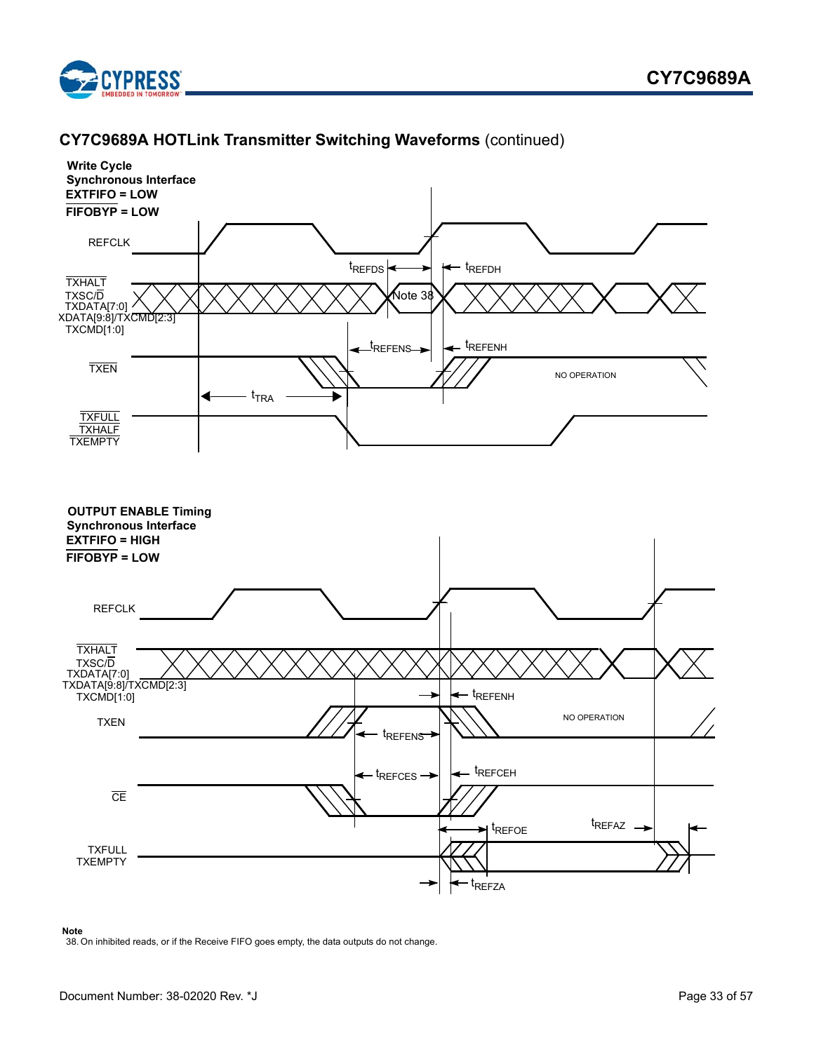## CY7C9689A HOTLink Transmitter Switching Waveforms (continued)

**Write Cycle**
**Synchronous Interface**
**EXTFIFO = LOW**
**FIFOBYP = LOW**

REFCLK

$t_{REFDS}$ $t_{REFDH}$

TXHALT
TXSC/D
TXDATA[7:0]
XDATA[9:8]/TXCMD[2:3]
TXCMD[1:0]

Note 38

$t_{REFENS}$ $t_{REFENH}$

TXEN

NO OPERATION

$t_{TRA}$

TXFULL
TXHALF
TXEMPTY

**OUTPUT ENABLE Timing**
**Synchronous Interface**
**EXTFIFO = HIGH**
**FIFOBYP = LOW**

REFCLK

TXHALT
TXSC/D
TXDATA[7:0]
TXDATA[9:8]/TXCMD[2:3]
TXCMD[1:0]

$t_{REFENH}$

TXEN

NO OPERATION

$t_{REFENS}$

$t_{REFCES}$ $t_{REFCEH}$

CE

$t_{REFOE}$ $t_{REFAZ}$

TXFULL
TXEMPTY

$t_{REFZA}$

**Note**
38. On inhibited reads, or if the Receive FIFO goes empty, the data outputs do not change.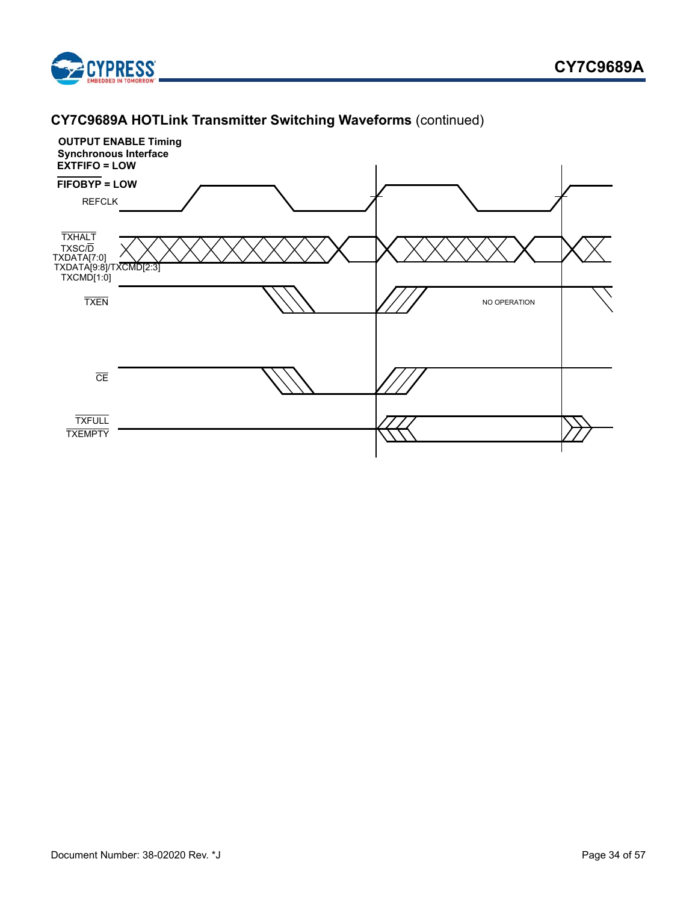## CY7C9689A HOTLink Transmitter Switching Waveforms (continued)

**OUTPUT ENABLE Timing**
**Synchronous Interface**
**EXTFIFO = LOW**
**FIFOBYP = LOW**

REFCLK

TXHALT
TXSC/D
TXDATA[7:0]
TXDATA[9:8]/TXCMD[2:3]
TXCMD[1:0]

TXEN

NO OPERATION

CE

TXFULL
TXEMPTY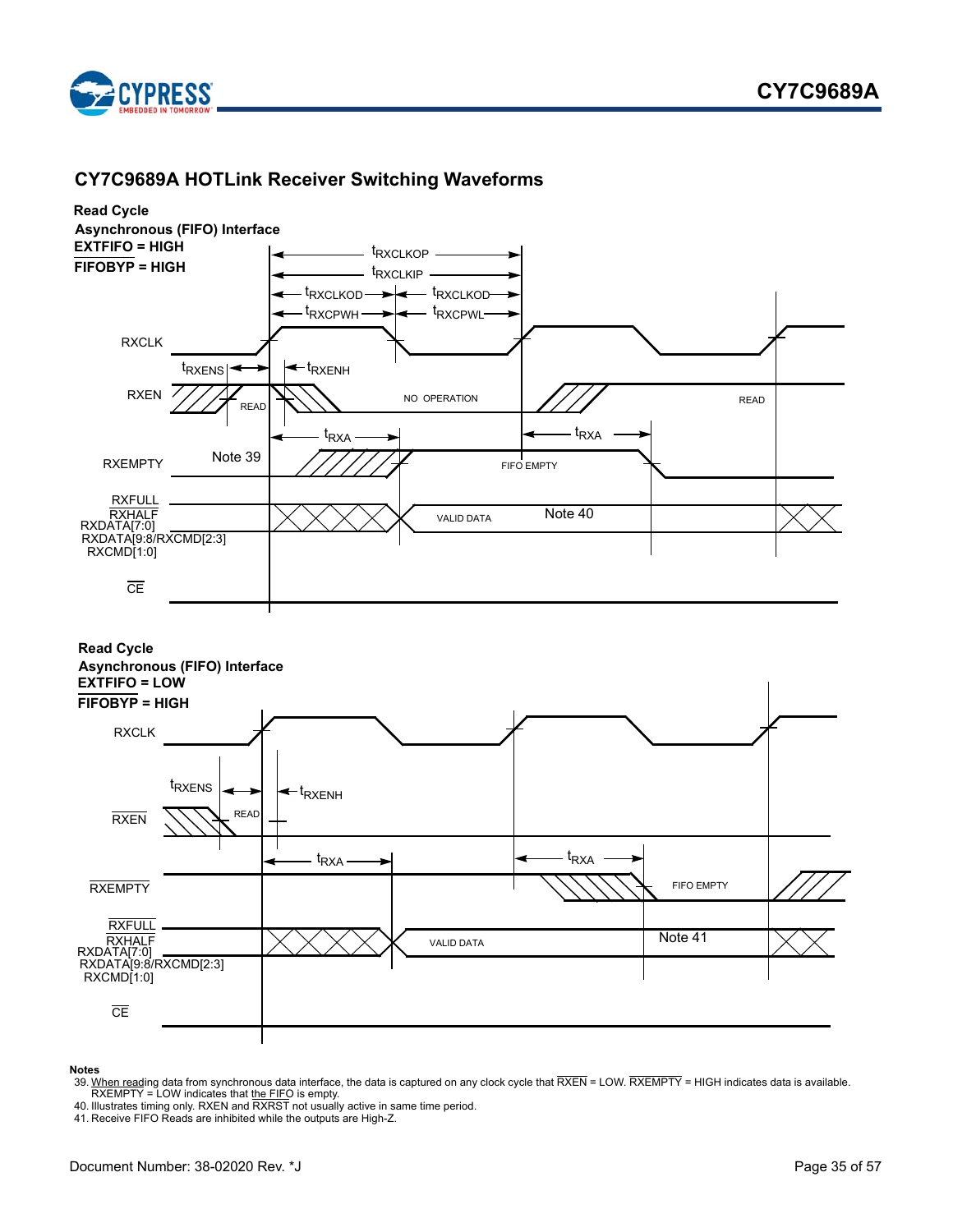## CY7C9689A HOTLink Receiver Switching Waveforms

**Read Cycle**
**Asynchronous (FIFO) Interface**
**EXTFIFO = HIGH**
**FIFOBYP = HIGH**

RXCLK

$t_{RXCLKOP}$, $t_{RXCLKIP}$, $t_{RXCLKOD}$, $t_{RXCLKOD}$, $t_{RXCPWH}$, $t_{RXCPWL}$

RXEN — $t_{RXENS}$, $t_{RXENH}$ — READ — NO OPERATION — READ

RXEMPTY — Note 39 — $t_{RXA}$ — FIFO EMPTY — $t_{RXA}$

RXFULL
RXHALF
RXDATA[7:0]
RXDATA[9:8/RXCMD[2:3]
RXCMD[1:0]
— VALID DATA — Note 40

CE

**Read Cycle**
**Asynchronous (FIFO) Interface**
**EXTFIFO = LOW**
**FIFOBYP = HIGH**

RXCLK

RXEN — $t_{RXENS}$, $t_{RXENH}$ — READ

RXEMPTY — $t_{RXA}$ — $t_{RXA}$ — FIFO EMPTY

RXFULL
RXHALF
RXDATA[7:0]
RXDATA[9:8/RXCMD[2:3]
RXCMD[1:0]
— VALID DATA — Note 41

CE

**Notes**

39. When reading data from synchronous data interface, the data is captured on any clock cycle that RXEN = LOW. RXEMPTY = HIGH indicates data is available. RXEMPTY = LOW indicates that the FIFO is empty.
40. Illustrates timing only. RXEN and RXRST not usually active in same time period.
41. Receive FIFO Reads are inhibited while the outputs are High-Z.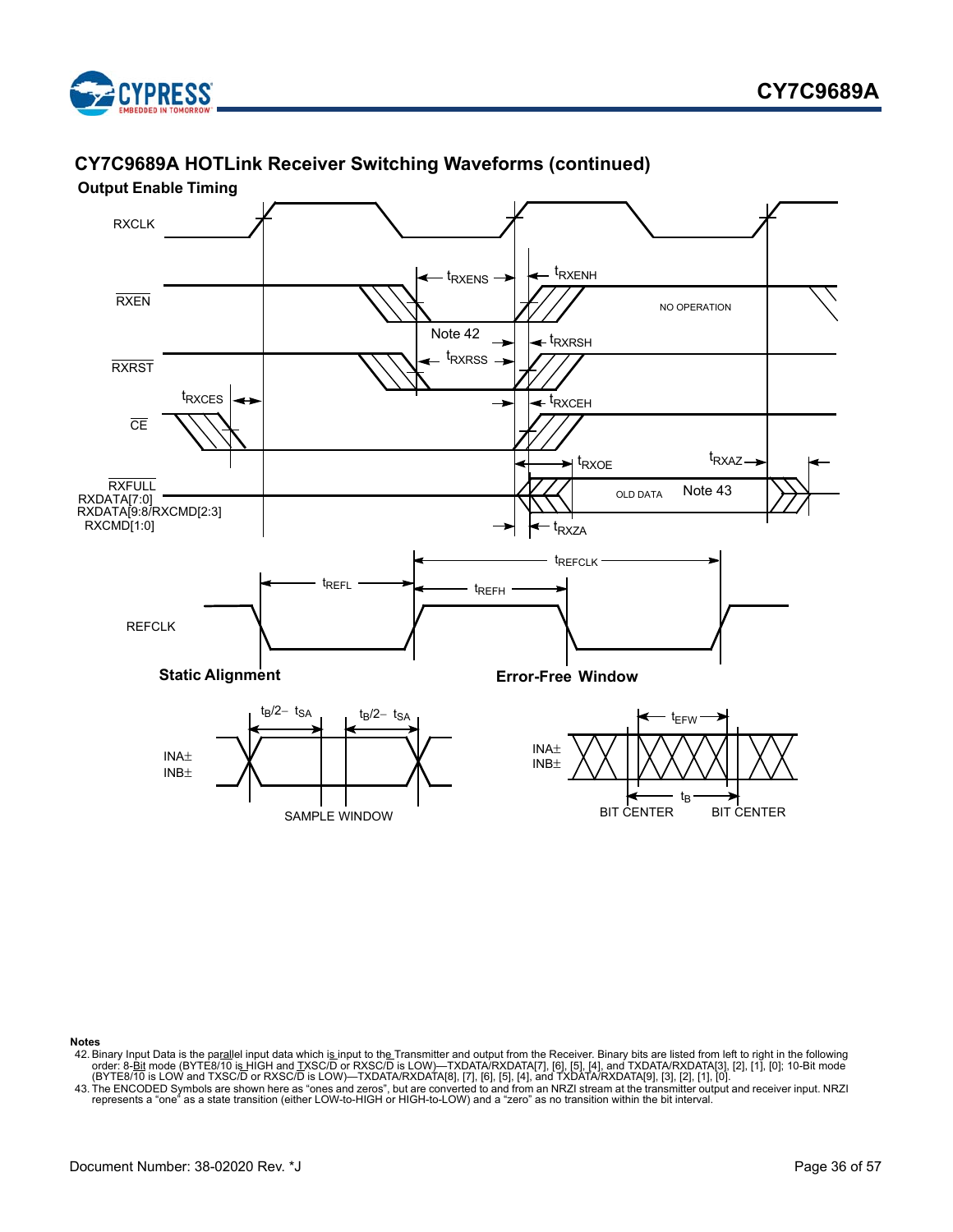## CY7C9689A HOTLink Receiver Switching Waveforms (continued)

### Output Enable Timing

RXCLK

$\overline{RXEN}$ — $t_{RXENS}$, $t_{RXENH}$, NO OPERATION

Note 42

$\overline{RXRST}$ — $t_{RXRSS}$, $t_{RXRSH}$

$\overline{CE}$ — $t_{RXCES}$, $t_{RXCEH}$

$\overline{RXFULL}$
RXDATA[7:0]
RXDATA[9:8/RXCMD[2:3]
RXCMD[1:0]

$t_{RXOE}$, $t_{RXAZ}$, OLD DATA, Note 43, $t_{RXZA}$

REFCLK — $t_{REFL}$, $t_{REFH}$, $t_{REFCLK}$

### Static Alignment

INA±
INB±

$t_B/2- t_{SA}$ $t_B/2- t_{SA}$

SAMPLE WINDOW

### Error-Free Window

INA±
INB±

$t_{EFW}$

$t_B$

BIT CENTER BIT CENTER

**Notes**

42. Binary Input Data is the parallel input data which is input to the Transmitter and output from the Receiver. Binary bits are listed from left to right in the following order: 8-Bit mode (BYTE8/$\overline{10}$ is HIGH and TXSC/$\overline{D}$ or RXSC/$\overline{D}$ is LOW)—TXDATA/RXDATA[7], [6], [5], [4], and TXDATA/RXDATA[3], [2], [1], [0]; 10-Bit mode (BYTE8/$\overline{10}$ is LOW and TXSC/$\overline{D}$ or RXSC/$\overline{D}$ is LOW)—TXDATA/RXDATA[8], [7], [6], [5], [4], and TXDATA/RXDATA[9], [3], [2], [1], [0].
43. The ENCODED Symbols are shown here as "ones and zeros", but are converted to and from an NRZI stream at the transmitter output and receiver input. NRZI represents a "one" as a state transition (either LOW-to-HIGH or HIGH-to-LOW) and a "zero" as no transition within the bit interval.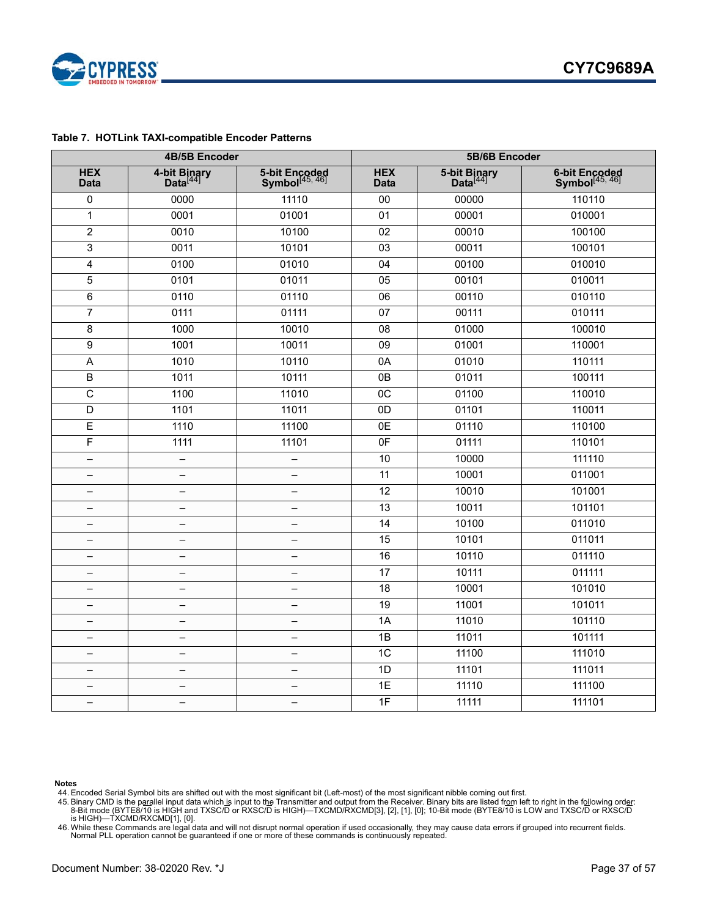**Table 7. HOTLink TAXI-compatible Encoder Patterns**

| 4B/5B Encoder | | | 5B/6B Encoder | | |
|---|---|---|---|---|---|
| HEX Data | 4-bit Binary Data[44] | 5-bit Encoded Symbol[45, 46] | HEX Data | 5-bit Binary Data[44] | 6-bit Encoded Symbol[45, 46] |
| 0 | 0000 | 11110 | 00 | 00000 | 110110 |
| 1 | 0001 | 01001 | 01 | 00001 | 010001 |
| 2 | 0010 | 10100 | 02 | 00010 | 100100 |
| 3 | 0011 | 10101 | 03 | 00011 | 100101 |
| 4 | 0100 | 01010 | 04 | 00100 | 010010 |
| 5 | 0101 | 01011 | 05 | 00101 | 010011 |
| 6 | 0110 | 01110 | 06 | 00110 | 010110 |
| 7 | 0111 | 01111 | 07 | 00111 | 010111 |
| 8 | 1000 | 10010 | 08 | 01000 | 100010 |
| 9 | 1001 | 10011 | 09 | 01001 | 110001 |
| A | 1010 | 10110 | 0A | 01010 | 110111 |
| B | 1011 | 10111 | 0B | 01011 | 100111 |
| C | 1100 | 11010 | 0C | 01100 | 110010 |
| D | 1101 | 11011 | 0D | 01101 | 110011 |
| E | 1110 | 11100 | 0E | 01110 | 110100 |
| F | 1111 | 11101 | 0F | 01111 | 110101 |
| – | – | – | 10 | 10000 | 111110 |
| – | – | – | 11 | 10001 | 011001 |
| – | – | – | 12 | 10010 | 101001 |
| – | – | – | 13 | 10011 | 101101 |
| – | – | – | 14 | 10100 | 011010 |
| – | – | – | 15 | 10101 | 011011 |
| – | – | – | 16 | 10110 | 011110 |
| – | – | – | 17 | 10111 | 011111 |
| – | – | – | 18 | 10001 | 101010 |
| – | – | – | 19 | 11001 | 101011 |
| – | – | – | 1A | 11010 | 101110 |
| – | – | – | 1B | 11011 | 101111 |
| – | – | – | 1C | 11100 | 111010 |
| – | – | – | 1D | 11101 | 111011 |
| – | – | – | 1E | 11110 | 111100 |
| – | – | – | 1F | 11111 | 111101 |

**Notes**

44. Encoded Serial Symbol bits are shifted out with the most significant bit (Left-most) of the most significant nibble coming out first.
45. Binary CMD is the parallel input data which is input to the Transmitter and output from the Receiver. Binary bits are listed from left to right in the following order: 8-Bit mode (BYTE8/10 is HIGH and TXSC/D or RXSC/D is HIGH)—TXCMD/RXCMD[3], [2], [1], [0]; 10-Bit mode (BYTE8/10 is LOW and TXSC/D or RXSC/D is HIGH)—TXCMD/RXCMD[1], [0].
46. While these Commands are legal data and will not disrupt normal operation if used occasionally, they may cause data errors if grouped into recurrent fields. Normal PLL operation cannot be guaranteed if one or more of these commands is continuously repeated.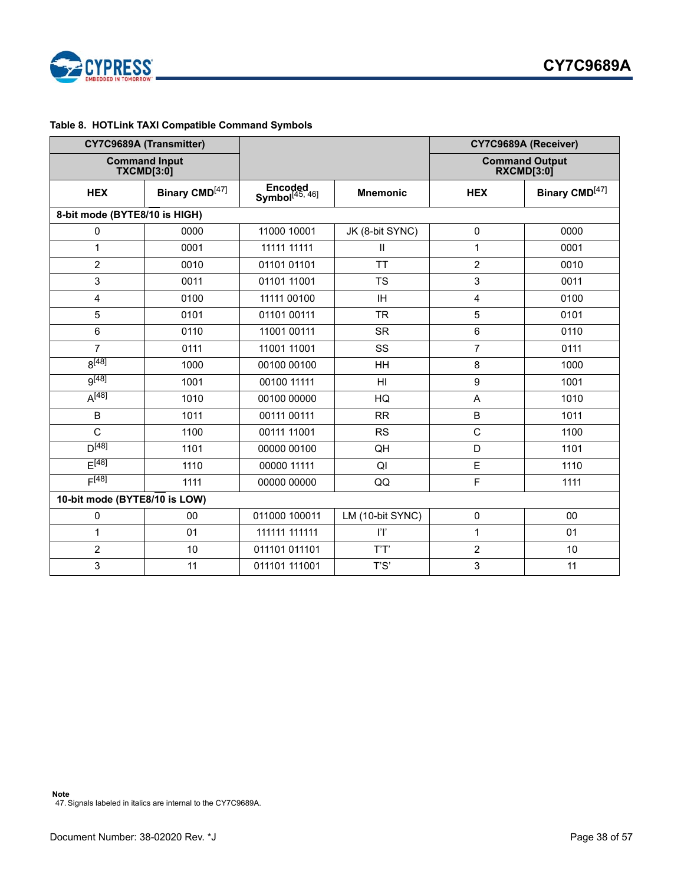**Table 8. HOTLink TAXI Compatible Command Symbols**

| CY7C9689A (Transmitter) | | | | CY7C9689A (Receiver) | |
|---|---|---|---|---|---|
| Command Input TXCMD[3:0] | | | | Command Output RXCMD[3:0] | |
| HEX | Binary CMD[47] | Encoded Symbol[45, 46] | Mnemonic | HEX | Binary CMD[47] |
| 8-bit mode (BYTE8/10 is HIGH) | | | | | |
| 0 | 0000 | 11000 10001 | JK (8-bit SYNC) | 0 | 0000 |
| 1 | 0001 | 11111 11111 | II | 1 | 0001 |
| 2 | 0010 | 01101 01101 | TT | 2 | 0010 |
| 3 | 0011 | 01101 11001 | TS | 3 | 0011 |
| 4 | 0100 | 11111 00100 | IH | 4 | 0100 |
| 5 | 0101 | 01101 00111 | TR | 5 | 0101 |
| 6 | 0110 | 11001 00111 | SR | 6 | 0110 |
| 7 | 0111 | 11001 11001 | SS | 7 | 0111 |
| 8[48] | 1000 | 00100 00100 | HH | 8 | 1000 |
| 9[48] | 1001 | 00100 11111 | HI | 9 | 1001 |
| A[48] | 1010 | 00100 00000 | HQ | A | 1010 |
| B | 1011 | 00111 00111 | RR | B | 1011 |
| C | 1100 | 00111 11001 | RS | C | 1100 |
| D[48] | 1101 | 00000 00100 | QH | D | 1101 |
| E[48] | 1110 | 00000 11111 | QI | E | 1110 |
| F[48] | 1111 | 00000 00000 | QQ | F | 1111 |
| 10-bit mode (BYTE8/10 is LOW) | | | | | |
| 0 | 00 | 011000 100011 | LM (10-bit SYNC) | 0 | 00 |
| 1 | 01 | 111111 111111 | I'I' | 1 | 01 |
| 2 | 10 | 011101 011101 | T'T' | 2 | 10 |
| 3 | 11 | 011101 111001 | T'S' | 3 | 11 |

**Note**

47. Signals labeled in italics are internal to the CY7C9689A.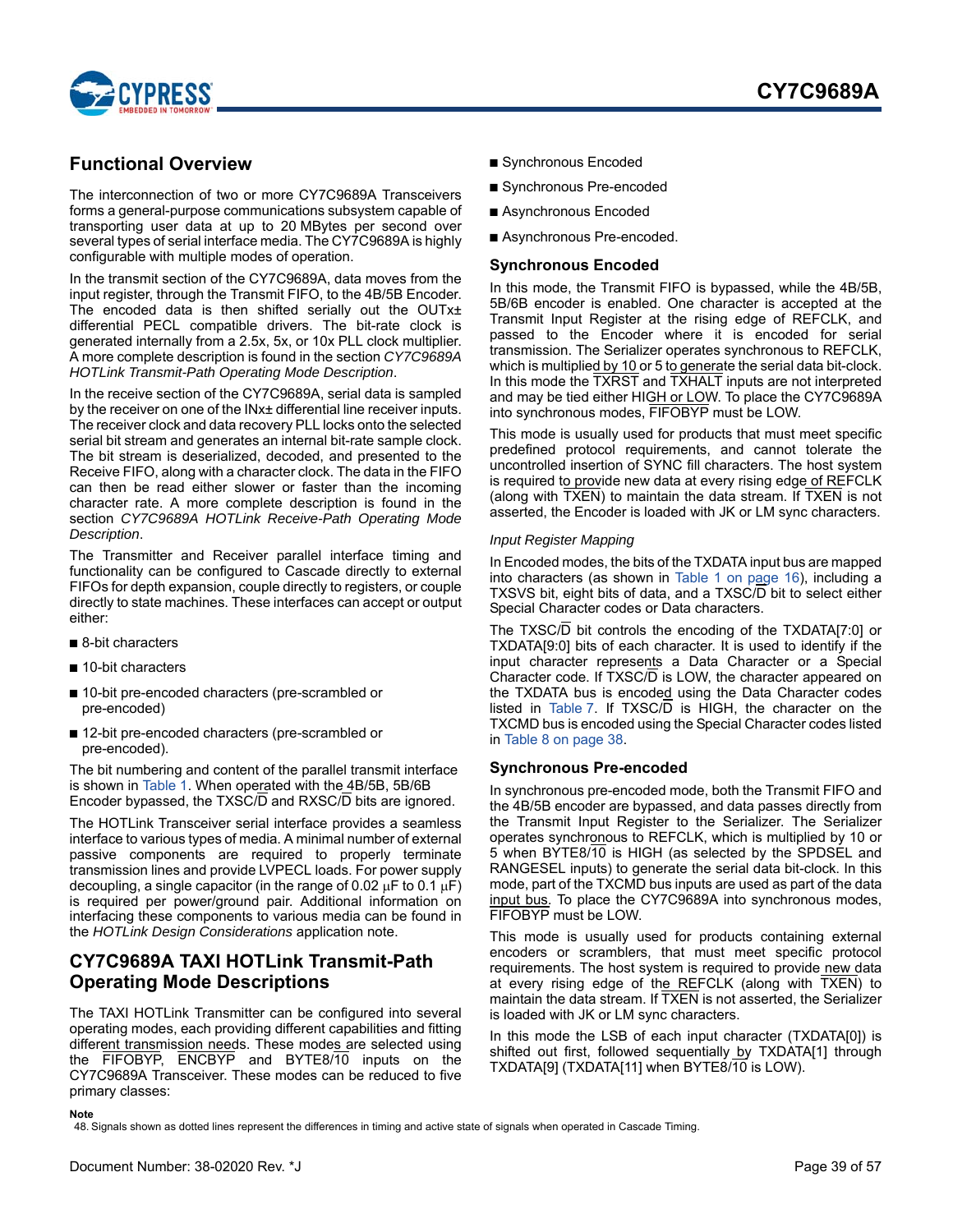## Functional Overview

The interconnection of two or more CY7C9689A Transceivers forms a general-purpose communications subsystem capable of transporting user data at up to 20 MBytes per second over several types of serial interface media. The CY7C9689A is highly configurable with multiple modes of operation.

In the transmit section of the CY7C9689A, data moves from the input register, through the Transmit FIFO, to the 4B/5B Encoder. The encoded data is then shifted serially out the OUTx± differential PECL compatible drivers. The bit-rate clock is generated internally from a 2.5x, 5x, or 10x PLL clock multiplier. A more complete description is found in the section *CY7C9689A HOTLink Transmit-Path Operating Mode Description*.

In the receive section of the CY7C9689A, serial data is sampled by the receiver on one of the INx± differential line receiver inputs. The receiver clock and data recovery PLL locks onto the selected serial bit stream and generates an internal bit-rate sample clock. The bit stream is deserialized, decoded, and presented to the Receive FIFO, along with a character clock. The data in the FIFO can then be read either slower or faster than the incoming character rate. A more complete description is found in the section *CY7C9689A HOTLink Receive-Path Operating Mode Description*.

The Transmitter and Receiver parallel interface timing and functionality can be configured to Cascade directly to external FIFOs for depth expansion, couple directly to registers, or couple directly to state machines. These interfaces can accept or output either:

- 8-bit characters
- 10-bit characters
- 10-bit pre-encoded characters (pre-scrambled or pre-encoded)
- 12-bit pre-encoded characters (pre-scrambled or pre-encoded).

The bit numbering and content of the parallel transmit interface is shown in Table 1. When operated with the 4B/5B, 5B/6B Encoder bypassed, the TXSC/D̅ and RXSC/D̅ bits are ignored.

The HOTLink Transceiver serial interface provides a seamless interface to various types of media. A minimal number of external passive components are required to properly terminate transmission lines and provide LVPECL loads. For power supply decoupling, a single capacitor (in the range of 0.02 μF to 0.1 μF) is required per power/ground pair. Additional information on interfacing these components to various media can be found in the *HOTLink Design Considerations* application note.

## CY7C9689A TAXI HOTLink Transmit-Path Operating Mode Descriptions

The TAXI HOTLink Transmitter can be configured into several operating modes, each providing different capabilities and fitting different transmission needs. These modes are selected using the F̅I̅F̅O̅B̅Y̅P̅, E̅N̅C̅B̅Y̅P̅ and BYTE8/1̅0̅ inputs on the CY7C9689A Transceiver. These modes can be reduced to five primary classes:

- Synchronous Encoded
- Synchronous Pre-encoded
- Asynchronous Encoded
- Asynchronous Pre-encoded.

### Synchronous Encoded

In this mode, the Transmit FIFO is bypassed, while the 4B/5B, 5B/6B encoder is enabled. One character is accepted at the Transmit Input Register at the rising edge of REFCLK, and passed to the Encoder where it is encoded for serial transmission. The Serializer operates synchronous to REFCLK, which is multiplied by 10 or 5 to generate the serial data bit-clock. In this mode the T̅X̅R̅S̅T̅ and T̅X̅H̅A̅L̅T̅ inputs are not interpreted and may be tied either HIGH or LOW. To place the CY7C9689A into synchronous modes, F̅I̅F̅O̅B̅Y̅P̅ must be LOW.

This mode is usually used for products that must meet specific predefined protocol requirements, and cannot tolerate the uncontrolled insertion of SYNC fill characters. The host system is required to provide new data at every rising edge of REFCLK (along with T̅X̅E̅N̅) to maintain the data stream. If T̅X̅E̅N̅ is not asserted, the Encoder is loaded with JK or LM sync characters.

*Input Register Mapping*

In Encoded modes, the bits of the TXDATA input bus are mapped into characters (as shown in Table 1 on page 16), including a TXSVS bit, eight bits of data, and a TXSC/D̅ bit to select either Special Character codes or Data characters.

The TXSC/D̅ bit controls the encoding of the TXDATA[7:0] or TXDATA[9:0] bits of each character. It is used to identify if the input character represents a Data Character or a Special Character code. If TXSC/D̅ is LOW, the character appeared on the TXDATA bus is encoded using the Data Character codes listed in Table 7. If TXSC/D̅ is HIGH, the character on the TXCMD bus is encoded using the Special Character codes listed in Table 8 on page 38.

### Synchronous Pre-encoded

In synchronous pre-encoded mode, both the Transmit FIFO and the 4B/5B encoder are bypassed, and data passes directly from the Transmit Input Register to the Serializer. The Serializer operates synchronous to REFCLK, which is multiplied by 10 or 5 when BYTE8/1̅0̅ is HIGH (as selected by the SPDSEL and RANGESEL inputs) to generate the serial data bit-clock. In this mode, part of the TXCMD bus inputs are used as part of the data input bus. To place the CY7C9689A into synchronous modes, F̅I̅F̅O̅B̅Y̅P̅ must be LOW.

This mode is usually used for products containing external encoders or scramblers, that must meet specific protocol requirements. The host system is required to provide new data at every rising edge of the REFCLK (along with T̅X̅E̅N̅) to maintain the data stream. If T̅X̅E̅N̅ is not asserted, the Serializer is loaded with JK or LM sync characters.

In this mode the LSB of each input character (TXDATA[0]) is shifted out first, followed sequentially by TXDATA[1] through TXDATA[9] (TXDATA[11] when BYTE8/1̅0̅ is LOW).

**Note**
48. Signals shown as dotted lines represent the differences in timing and active state of signals when operated in Cascade Timing.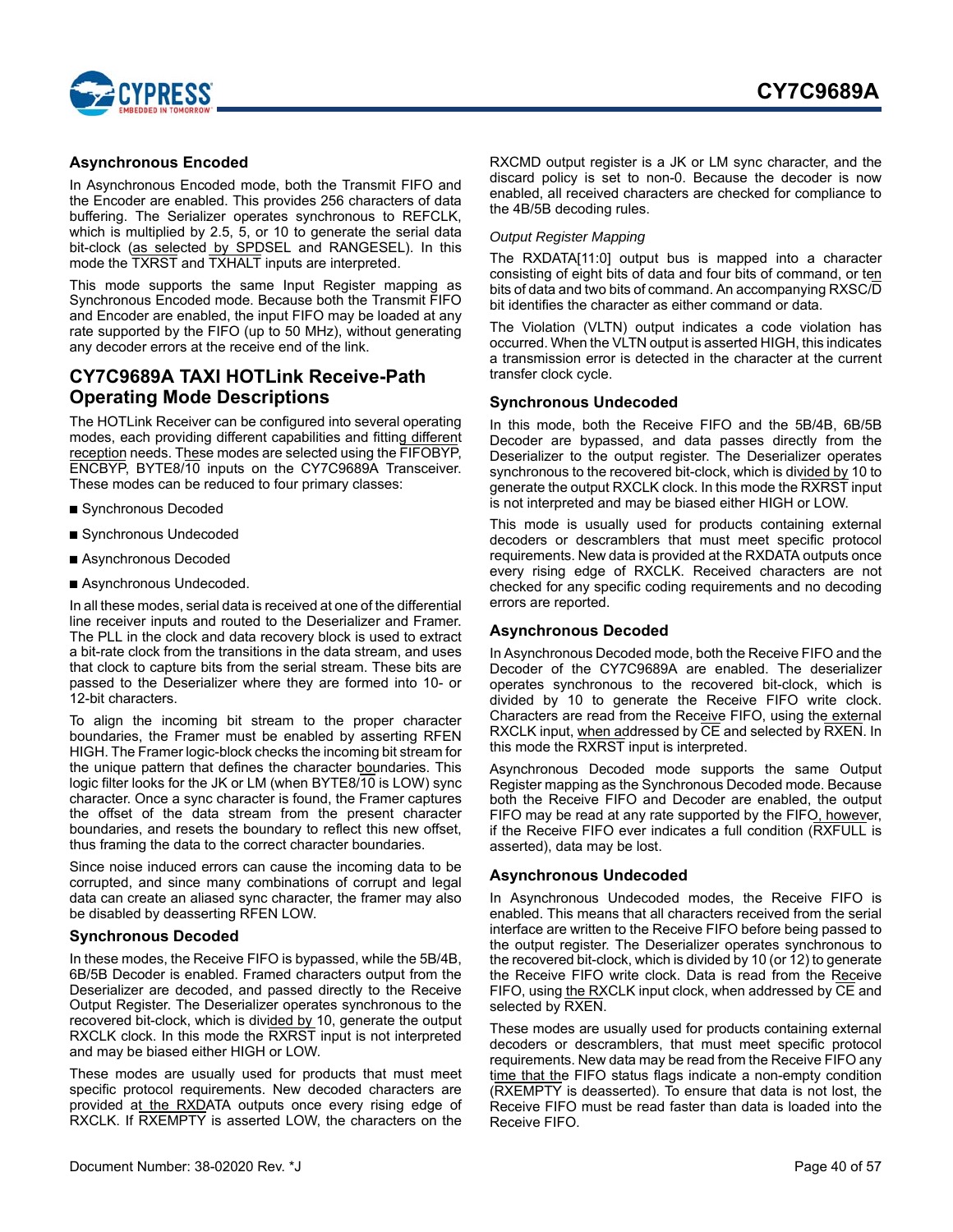### Asynchronous Encoded

In Asynchronous Encoded mode, both the Transmit FIFO and the Encoder are enabled. This provides 256 characters of data buffering. The Serializer operates synchronous to REFCLK, which is multiplied by 2.5, 5, or 10 to generate the serial data bit-clock (as selected by SPDSEL and RANGESEL). In this mode the TXRST and TXHALT inputs are interpreted.

This mode supports the same Input Register mapping as Synchronous Encoded mode. Because both the Transmit FIFO and Encoder are enabled, the input FIFO may be loaded at any rate supported by the FIFO (up to 50 MHz), without generating any decoder errors at the receive end of the link.

## CY7C9689A TAXI HOTLink Receive-Path Operating Mode Descriptions

The HOTLink Receiver can be configured into several operating modes, each providing different capabilities and fitting different reception needs. These modes are selected using the FIFOBYP, ENCBYP, BYTE8/10 inputs on the CY7C9689A Transceiver. These modes can be reduced to four primary classes:

- Synchronous Decoded
- Synchronous Undecoded
- Asynchronous Decoded
- Asynchronous Undecoded.

In all these modes, serial data is received at one of the differential line receiver inputs and routed to the Deserializer and Framer. The PLL in the clock and data recovery block is used to extract a bit-rate clock from the transitions in the data stream, and uses that clock to capture bits from the serial stream. These bits are passed to the Deserializer where they are formed into 10- or 12-bit characters.

To align the incoming bit stream to the proper character boundaries, the Framer must be enabled by asserting RFEN HIGH. The Framer logic-block checks the incoming bit stream for the unique pattern that defines the character boundaries. This logic filter looks for the JK or LM (when BYTE8/10 is LOW) sync character. Once a sync character is found, the Framer captures the offset of the data stream from the present character boundaries, and resets the boundary to reflect this new offset, thus framing the data to the correct character boundaries.

Since noise induced errors can cause the incoming data to be corrupted, and since many combinations of corrupt and legal data can create an aliased sync character, the framer may also be disabled by deasserting RFEN LOW.

### Synchronous Decoded

In these modes, the Receive FIFO is bypassed, while the 5B/4B, 6B/5B Decoder is enabled. Framed characters output from the Deserializer are decoded, and passed directly to the Receive Output Register. The Deserializer operates synchronous to the recovered bit-clock, which is divided by 10, generate the output RXCLK clock. In this mode the RXRST input is not interpreted and may be biased either HIGH or LOW.

These modes are usually used for products that must meet specific protocol requirements. New decoded characters are provided at the RXDATA outputs once every rising edge of RXCLK. If RXEMPTY is asserted LOW, the characters on the RXCMD output register is a JK or LM sync character, and the discard policy is set to non-0. Because the decoder is now enabled, all received characters are checked for compliance to the 4B/5B decoding rules.

*Output Register Mapping*

The RXDATA[11:0] output bus is mapped into a character consisting of eight bits of data and four bits of command, or ten bits of data and two bits of command. An accompanying RXSC/D bit identifies the character as either command or data.

The Violation (VLTN) output indicates a code violation has occurred. When the VLTN output is asserted HIGH, this indicates a transmission error is detected in the character at the current transfer clock cycle.

### Synchronous Undecoded

In this mode, both the Receive FIFO and the 5B/4B, 6B/5B Decoder are bypassed, and data passes directly from the Deserializer to the output register. The Deserializer operates synchronous to the recovered bit-clock, which is divided by 10 to generate the output RXCLK clock. In this mode the RXRST input is not interpreted and may be biased either HIGH or LOW.

This mode is usually used for products containing external decoders or descramblers that must meet specific protocol requirements. New data is provided at the RXDATA outputs once every rising edge of RXCLK. Received characters are not checked for any specific coding requirements and no decoding errors are reported.

### Asynchronous Decoded

In Asynchronous Decoded mode, both the Receive FIFO and the Decoder of the CY7C9689A are enabled. The deserializer operates synchronous to the recovered bit-clock, which is divided by 10 to generate the Receive FIFO write clock. Characters are read from the Receive FIFO, using the external RXCLK input, when addressed by CE and selected by RXEN. In this mode the RXRST input is interpreted.

Asynchronous Decoded mode supports the same Output Register mapping as the Synchronous Decoded mode. Because both the Receive FIFO and Decoder are enabled, the output FIFO may be read at any rate supported by the FIFO, however, if the Receive FIFO ever indicates a full condition (RXFULL is asserted), data may be lost.

### Asynchronous Undecoded

In Asynchronous Undecoded modes, the Receive FIFO is enabled. This means that all characters received from the serial interface are written to the Receive FIFO before being passed to the output register. The Deserializer operates synchronous to the recovered bit-clock, which is divided by 10 (or 12) to generate the Receive FIFO write clock. Data is read from the Receive FIFO, using the RXCLK input clock, when addressed by CE and selected by RXEN.

These modes are usually used for products containing external decoders or descramblers, that must meet specific protocol requirements. New data may be read from the Receive FIFO any time that the FIFO status flags indicate a non-empty condition (RXEMPTY is deasserted). To ensure that data is not lost, the Receive FIFO must be read faster than data is loaded into the Receive FIFO.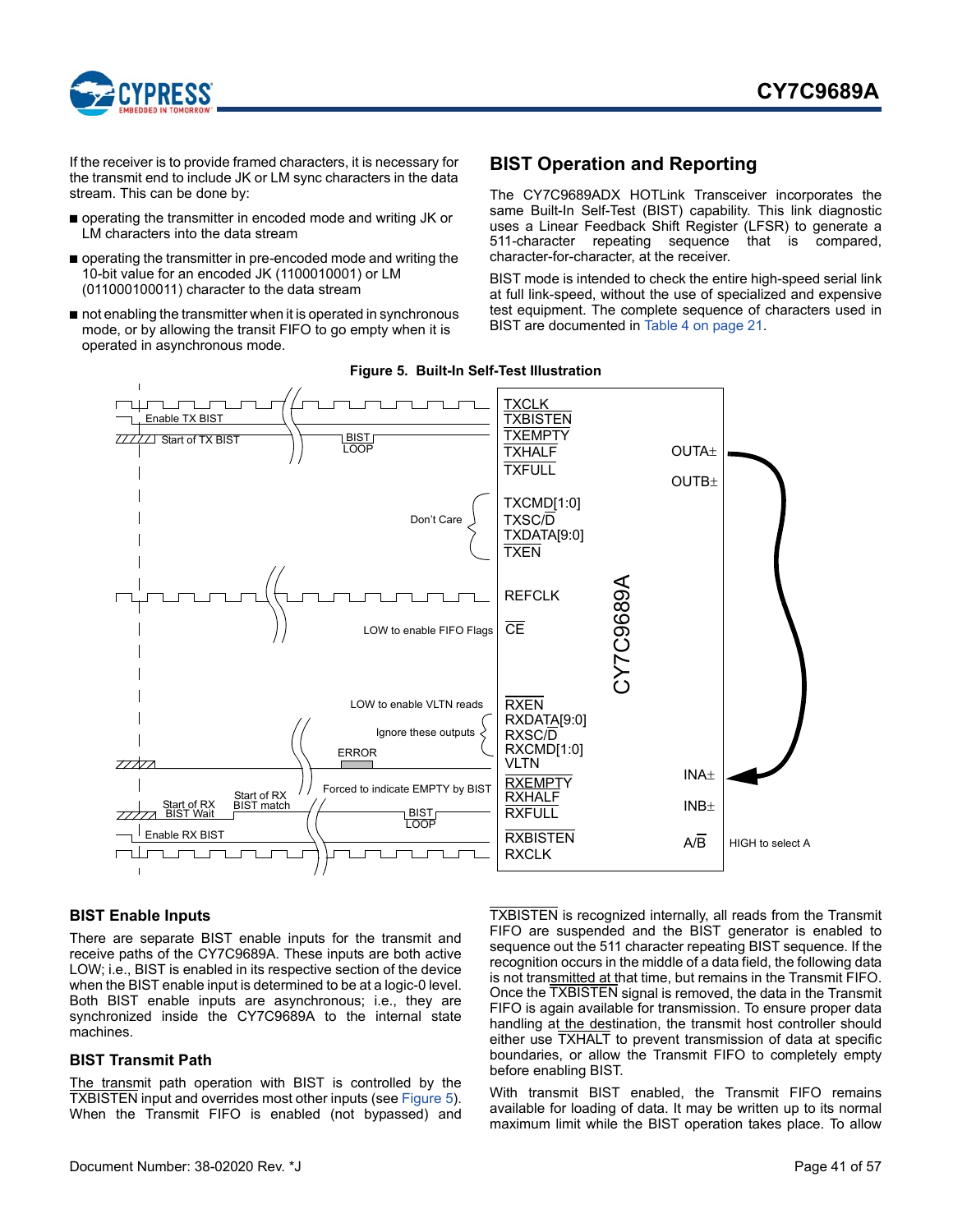If the receiver is to provide framed characters, it is necessary for the transmit end to include JK or LM sync characters in the data stream. This can be done by:

- operating the transmitter in encoded mode and writing JK or LM characters into the data stream
- operating the transmitter in pre-encoded mode and writing the 10-bit value for an encoded JK (1100010001) or LM (011000100011) character to the data stream
- not enabling the transmitter when it is operated in synchronous mode, or by allowing the transit FIFO to go empty when it is operated in asynchronous mode.

## BIST Operation and Reporting

The CY7C9689ADX HOTLink Transceiver incorporates the same Built-In Self-Test (BIST) capability. This link diagnostic uses a Linear Feedback Shift Register (LFSR) to generate a 511-character repeating sequence that is compared, character-for-character, at the receiver.

BIST mode is intended to check the entire high-speed serial link at full link-speed, without the use of specialized and expensive test equipment. The complete sequence of characters used in BIST are documented in Table 4 on page 21.

**Figure 5. Built-In Self-Test Illustration**

### BIST Enable Inputs

There are separate BIST enable inputs for the transmit and receive paths of the CY7C9689A. These inputs are both active LOW; i.e., BIST is enabled in its respective section of the device when the BIST enable input is determined to be at a logic-0 level. Both BIST enable inputs are asynchronous; i.e., they are synchronized inside the CY7C9689A to the internal state machines.

### BIST Transmit Path

The transmit path operation with BIST is controlled by the TXBISTEN input and overrides most other inputs (see Figure 5). When the Transmit FIFO is enabled (not bypassed) and TXBISTEN is recognized internally, all reads from the Transmit FIFO are suspended and the BIST generator is enabled to sequence out the 511 character repeating BIST sequence. If the recognition occurs in the middle of a data field, the following data is not transmitted at that time, but remains in the Transmit FIFO. Once the TXBISTEN signal is removed, the data in the Transmit FIFO is again available for transmission. To ensure proper data handling at the destination, the transmit host controller should either use TXHALT to prevent transmission of data at specific boundaries, or allow the Transmit FIFO to completely empty before enabling BIST.

With transmit BIST enabled, the Transmit FIFO remains available for loading of data. It may be written up to its normal maximum limit while the BIST operation takes place. To allow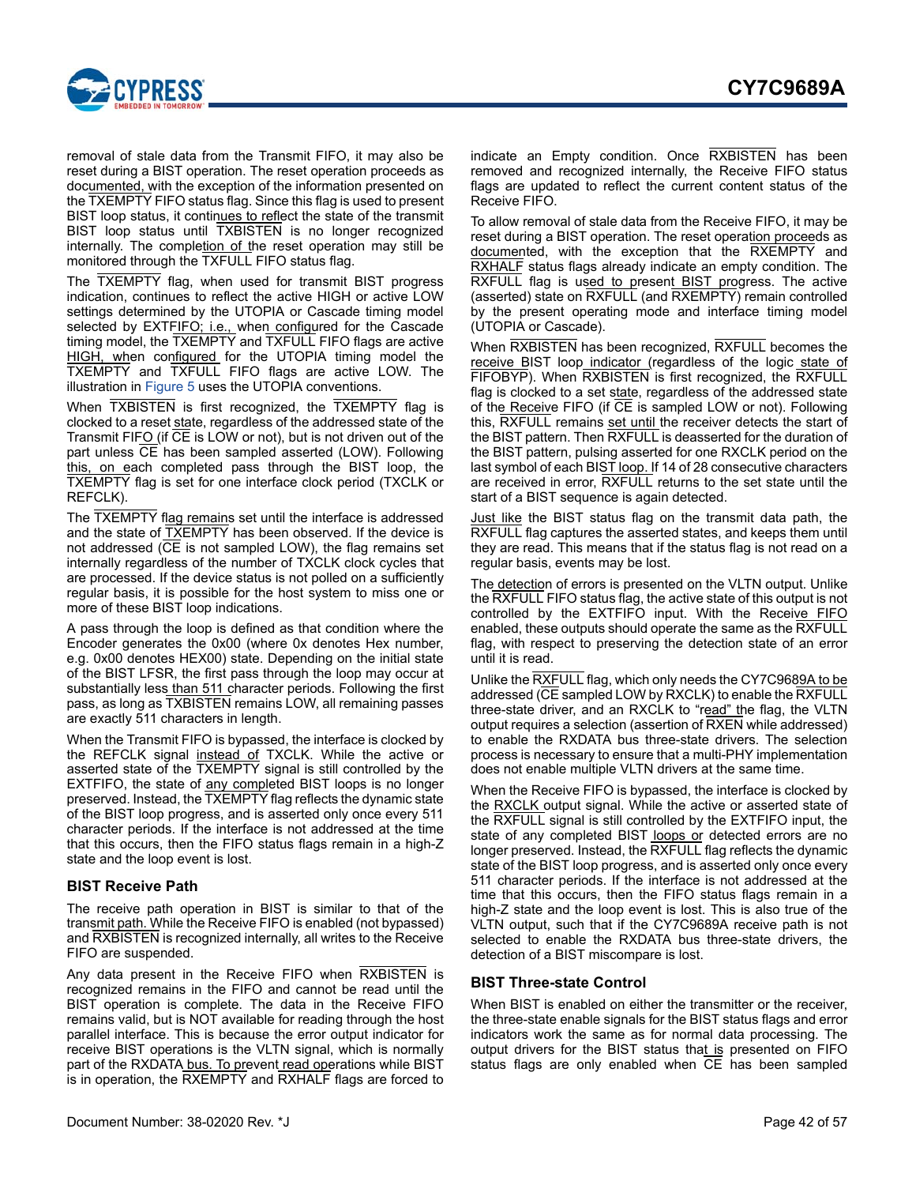removal of stale data from the Transmit FIFO, it may also be reset during a BIST operation. The reset operation proceeds as documented, with the exception of the information presented on the TXEMPTY FIFO status flag. Since this flag is used to present BIST loop status, it continues to reflect the state of the transmit BIST loop status until TXBISTEN is no longer recognized internally. The completion of the reset operation may still be monitored through the TXFULL FIFO status flag.

The TXEMPTY flag, when used for transmit BIST progress indication, continues to reflect the active HIGH or active LOW settings determined by the UTOPIA or Cascade timing model selected by EXTFIFO; i.e., when configured for the Cascade timing model, the TXEMPTY and TXFULL FIFO flags are active HIGH, when configured for the UTOPIA timing model the TXEMPTY and TXFULL FIFO flags are active LOW. The illustration in Figure 5 uses the UTOPIA conventions.

When TXBISTEN is first recognized, the TXEMPTY flag is clocked to a reset state, regardless of the addressed state of the Transmit FIFO (if CE is LOW or not), but is not driven out of the part unless CE has been sampled asserted (LOW). Following this, on each completed pass through the BIST loop, the TXEMPTY flag is set for one interface clock period (TXCLK or REFCLK).

The TXEMPTY flag remains set until the interface is addressed and the state of TXEMPTY has been observed. If the device is not addressed (CE is not sampled LOW), the flag remains set internally regardless of the number of TXCLK clock cycles that are processed. If the device status is not polled on a sufficiently regular basis, it is possible for the host system to miss one or more of these BIST loop indications.

A pass through the loop is defined as that condition where the Encoder generates the 0x00 (where 0x denotes Hex number, e.g. 0x00 denotes HEX00) state. Depending on the initial state of the BIST LFSR, the first pass through the loop may occur at substantially less than 511 character periods. Following the first pass, as long as TXBISTEN remains LOW, all remaining passes are exactly 511 characters in length.

When the Transmit FIFO is bypassed, the interface is clocked by the REFCLK signal instead of TXCLK. While the active or asserted state of the TXEMPTY signal is still controlled by the EXTFIFO, the state of any completed BIST loops is no longer preserved. Instead, the TXEMPTY flag reflects the dynamic state of the BIST loop progress, and is asserted only once every 511 character periods. If the interface is not addressed at the time that this occurs, then the FIFO status flags remain in a high-Z state and the loop event is lost.

### BIST Receive Path

The receive path operation in BIST is similar to that of the transmit path. While the Receive FIFO is enabled (not bypassed) and RXBISTEN is recognized internally, all writes to the Receive FIFO are suspended.

Any data present in the Receive FIFO when RXBISTEN is recognized remains in the FIFO and cannot be read until the BIST operation is complete. The data in the Receive FIFO remains valid, but is NOT available for reading through the host parallel interface. This is because the error output indicator for receive BIST operations is the VLTN signal, which is normally part of the RXDATA bus. To prevent read operations while BIST is in operation, the RXEMPTY and RXHALF flags are forced to indicate an Empty condition. Once RXBISTEN has been removed and recognized internally, the Receive FIFO status flags are updated to reflect the current content status of the Receive FIFO.

To allow removal of stale data from the Receive FIFO, it may be reset during a BIST operation. The reset operation proceeds as documented, with the exception that the RXEMPTY and RXHALF status flags already indicate an empty condition. The RXFULL flag is used to present BIST progress. The active (asserted) state on RXFULL (and RXEMPTY) remain controlled by the present operating mode and interface timing model (UTOPIA or Cascade).

When RXBISTEN has been recognized, RXFULL becomes the receive BIST loop indicator (regardless of the logic state of FIFOBYP). When RXBISTEN is first recognized, the RXFULL flag is clocked to a set state, regardless of the addressed state of the Receive FIFO (if CE is sampled LOW or not). Following this, RXFULL remains set until the receiver detects the start of the BIST pattern. Then RXFULL is deasserted for the duration of the BIST pattern, pulsing asserted for one RXCLK period on the last symbol of each BIST loop. If 14 of 28 consecutive characters are received in error, RXFULL returns to the set state until the start of a BIST sequence is again detected.

Just like the BIST status flag on the transmit data path, the RXFULL flag captures the asserted states, and keeps them until they are read. This means that if the status flag is not read on a regular basis, events may be lost.

The detection of errors is presented on the VLTN output. Unlike the RXFULL FIFO status flag, the active state of this output is not controlled by the EXTFIFO input. With the Receive FIFO enabled, these outputs should operate the same as the RXFULL flag, with respect to preserving the detection state of an error until it is read.

Unlike the RXFULL flag, which only needs the CY7C9689A to be addressed (CE sampled LOW by RXCLK) to enable the RXFULL three-state driver, and an RXCLK to "read" the flag, the VLTN output requires a selection (assertion of RXEN while addressed) to enable the RXDATA bus three-state drivers. The selection process is necessary to ensure that a multi-PHY implementation does not enable multiple VLTN drivers at the same time.

When the Receive FIFO is bypassed, the interface is clocked by the RXCLK output signal. While the active or asserted state of the RXFULL signal is still controlled by the EXTFIFO input, the state of any completed BIST loops or detected errors are no longer preserved. Instead, the RXFULL flag reflects the dynamic state of the BIST loop progress, and is asserted only once every 511 character periods. If the interface is not addressed at the time that this occurs, then the FIFO status flags remain in a high-Z state and the loop event is lost. This is also true of the VLTN output, such that if the CY7C9689A receive path is not selected to enable the RXDATA bus three-state drivers, the detection of a BIST miscompare is lost.

### BIST Three-state Control

When BIST is enabled on either the transmitter or the receiver, the three-state enable signals for the BIST status flags and error indicators work the same as for normal data processing. The output drivers for the BIST status that is presented on FIFO status flags are only enabled when CE has been sampled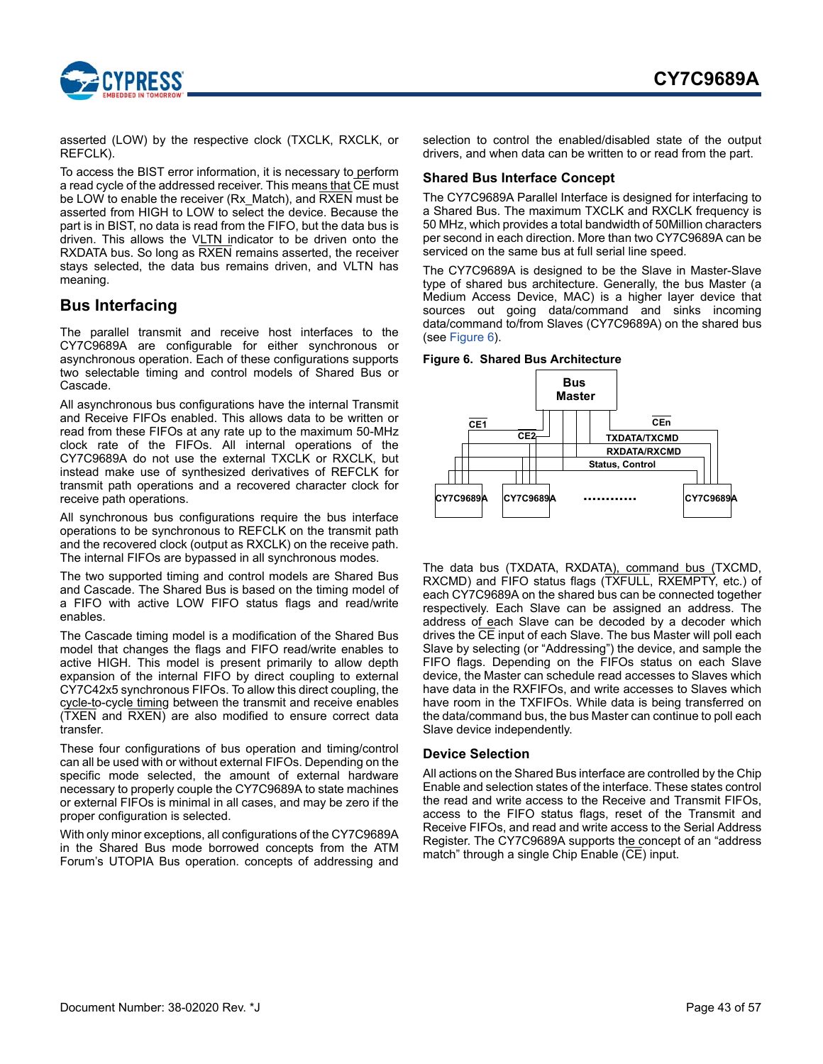asserted (LOW) by the respective clock (TXCLK, RXCLK, or REFCLK).

To access the BIST error information, it is necessary to perform a read cycle of the addressed receiver. This means that CE must be LOW to enable the receiver (Rx_Match), and RXEN must be asserted from HIGH to LOW to select the device. Because the part is in BIST, no data is read from the FIFO, but the data bus is driven. This allows the VLTN indicator to be driven onto the RXDATA bus. So long as RXEN remains asserted, the receiver stays selected, the data bus remains driven, and VLTN has meaning.

## Bus Interfacing

The parallel transmit and receive host interfaces to the CY7C9689A are configurable for either synchronous or asynchronous operation. Each of these configurations supports two selectable timing and control models of Shared Bus or Cascade.

All asynchronous bus configurations have the internal Transmit and Receive FIFOs enabled. This allows data to be written or read from these FIFOs at any rate up to the maximum 50-MHz clock rate of the FIFOs. All internal operations of the CY7C9689A do not use the external TXCLK or RXCLK, but instead make use of synthesized derivatives of REFCLK for transmit path operations and a recovered character clock for receive path operations.

All synchronous bus configurations require the bus interface operations to be synchronous to REFCLK on the transmit path and the recovered clock (output as RXCLK) on the receive path. The internal FIFOs are bypassed in all synchronous modes.

The two supported timing and control models are Shared Bus and Cascade. The Shared Bus is based on the timing model of a FIFO with active LOW FIFO status flags and read/write enables.

The Cascade timing model is a modification of the Shared Bus model that changes the flags and FIFO read/write enables to active HIGH. This model is present primarily to allow depth expansion of the internal FIFO by direct coupling to external CY7C42x5 synchronous FIFOs. To allow this direct coupling, the cycle-to-cycle timing between the transmit and receive enables (TXEN and RXEN) are also modified to ensure correct data transfer.

These four configurations of bus operation and timing/control can all be used with or without external FIFOs. Depending on the specific mode selected, the amount of external hardware necessary to properly couple the CY7C9689A to state machines or external FIFOs is minimal in all cases, and may be zero if the proper configuration is selected.

With only minor exceptions, all configurations of the CY7C9689A in the Shared Bus mode borrowed concepts from the ATM Forum's UTOPIA Bus operation. concepts of addressing and selection to control the enabled/disabled state of the output drivers, and when data can be written to or read from the part.

### Shared Bus Interface Concept

The CY7C9689A Parallel Interface is designed for interfacing to a Shared Bus. The maximum TXCLK and RXCLK frequency is 50 MHz, which provides a total bandwidth of 50Million characters per second in each direction. More than two CY7C9689A can be serviced on the same bus at full serial line speed.

The CY7C9689A is designed to be the Slave in Master-Slave type of shared bus architecture. Generally, the bus Master (a Medium Access Device, MAC) is a higher layer device that sources out going data/command and sinks incoming data/command to/from Slaves (CY7C9689A) on the shared bus (see Figure 6).

**Figure 6. Shared Bus Architecture**

Bus Master — CE1, CE2, CEn — TXDATA/TXCMD — RXDATA/RXCMD — Status, Control — CY7C9689A, CY7C9689A, ............, CY7C9689A

The data bus (TXDATA, RXDATA), command bus (TXCMD, RXCMD) and FIFO status flags (TXFULL, RXEMPTY, etc.) of each CY7C9689A on the shared bus can be connected together respectively. Each Slave can be assigned an address. The address of each Slave can be decoded by a decoder which drives the CE input of each Slave. The bus Master will poll each Slave by selecting (or “Addressing”) the device, and sample the FIFO flags. Depending on the FIFOs status on each Slave device, the Master can schedule read accesses to Slaves which have data in the RXFIFOs, and write accesses to Slaves which have room in the TXFIFOs. While data is being transferred on the data/command bus, the bus Master can continue to poll each Slave device independently.

### Device Selection

All actions on the Shared Bus interface are controlled by the Chip Enable and selection states of the interface. These states control the read and write access to the Receive and Transmit FIFOs, access to the FIFO status flags, reset of the Transmit and Receive FIFOs, and read and write access to the Serial Address Register. The CY7C9689A supports the concept of an “address match” through a single Chip Enable (CE) input.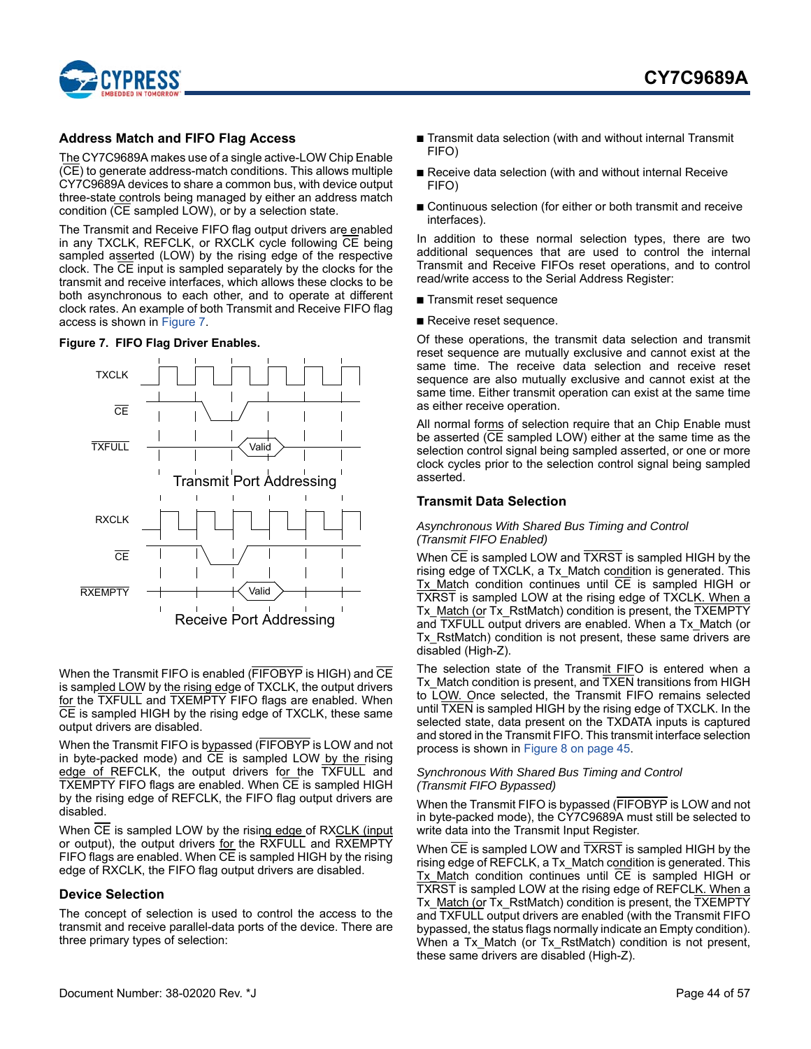## Address Match and FIFO Flag Access

The CY7C9689A makes use of a single active-LOW Chip Enable (CE) to generate address-match conditions. This allows multiple CY7C9689A devices to share a common bus, with device output three-state controls being managed by either an address match condition (CE sampled LOW), or by a selection state.

The Transmit and Receive FIFO flag output drivers are enabled in any TXCLK, REFCLK, or RXCLK cycle following CE being sampled asserted (LOW) by the rising edge of the respective clock. The CE input is sampled separately by the clocks for the transmit and receive interfaces, which allows these clocks to be both asynchronous to each other, and to operate at different clock rates. An example of both Transmit and Receive FIFO flag access is shown in Figure 7.

**Figure 7. FIFO Flag Driver Enables.**

TXCLK
CE
TXFULL — Valid
Transmit Port Addressing

RXCLK
CE
RXEMPTY — Valid
Receive Port Addressing

When the Transmit FIFO is enabled (FIFOBYP is HIGH) and CE is sampled LOW by the rising edge of TXCLK, the output drivers for the TXFULL and TXEMPTY FIFO flags are enabled. When CE is sampled HIGH by the rising edge of TXCLK, these same output drivers are disabled.

When the Transmit FIFO is bypassed (FIFOBYP is LOW and not in byte-packed mode) and CE is sampled LOW by the rising edge of REFCLK, the output drivers for the TXFULL and TXEMPTY FIFO flags are enabled. When CE is sampled HIGH by the rising edge of REFCLK, the FIFO flag output drivers are disabled.

When CE is sampled LOW by the rising edge of RXCLK (input or output), the output drivers for the RXFULL and RXEMPTY FIFO flags are enabled. When CE is sampled HIGH by the rising edge of RXCLK, the FIFO flag output drivers are disabled.

## Device Selection

The concept of selection is used to control the access to the transmit and receive parallel-data ports of the device. There are three primary types of selection:

- Transmit data selection (with and without internal Transmit FIFO)
- Receive data selection (with and without internal Receive FIFO)
- Continuous selection (for either or both transmit and receive interfaces).

In addition to these normal selection types, there are two additional sequences that are used to control the internal Transmit and Receive FIFOs reset operations, and to control read/write access to the Serial Address Register:

- Transmit reset sequence
- Receive reset sequence.

Of these operations, the transmit data selection and transmit reset sequence are mutually exclusive and cannot exist at the same time. The receive data selection and receive reset sequence are also mutually exclusive and cannot exist at the same time. Either transmit operation can exist at the same time as either receive operation.

All normal forms of selection require that an Chip Enable must be asserted (CE sampled LOW) either at the same time as the selection control signal being sampled asserted, or one or more clock cycles prior to the selection control signal being sampled asserted.

## Transmit Data Selection

*Asynchronous With Shared Bus Timing and Control (Transmit FIFO Enabled)*

When CE is sampled LOW and TXRST is sampled HIGH by the rising edge of TXCLK, a Tx_Match condition is generated. This Tx_Match condition continues until CE is sampled HIGH or TXRST is sampled LOW at the rising edge of TXCLK. When a Tx_Match (or Tx_RstMatch) condition is present, the TXEMPTY and TXFULL output drivers are enabled. When a Tx_Match (or Tx_RstMatch) condition is not present, these same drivers are disabled (High-Z).

The selection state of the Transmit FIFO is entered when a Tx_Match condition is present, and TXEN transitions from HIGH to LOW. Once selected, the Transmit FIFO remains selected until TXEN is sampled HIGH by the rising edge of TXCLK. In the selected state, data present on the TXDATA inputs is captured and stored in the Transmit FIFO. This transmit interface selection process is shown in Figure 8 on page 45.

*Synchronous With Shared Bus Timing and Control (Transmit FIFO Bypassed)*

When the Transmit FIFO is bypassed (FIFOBYP is LOW and not in byte-packed mode), the CY7C9689A must still be selected to write data into the Transmit Input Register.

When CE is sampled LOW and TXRST is sampled HIGH by the rising edge of REFCLK, a Tx_Match condition is generated. This Tx_Match condition continues until CE is sampled HIGH or TXRST is sampled LOW at the rising edge of REFCLK. When a Tx_Match (or Tx_RstMatch) condition is present, the TXEMPTY and TXFULL output drivers are enabled (with the Transmit FIFO bypassed, the status flags normally indicate an Empty condition). When a Tx_Match (or Tx_RstMatch) condition is not present, these same drivers are disabled (High-Z).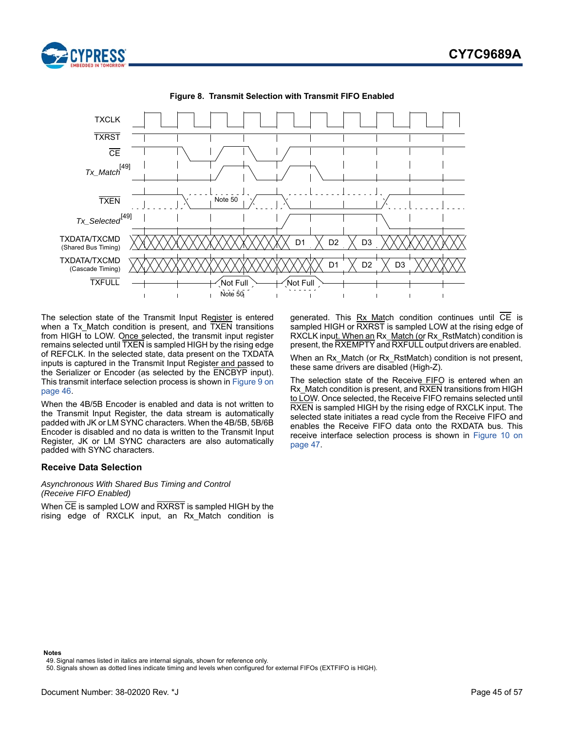**Figure 8. Transmit Selection with Transmit FIFO Enabled**

The selection state of the Transmit Input Register is entered when a Tx_Match condition is present, and TXEN transitions from HIGH to LOW. Once selected, the transmit input register remains selected until TXEN is sampled HIGH by the rising edge of REFCLK. In the selected state, data present on the TXDATA inputs is captured in the Transmit Input Register and passed to the Serializer or Encoder (as selected by the ENCBYP input). This transmit interface selection process is shown in Figure 9 on page 46.

When the 4B/5B Encoder is enabled and data is not written to the Transmit Input Register, the data stream is automatically padded with JK or LM SYNC characters. When the 4B/5B, 5B/6B Encoder is disabled and no data is written to the Transmit Input Register, JK or LM SYNC characters are also automatically padded with SYNC characters.

## Receive Data Selection

*Asynchronous With Shared Bus Timing and Control (Receive FIFO Enabled)*

When CE is sampled LOW and RXRST is sampled HIGH by the rising edge of RXCLK input, an Rx_Match condition is generated. This Rx_Match condition continues until CE is sampled HIGH or RXRST is sampled LOW at the rising edge of RXCLK input. When an Rx_Match (or Rx_RstMatch) condition is present, the RXEMPTY and RXFULL output drivers are enabled.

When an Rx_Match (or Rx_RstMatch) condition is not present, these same drivers are disabled (High-Z).

The selection state of the Receive FIFO is entered when an Rx_Match condition is present, and RXEN transitions from HIGH to LOW. Once selected, the Receive FIFO remains selected until RXEN is sampled HIGH by the rising edge of RXCLK input. The selected state initiates a read cycle from the Receive FIFO and enables the Receive FIFO data onto the RXDATA bus. This receive interface selection process is shown in Figure 10 on page 47.

**Notes**

49. Signal names listed in italics are internal signals, shown for reference only.
50. Signals shown as dotted lines indicate timing and levels when configured for external FIFOs (EXTFIFO is HIGH).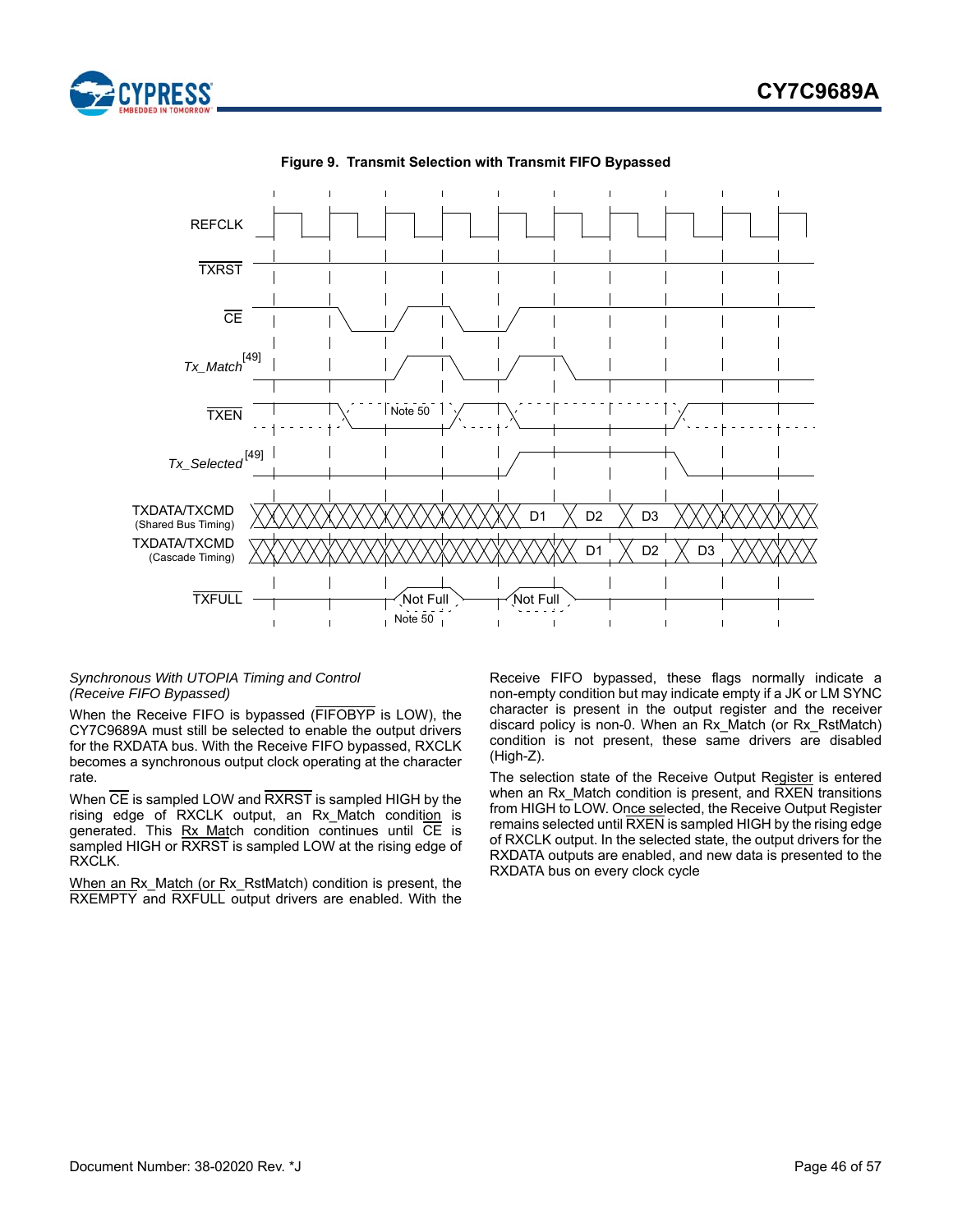**Figure 9. Transmit Selection with Transmit FIFO Bypassed**

*Synchronous With UTOPIA Timing and Control (Receive FIFO Bypassed)*

When the Receive FIFO is bypassed (FIFOBYP is LOW), the CY7C9689A must still be selected to enable the output drivers for the RXDATA bus. With the Receive FIFO bypassed, RXCLK becomes a synchronous output clock operating at the character rate.

When CE is sampled LOW and RXRST is sampled HIGH by the rising edge of RXCLK output, an Rx_Match condition is generated. This Rx_Match condition continues until CE is sampled HIGH or RXRST is sampled LOW at the rising edge of RXCLK.

When an Rx_Match (or Rx_RstMatch) condition is present, the RXEMPTY and RXFULL output drivers are enabled. With the Receive FIFO bypassed, these flags normally indicate a non-empty condition but may indicate empty if a JK or LM SYNC character is present in the output register and the receiver discard policy is non-0. When an Rx_Match (or Rx_RstMatch) condition is not present, these same drivers are disabled (High-Z).

The selection state of the Receive Output Register is entered when an Rx_Match condition is present, and RXEN transitions from HIGH to LOW. Once selected, the Receive Output Register remains selected until RXEN is sampled HIGH by the rising edge of RXCLK output. In the selected state, the output drivers for the RXDATA outputs are enabled, and new data is presented to the RXDATA bus on every clock cycle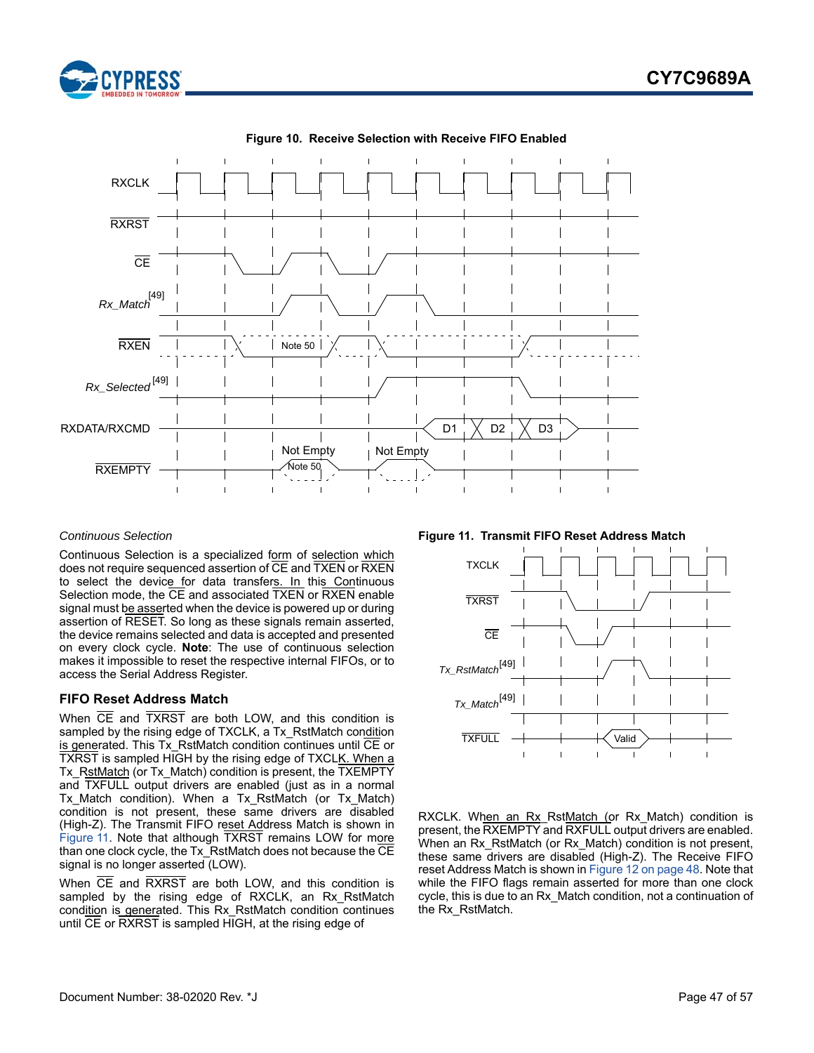**Figure 10. Receive Selection with Receive FIFO Enabled**

*Continuous Selection*

Continuous Selection is a specialized form of selection which does not require sequenced assertion of CE and TXEN or RXEN to select the device for data transfers. In this Continuous Selection mode, the CE and associated TXEN or RXEN enable signal must be asserted when the device is powered up or during assertion of RESET. So long as these signals remain asserted, the device remains selected and data is accepted and presented on every clock cycle. **Note**: The use of continuous selection makes it impossible to reset the respective internal FIFOs, or to access the Serial Address Register.

### FIFO Reset Address Match

When CE and TXRST are both LOW, and this condition is sampled by the rising edge of TXCLK, a Tx_RstMatch condition is generated. This Tx_RstMatch condition continues until CE or TXRST is sampled HIGH by the rising edge of TXCLK. When a Tx_RstMatch (or Tx_Match) condition is present, the TXEMPTY and TXFULL output drivers are enabled (just as in a normal Tx_Match condition). When a Tx_RstMatch (or Tx_Match) condition is not present, these same drivers are disabled (High-Z). The Transmit FIFO reset Address Match is shown in Figure 11. Note that although TXRST remains LOW for more than one clock cycle, the Tx_RstMatch does not because the CE signal is no longer asserted (LOW).

When CE and RXRST are both LOW, and this condition is sampled by the rising edge of RXCLK, an Rx_RstMatch condition is generated. This Rx_RstMatch condition continues until CE or RXRST is sampled HIGH, at the rising edge of RXCLK. When an Rx_RstMatch (or Rx_Match) condition is present, the RXEMPTY and RXFULL output drivers are enabled. When an Rx_RstMatch (or Rx_Match) condition is not present, these same drivers are disabled (High-Z). The Receive FIFO reset Address Match is shown in Figure 12 on page 48. Note that while the FIFO flags remain asserted for more than one clock cycle, this is due to an Rx_Match condition, not a continuation of the Rx_RstMatch.

**Figure 11. Transmit FIFO Reset Address Match**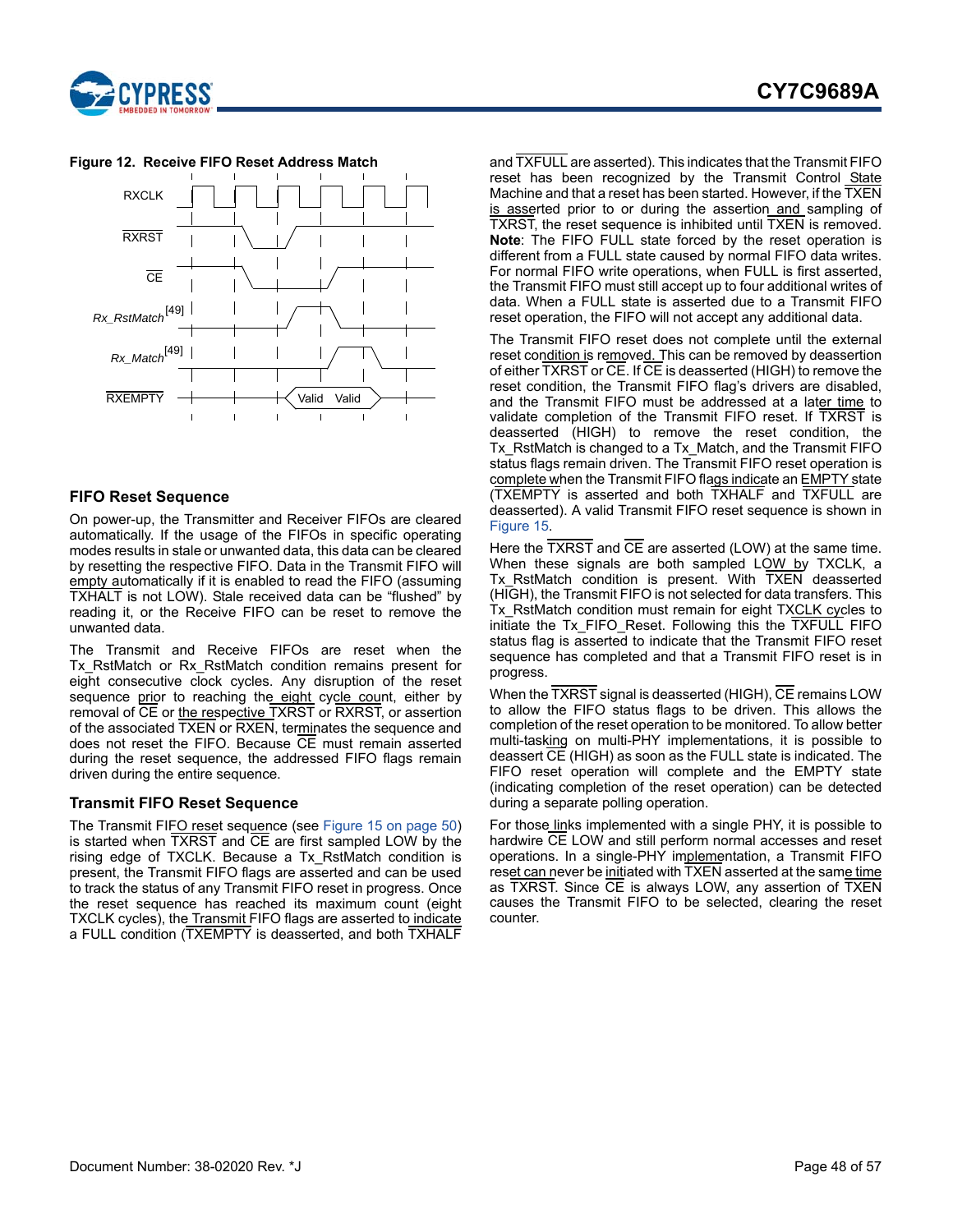**Figure 12. Receive FIFO Reset Address Match**

## FIFO Reset Sequence

On power-up, the Transmitter and Receiver FIFOs are cleared automatically. If the usage of the FIFOs in specific operating modes results in stale or unwanted data, this data can be cleared by resetting the respective FIFO. Data in the Transmit FIFO will empty automatically if it is enabled to read the FIFO (assuming TXHALT is not LOW). Stale received data can be "flushed" by reading it, or the Receive FIFO can be reset to remove the unwanted data.

The Transmit and Receive FIFOs are reset when the Tx_RstMatch or Rx_RstMatch condition remains present for eight consecutive clock cycles. Any disruption of the reset sequence prior to reaching the eight cycle count, either by removal of CE or the respective TXRST or RXRST, or assertion of the associated TXEN or RXEN, terminates the sequence and does not reset the FIFO. Because CE must remain asserted during the reset sequence, the addressed FIFO flags remain driven during the entire sequence.

### Transmit FIFO Reset Sequence

The Transmit FIFO reset sequence (see Figure 15 on page 50) is started when TXRST and CE are first sampled LOW by the rising edge of TXCLK. Because a Tx_RstMatch condition is present, the Transmit FIFO flags are asserted and can be used to track the status of any Transmit FIFO reset in progress. Once the reset sequence has reached its maximum count (eight TXCLK cycles), the Transmit FIFO flags are asserted to indicate a FULL condition (TXEMPTY is deasserted, and both TXHALF and TXFULL are asserted). This indicates that the Transmit FIFO reset has been recognized by the Transmit Control State Machine and that a reset has been started. However, if the TXEN is asserted prior to or during the assertion and sampling of TXRST, the reset sequence is inhibited until TXEN is removed. **Note**: The FIFO FULL state forced by the reset operation is different from a FULL state caused by normal FIFO data writes. For normal FIFO write operations, when FULL is first asserted, the Transmit FIFO must still accept up to four additional writes of data. When a FULL state is asserted due to a Transmit FIFO reset operation, the FIFO will not accept any additional data.

The Transmit FIFO reset does not complete until the external reset condition is removed. This can be removed by deassertion of either TXRST or CE. If CE is deasserted (HIGH) to remove the reset condition, the Transmit FIFO flag's drivers are disabled, and the Transmit FIFO must be addressed at a later time to validate completion of the Transmit FIFO reset. If TXRST is deasserted (HIGH) to remove the reset condition, the Tx_RstMatch is changed to a Tx_Match, and the Transmit FIFO status flags remain driven. The Transmit FIFO reset operation is complete when the Transmit FIFO flags indicate an EMPTY state (TXEMPTY is asserted and both TXHALF and TXFULL are deasserted). A valid Transmit FIFO reset sequence is shown in Figure 15.

Here the TXRST and CE are asserted (LOW) at the same time. When these signals are both sampled LOW by TXCLK, a Tx_RstMatch condition is present. With TXEN deasserted (HIGH), the Transmit FIFO is not selected for data transfers. This Tx_RstMatch condition must remain for eight TXCLK cycles to initiate the Tx_FIFO_Reset. Following this the TXFULL FIFO status flag is asserted to indicate that the Transmit FIFO reset sequence has completed and that a Transmit FIFO reset is in progress.

When the TXRST signal is deasserted (HIGH), CE remains LOW to allow the FIFO status flags to be driven. This allows the completion of the reset operation to be monitored. To allow better multi-tasking on multi-PHY implementations, it is possible to deassert CE (HIGH) as soon as the FULL state is indicated. The FIFO reset operation will complete and the EMPTY state (indicating completion of the reset operation) can be detected during a separate polling operation.

For those links implemented with a single PHY, it is possible to hardwire CE LOW and still perform normal accesses and reset operations. In a single-PHY implementation, a Transmit FIFO reset can never be initiated with TXEN asserted at the same time as TXRST. Since CE is always LOW, any assertion of TXEN causes the Transmit FIFO to be selected, clearing the reset counter.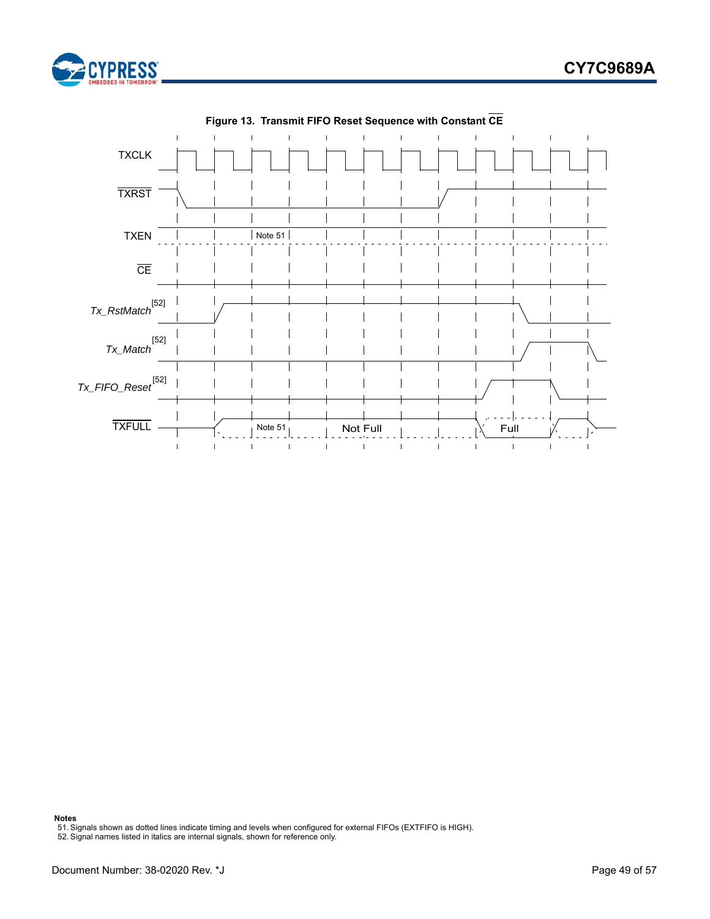**Figure 13. Transmit FIFO Reset Sequence with Constant $\overline{CE}$**

TXCLK

$\overline{TXRST}$

TXEN — Note 51

$\overline{CE}$

*Tx_RstMatch*[52]

*Tx_Match*[52]

*Tx_FIFO_Reset*[52]

$\overline{TXFULL}$ — Note 51 — Not Full — Full

**Notes**

51. Signals shown as dotted lines indicate timing and levels when configured for external FIFOs (EXTFIFO is HIGH).
52. Signal names listed in italics are internal signals, shown for reference only.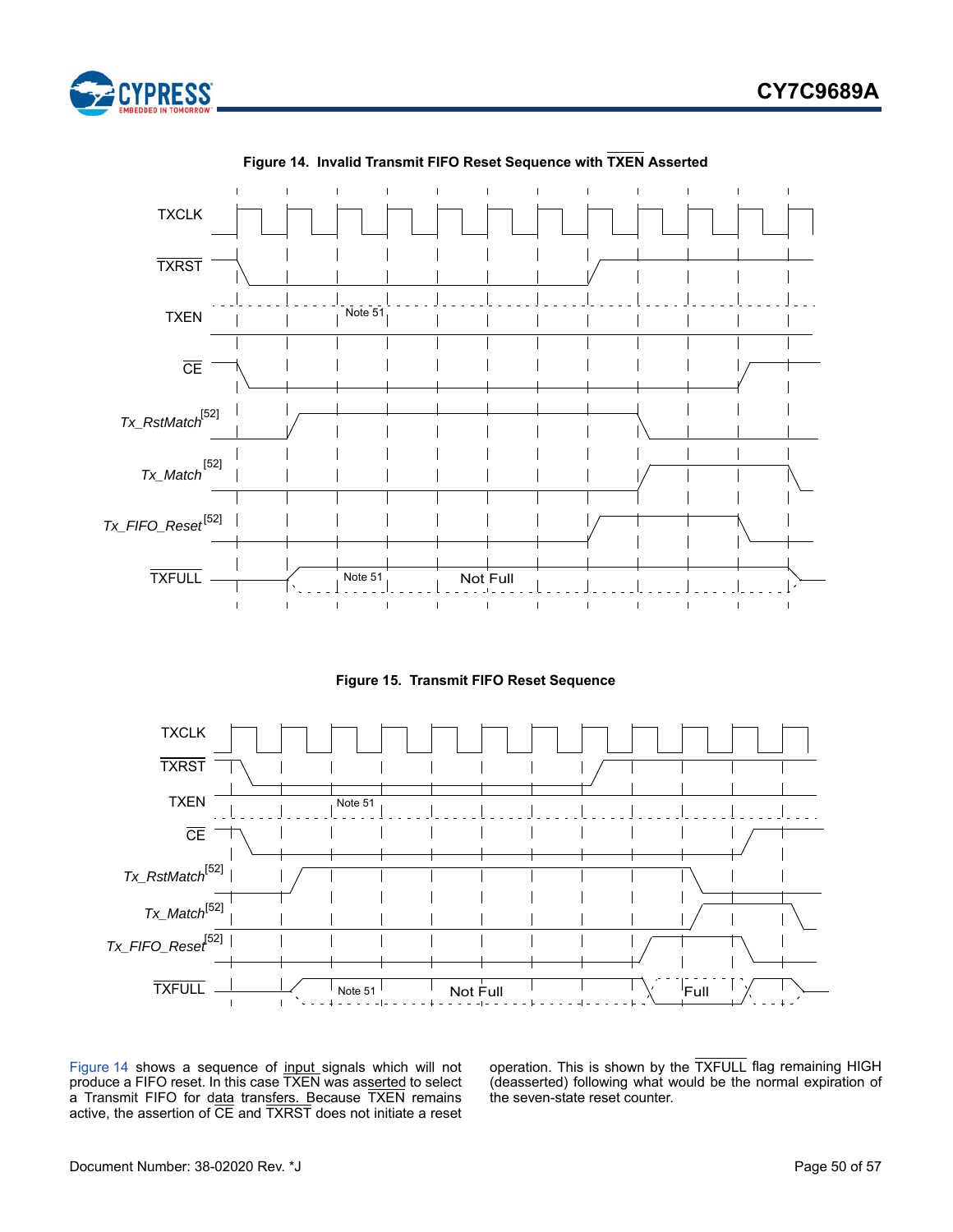**Figure 14. Invalid Transmit FIFO Reset Sequence with TXEN Asserted**

TXCLK

TXRST

TXEN — Note 51

CE

Tx_RstMatch[52]

Tx_Match[52]

Tx_FIFO_Reset[52]

TXFULL — Note 51 — Not Full

**Figure 15. Transmit FIFO Reset Sequence**

TXCLK

TXRST

TXEN — Note 51

CE

Tx_RstMatch[52]

Tx_Match[52]

Tx_FIFO_Reset[52]

TXFULL — Note 51 — Not Full — Full

Figure 14 shows a sequence of input signals which will not produce a FIFO reset. In this case TXEN was asserted to select a Transmit FIFO for data transfers. Because TXEN remains active, the assertion of CE and TXRST does not initiate a reset operation. This is shown by the TXFULL flag remaining HIGH (deasserted) following what would be the normal expiration of the seven-state reset counter.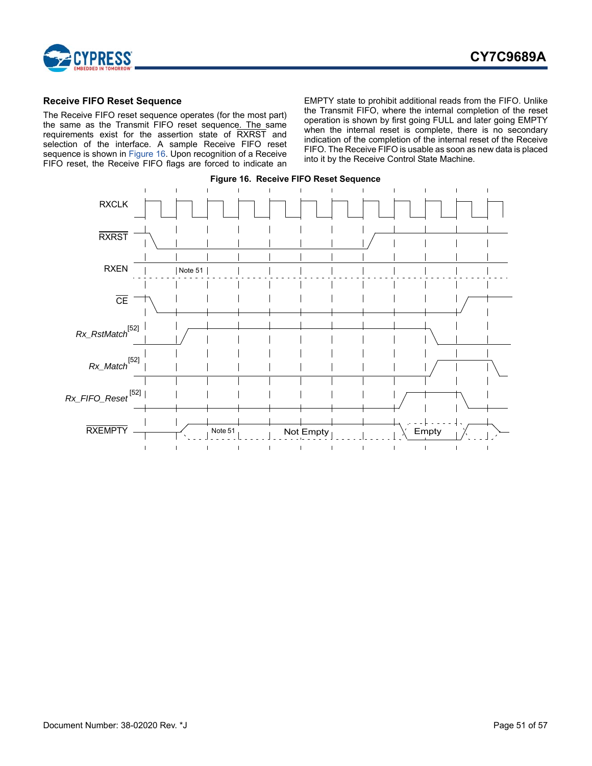### Receive FIFO Reset Sequence

The Receive FIFO reset sequence operates (for the most part) the same as the Transmit FIFO reset sequence. The same requirements exist for the assertion state of RXRST and selection of the interface. A sample Receive FIFO reset sequence is shown in Figure 16. Upon recognition of a Receive FIFO reset, the Receive FIFO flags are forced to indicate an EMPTY state to prohibit additional reads from the FIFO. Unlike the Transmit FIFO, where the internal completion of the reset operation is shown by first going FULL and later going EMPTY when the internal reset is complete, there is no secondary indication of the completion of the internal reset of the Receive FIFO. The Receive FIFO is usable as soon as new data is placed into it by the Receive Control State Machine.

**Figure 16. Receive FIFO Reset Sequence**

RXCLK

RXRST

RXEN — Note 51

CE

Rx_RstMatch[52]

Rx_Match[52]

Rx_FIFO_Reset[52]

RXEMPTY — Note 51, Not Empty, Empty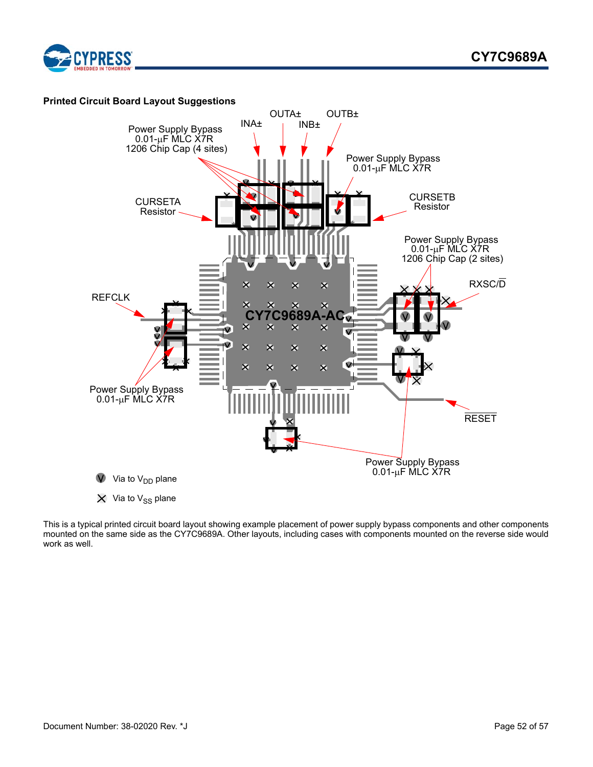### Printed Circuit Board Layout Suggestions

Power Supply Bypass 0.01-µF MLC X7R 1206 Chip Cap (4 sites)

INA±

OUTA±

INB±

OUTB±

Power Supply Bypass 0.01-µF MLC X7R

CURSETA Resistor

CURSETB Resistor

Power Supply Bypass 0.01-µF MLC X7R 1206 Chip Cap (2 sites)

RXSC/$\overline{D}$

REFCLK

CY7C9689A-AC

Power Supply Bypass 0.01-µF MLC X7R

$\overline{\text{RESET}}$

Power Supply Bypass 0.01-µF MLC X7R

V Via to $V_{DD}$ plane

✕ Via to $V_{SS}$ plane

This is a typical printed circuit board layout showing example placement of power supply bypass components and other components mounted on the same side as the CY7C9689A. Other layouts, including cases with components mounted on the reverse side would work as well.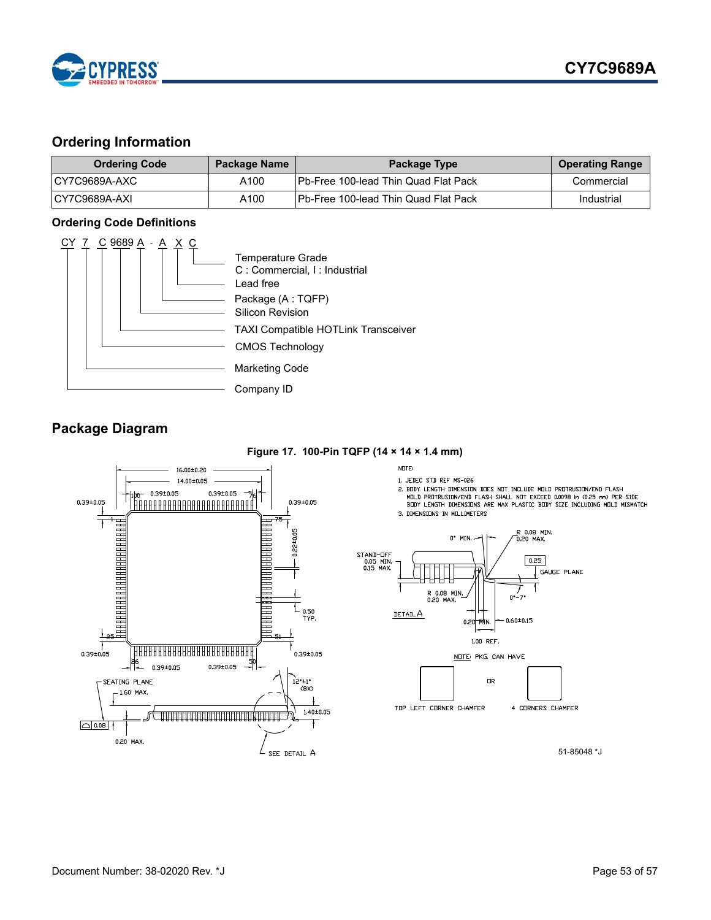## Ordering Information

| Ordering Code | Package Name | Package Type | Operating Range |
|---|---|---|---|
| CY7C9689A-AXC | A100 | Pb-Free 100-lead Thin Quad Flat Pack | Commercial |
| CY7C9689A-AXI | A100 | Pb-Free 100-lead Thin Quad Flat Pack | Industrial |

### Ordering Code Definitions

CY 7 C 9689 A - A X C

- C: Temperature Grade — C : Commercial, I : Industrial
- X: Lead free
- A: Package (A : TQFP)
- A: Silicon Revision
- 9689: TAXI Compatible HOTLink Transceiver
- C: CMOS Technology
- 7: Marketing Code
- CY: Company ID

## Package Diagram

**Figure 17. 100-Pin TQFP (14 × 14 × 1.4 mm)**

NOTE:
1. JEDEC STD REF MS-026
2. BODY LENGTH DIMENSION DOES NOT INCLUDE MOLD PROTRUSION/END FLASH MOLD PROTRUSION/END FLASH SHALL NOT EXCEED 0.0098 in (0.25 mm) PER SIDE BODY LENGTH DIMENSIONS ARE MAX PLASTIC BODY SIZE INCLUDING MOLD MISMATCH
3. DIMENSIONS IN MILLIMETERS

16.00±0.20, 14.00±0.05, 0.39±0.05, 0.22±0.05, 0.50 TYP., 1, 25, 26, 50, 51, 75, 76, 100

SEATING PLANE, 1.60 MAX., 0.08, 0.20 MAX., 12°±1° (8X), 1.40±0.05, SEE DETAIL A

DETAIL A: STAND-OFF 0.05 MIN. 0.15 MAX., 0° MIN., R 0.08 MIN. 0.20 MAX., 0.25, GAUGE PLANE, R 0.08 MIN. 0.20 MAX., 0°-7°, 0.20 MIN., 0.60±0.15, 1.00 REF.

NOTE: PKG. CAN HAVE — TOP LEFT CORNER CHAMFER OR 4 CORNERS CHAMFER

51-85048 *J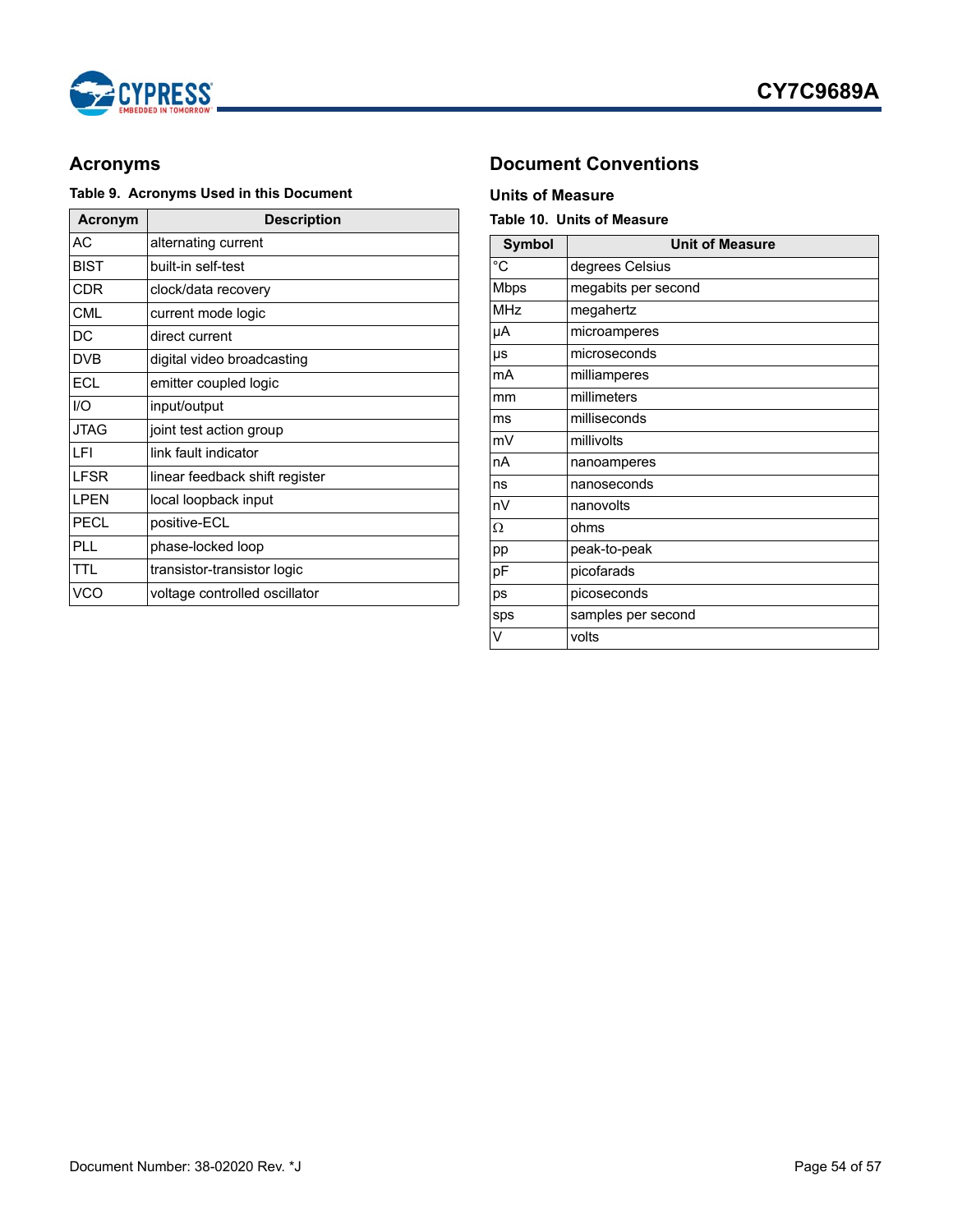## Acronyms

**Table 9. Acronyms Used in this Document**

| Acronym | Description |
|---|---|
| AC | alternating current |
| BIST | built-in self-test |
| CDR | clock/data recovery |
| CML | current mode logic |
| DC | direct current |
| DVB | digital video broadcasting |
| ECL | emitter coupled logic |
| I/O | input/output |
| JTAG | joint test action group |
| LFI | link fault indicator |
| LFSR | linear feedback shift register |
| LPEN | local loopback input |
| PECL | positive-ECL |
| PLL | phase-locked loop |
| TTL | transistor-transistor logic |
| VCO | voltage controlled oscillator |

## Document Conventions

### Units of Measure

**Table 10. Units of Measure**

| Symbol | Unit of Measure |
|---|---|
| °C | degrees Celsius |
| Mbps | megabits per second |
| MHz | megahertz |
| µA | microamperes |
| µs | microseconds |
| mA | milliamperes |
| mm | millimeters |
| ms | milliseconds |
| mV | millivolts |
| nA | nanoamperes |
| ns | nanoseconds |
| nV | nanovolts |
| Ω | ohms |
| pp | peak-to-peak |
| pF | picofarads |
| ps | picoseconds |
| sps | samples per second |
| V | volts |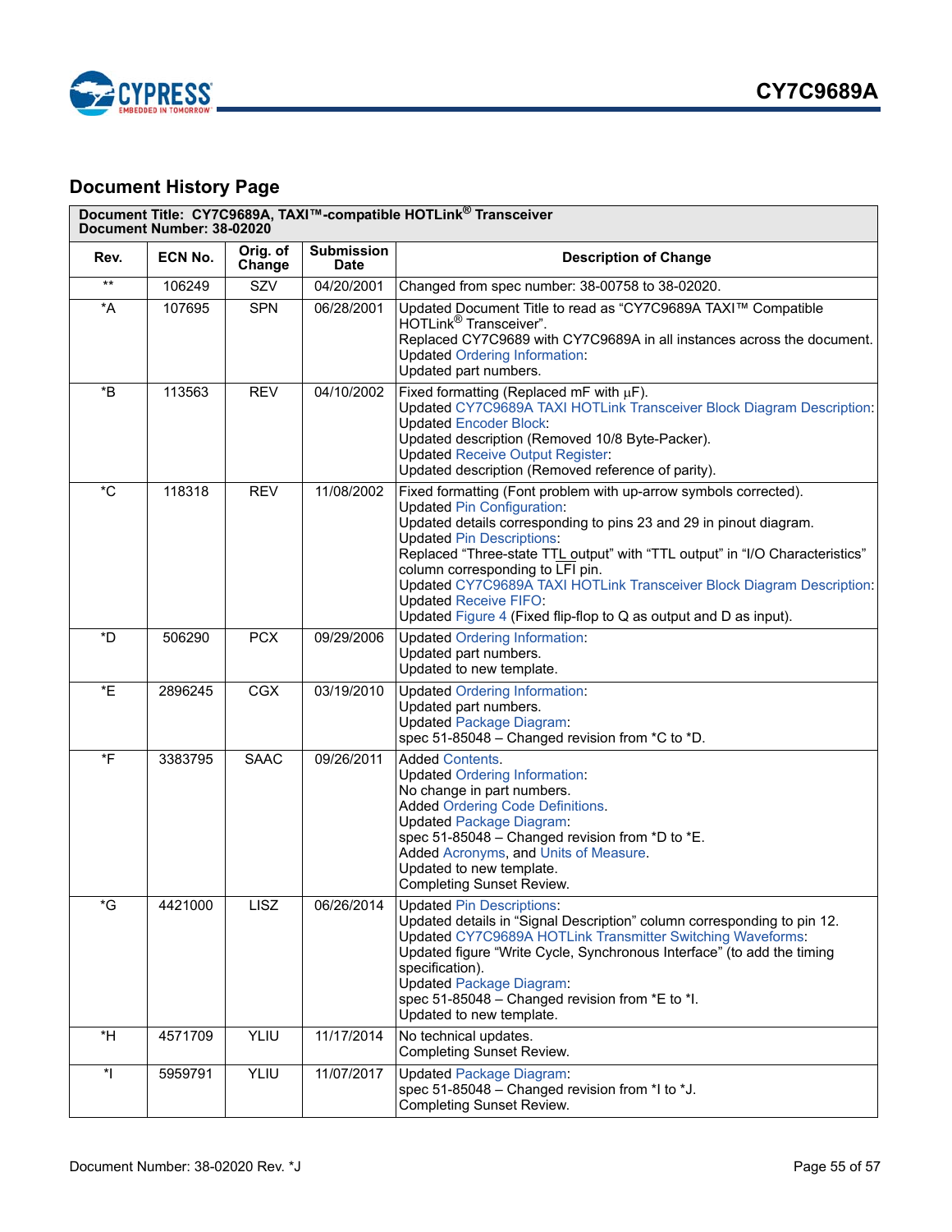## Document History Page

| Document Title: CY7C9689A, TAXI™-compatible HOTLink® Transceiver<br>Document Number: 38-02020 | | | | |
|---|---|---|---|---|
| **Rev.** | **ECN No.** | **Orig. of Change** | **Submission Date** | **Description of Change** |
| ** | 106249 | SZV | 04/20/2001 | Changed from spec number: 38-00758 to 38-02020. |
| *A | 107695 | SPN | 06/28/2001 | Updated Document Title to read as "CY7C9689A TAXI™ Compatible HOTLink® Transceiver".<br>Replaced CY7C9689 with CY7C9689A in all instances across the document.<br>Updated Ordering Information:<br>Updated part numbers. |
| *B | 113563 | REV | 04/10/2002 | Fixed formatting (Replaced mF with µF).<br>Updated CY7C9689A TAXI HOTLink Transceiver Block Diagram Description:<br>Updated Encoder Block:<br>Updated description (Removed 10/8 Byte-Packer).<br>Updated Receive Output Register:<br>Updated description (Removed reference of parity). |
| *C | 118318 | REV | 11/08/2002 | Fixed formatting (Font problem with up-arrow symbols corrected).<br>Updated Pin Configuration:<br>Updated details corresponding to pins 23 and 29 in pinout diagram.<br>Updated Pin Descriptions:<br>Replaced "Three-state TTL output" with "TTL output" in "I/O Characteristics" column corresponding to LFI pin.<br>Updated CY7C9689A TAXI HOTLink Transceiver Block Diagram Description:<br>Updated Receive FIFO:<br>Updated Figure 4 (Fixed flip-flop to Q as output and D as input). |
| *D | 506290 | PCX | 09/29/2006 | Updated Ordering Information:<br>Updated part numbers.<br>Updated to new template. |
| *E | 2896245 | CGX | 03/19/2010 | Updated Ordering Information:<br>Updated part numbers.<br>Updated Package Diagram:<br>spec 51-85048 – Changed revision from *C to *D. |
| *F | 3383795 | SAAC | 09/26/2011 | Added Contents.<br>Updated Ordering Information:<br>No change in part numbers.<br>Added Ordering Code Definitions.<br>Updated Package Diagram:<br>spec 51-85048 – Changed revision from *D to *E.<br>Added Acronyms, and Units of Measure.<br>Updated to new template.<br>Completing Sunset Review. |
| *G | 4421000 | LISZ | 06/26/2014 | Updated Pin Descriptions:<br>Updated details in "Signal Description" column corresponding to pin 12.<br>Updated CY7C9689A HOTLink Transmitter Switching Waveforms:<br>Updated figure "Write Cycle, Synchronous Interface" (to add the timing specification).<br>Updated Package Diagram:<br>spec 51-85048 – Changed revision from *E to *I.<br>Updated to new template. |
| *H | 4571709 | YLIU | 11/17/2014 | No technical updates.<br>Completing Sunset Review. |
| *I | 5959791 | YLIU | 11/07/2017 | Updated Package Diagram:<br>spec 51-85048 – Changed revision from *I to *J.<br>Completing Sunset Review. |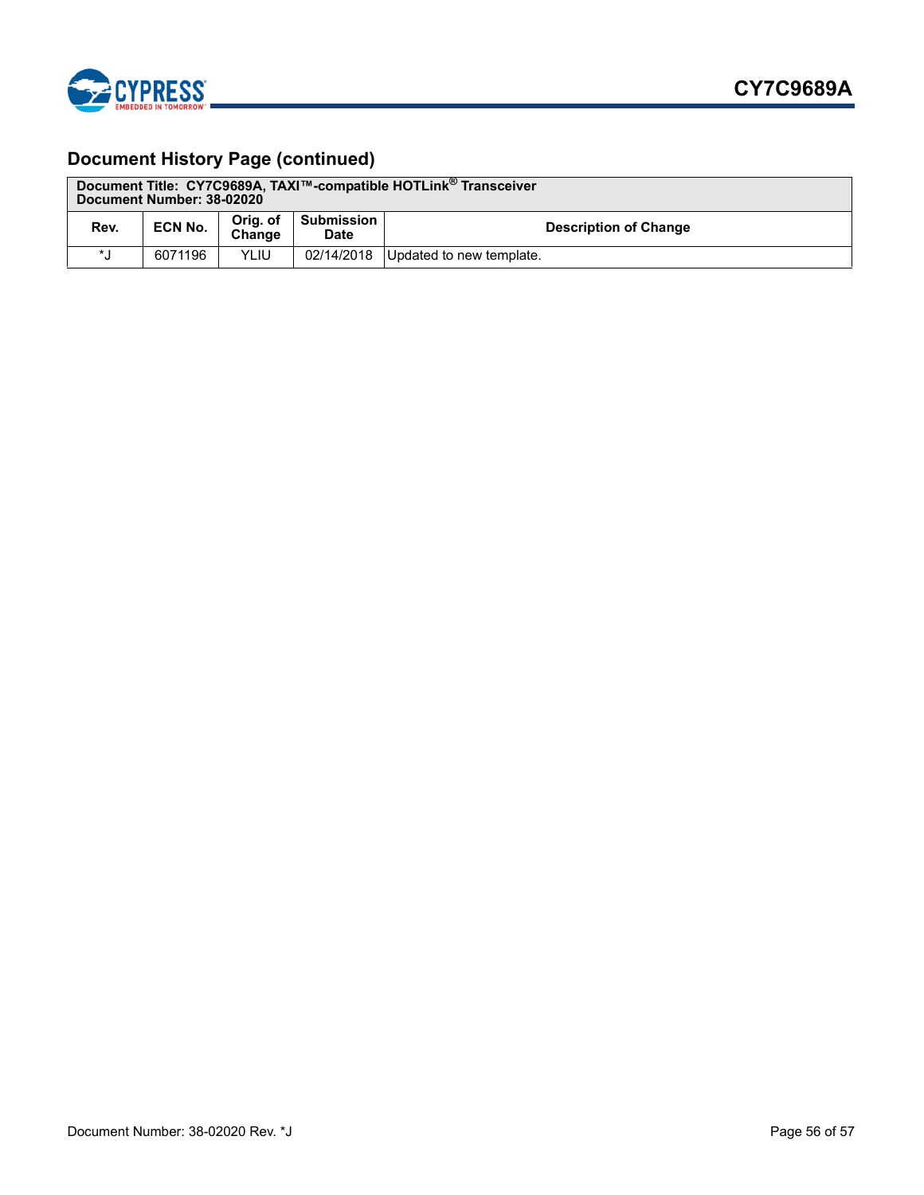## Document History Page (continued)

| Document Title: CY7C9689A, TAXI™-compatible HOTLink® Transceiver<br>Document Number: 38-02020 | | | | |
|---|---|---|---|---|
| **Rev.** | **ECN No.** | **Orig. of Change** | **Submission Date** | **Description of Change** |
| *J | 6071196 | YLIU | 02/14/2018 | Updated to new template. |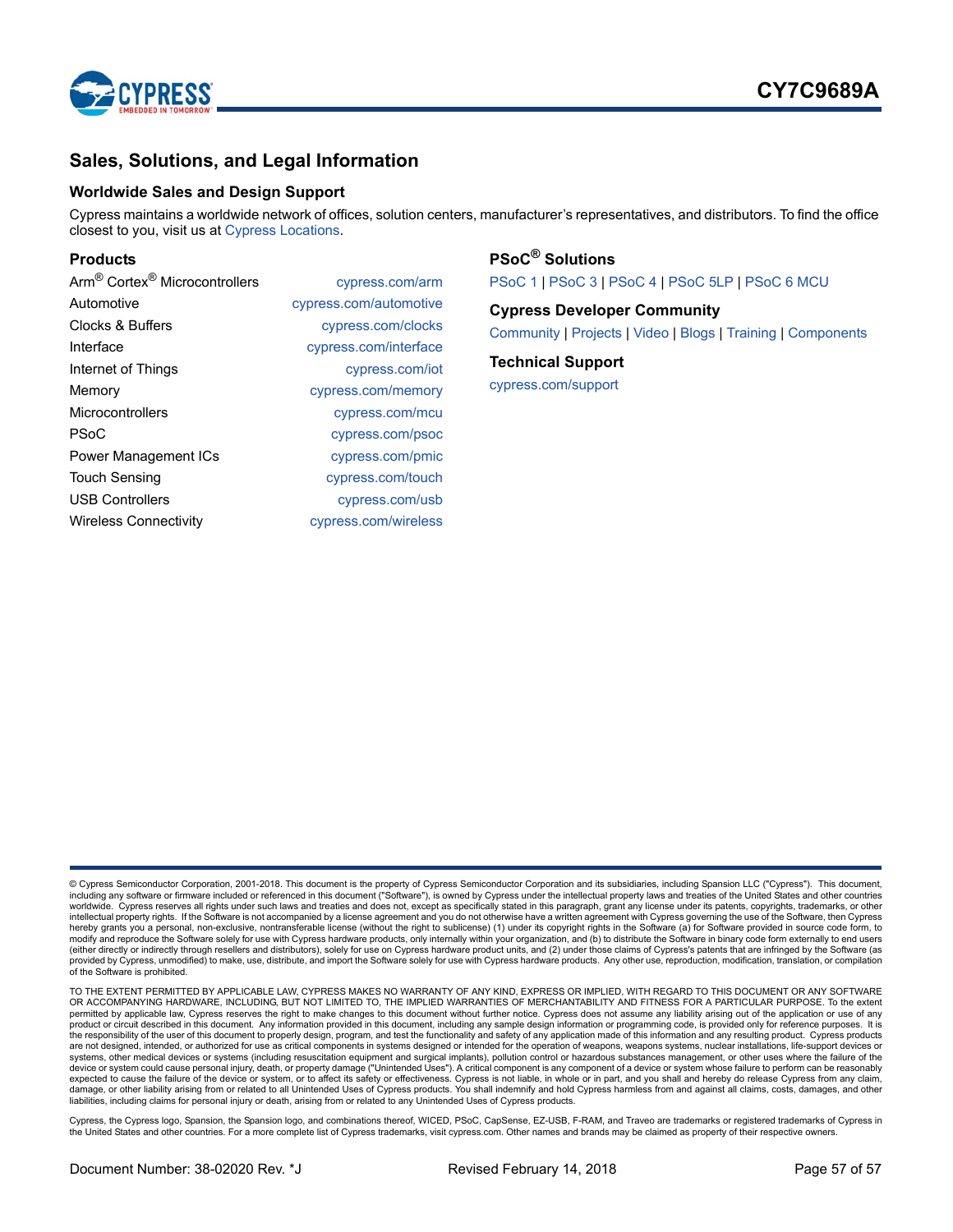## Sales, Solutions, and Legal Information

### Worldwide Sales and Design Support

Cypress maintains a worldwide network of offices, solution centers, manufacturer's representatives, and distributors. To find the office closest to you, visit us at Cypress Locations.

### Products

| | |
|---|---|
| Arm® Cortex® Microcontrollers | cypress.com/arm |
| Automotive | cypress.com/automotive |
| Clocks & Buffers | cypress.com/clocks |
| Interface | cypress.com/interface |
| Internet of Things | cypress.com/iot |
| Memory | cypress.com/memory |
| Microcontrollers | cypress.com/mcu |
| PSoC | cypress.com/psoc |
| Power Management ICs | cypress.com/pmic |
| Touch Sensing | cypress.com/touch |
| USB Controllers | cypress.com/usb |
| Wireless Connectivity | cypress.com/wireless |

### PSoC® Solutions

PSoC 1 | PSoC 3 | PSoC 4 | PSoC 5LP | PSoC 6 MCU

### Cypress Developer Community

Community | Projects | Video | Blogs | Training | Components

### Technical Support

cypress.com/support

© Cypress Semiconductor Corporation, 2001-2018. This document is the property of Cypress Semiconductor Corporation and its subsidiaries, including Spansion LLC ("Cypress"). This document, including any software or firmware included or referenced in this document ("Software"), is owned by Cypress under the intellectual property laws and treaties of the United States and other countries worldwide. Cypress reserves all rights under such laws and treaties and does not, except as specifically stated in this paragraph, grant any license under its patents, copyrights, trademarks, or other intellectual property rights. If the Software is not accompanied by a license agreement and you do not otherwise have a written agreement with Cypress governing the use of the Software, then Cypress hereby grants you a personal, non-exclusive, nontransferable license (without the right to sublicense) (1) under its copyright rights in the Software (a) for Software provided in source code form, to modify and reproduce the Software solely for use with Cypress hardware products, only internally within your organization, and (b) to distribute the Software in binary code form externally to end users (either directly or indirectly through resellers and distributors), solely for use on Cypress hardware product units, and (2) under those claims of Cypress's patents that are infringed by the Software (as provided by Cypress, unmodified) to make, use, distribute, and import the Software solely for use with Cypress hardware products. Any other use, reproduction, modification, translation, or compilation of the Software is prohibited.

TO THE EXTENT PERMITTED BY APPLICABLE LAW, CYPRESS MAKES NO WARRANTY OF ANY KIND, EXPRESS OR IMPLIED, WITH REGARD TO THIS DOCUMENT OR ANY SOFTWARE OR ACCOMPANYING HARDWARE, INCLUDING, BUT NOT LIMITED TO, THE IMPLIED WARRANTIES OF MERCHANTABILITY AND FITNESS FOR A PARTICULAR PURPOSE. To the extent permitted by applicable law, Cypress reserves the right to make changes to this document without further notice. Cypress does not assume any liability arising out of the application or use of any product or circuit described in this document. Any information provided in this document, including any sample design information or programming code, is provided only for reference purposes. It is the responsibility of the user of this document to properly design, program, and test the functionality and safety of any application made of this information and any resulting product. Cypress products are not designed, intended, or authorized for use as critical components in systems designed or intended for the operation of weapons, weapons systems, nuclear installations, life-support devices or systems, other medical devices or systems (including resuscitation equipment and surgical implants), pollution control or hazardous substances management, or other uses where the failure of the device or system could cause personal injury, death, or property damage ("Unintended Uses"). A critical component is any component of a device or system whose failure to perform can be reasonably expected to cause the failure of the device or system, or to affect its safety or effectiveness. Cypress is not liable, in whole or in part, and you shall and hereby do release Cypress from any claim, damage, or other liability arising from or related to all Unintended Uses of Cypress products. You shall indemnify and hold Cypress harmless from and against all claims, costs, damages, and other liabilities, including claims for personal injury or death, arising from or related to any Unintended Uses of Cypress products.

Cypress, the Cypress logo, Spansion, the Spansion logo, and combinations thereof, WICED, PSoC, CapSense, EZ-USB, F-RAM, and Traveo are trademarks or registered trademarks of Cypress in the United States and other countries. For a more complete list of Cypress trademarks, visit cypress.com. Other names and brands may be claimed as property of their respective owners.

Document Number: 38-02020 Rev. *J Revised February 14, 2018